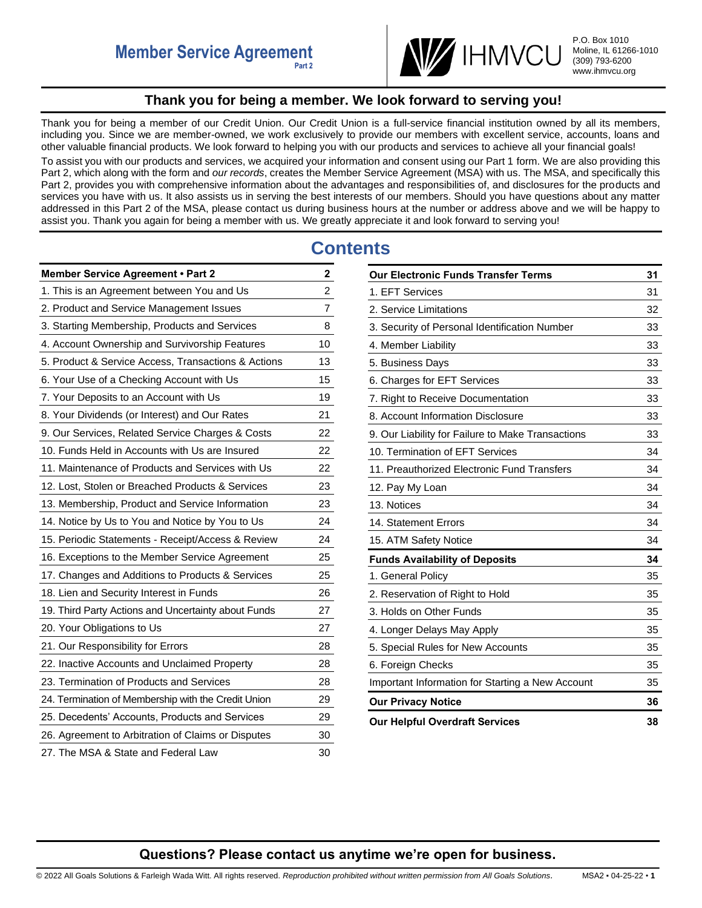# Member Service Agreement
Part 2

IHMVCU

P.O. Box 1010
Moline, IL 61266-1010
(309) 793-6200
www.ihmvcu.org

## Thank you for being a member. We look forward to serving you!

Thank you for being a member of our Credit Union. Our Credit Union is a full-service financial institution owned by all its members, including you. Since we are member-owned, we work exclusively to provide our members with excellent service, accounts, loans and other valuable financial products. We look forward to helping you with our products and services to achieve all your financial goals!

To assist you with our products and services, we acquired your information and consent using our Part 1 form. We are also providing this Part 2, which along with the form and *our records*, creates the Member Service Agreement (MSA) with us. The MSA, and specifically this Part 2, provides you with comprehensive information about the advantages and responsibilities of, and disclosures for the products and services you have with us. It also assists us in serving the best interests of our members. Should you have questions about any matter addressed in this Part 2 of the MSA, please contact us during business hours at the number or address above and we will be happy to assist you. Thank you again for being a member with us. We greatly appreciate it and look forward to serving you!

## Contents

| **Member Service Agreement • Part 2** | **2** |
|---|---|
| 1. This is an Agreement between You and Us | 2 |
| 2. Product and Service Management Issues | 7 |
| 3. Starting Membership, Products and Services | 8 |
| 4. Account Ownership and Survivorship Features | 10 |
| 5. Product & Service Access, Transactions & Actions | 13 |
| 6. Your Use of a Checking Account with Us | 15 |
| 7. Your Deposits to an Account with Us | 19 |
| 8. Your Dividends (or Interest) and Our Rates | 21 |
| 9. Our Services, Related Service Charges & Costs | 22 |
| 10. Funds Held in Accounts with Us are Insured | 22 |
| 11. Maintenance of Products and Services with Us | 22 |
| 12. Lost, Stolen or Breached Products & Services | 23 |
| 13. Membership, Product and Service Information | 23 |
| 14. Notice by Us to You and Notice by You to Us | 24 |
| 15. Periodic Statements - Receipt/Access & Review | 24 |
| 16. Exceptions to the Member Service Agreement | 25 |
| 17. Changes and Additions to Products & Services | 25 |
| 18. Lien and Security Interest in Funds | 26 |
| 19. Third Party Actions and Uncertainty about Funds | 27 |
| 20. Your Obligations to Us | 27 |
| 21. Our Responsibility for Errors | 28 |
| 22. Inactive Accounts and Unclaimed Property | 28 |
| 23. Termination of Products and Services | 28 |
| 24. Termination of Membership with the Credit Union | 29 |
| 25. Decedents' Accounts, Products and Services | 29 |
| 26. Agreement to Arbitration of Claims or Disputes | 30 |
| 27. The MSA & State and Federal Law | 30 |

| **Our Electronic Funds Transfer Terms** | **31** |
|---|---|
| 1. EFT Services | 31 |
| 2. Service Limitations | 32 |
| 3. Security of Personal Identification Number | 33 |
| 4. Member Liability | 33 |
| 5. Business Days | 33 |
| 6. Charges for EFT Services | 33 |
| 7. Right to Receive Documentation | 33 |
| 8. Account Information Disclosure | 33 |
| 9. Our Liability for Failure to Make Transactions | 33 |
| 10. Termination of EFT Services | 34 |
| 11. Preauthorized Electronic Fund Transfers | 34 |
| 12. Pay My Loan | 34 |
| 13. Notices | 34 |
| 14. Statement Errors | 34 |
| 15. ATM Safety Notice | 34 |
| **Funds Availability of Deposits** | **34** |
| 1. General Policy | 35 |
| 2. Reservation of Right to Hold | 35 |
| 3. Holds on Other Funds | 35 |
| 4. Longer Delays May Apply | 35 |
| 5. Special Rules for New Accounts | 35 |
| 6. Foreign Checks | 35 |
| Important Information for Starting a New Account | 35 |
| **Our Privacy Notice** | **36** |
| **Our Helpful Overdraft Services** | **38** |

## Questions? Please contact us anytime we're open for business.

© 2022 All Goals Solutions & Farleigh Wada Witt. All rights reserved. *Reproduction prohibited without written permission from All Goals Solutions.* MSA2 • 04-25-22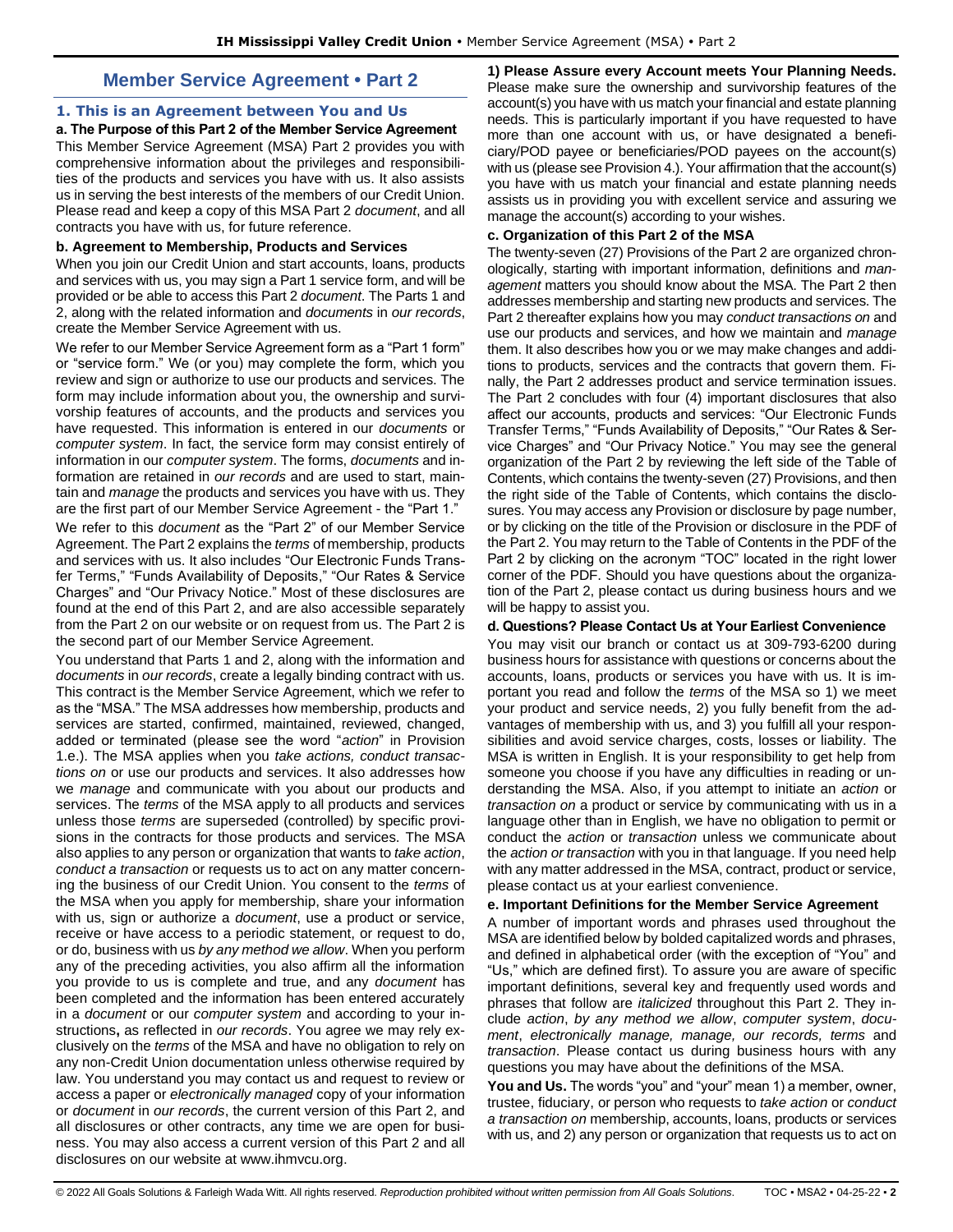# Member Service Agreement • Part 2

## 1. This is an Agreement between You and Us

**a. The Purpose of this Part 2 of the Member Service Agreement**

This Member Service Agreement (MSA) Part 2 provides you with comprehensive information about the privileges and responsibilities of the products and services you have with us. It also assists us in serving the best interests of the members of our Credit Union. Please read and keep a copy of this MSA Part 2 *document*, and all contracts you have with us, for future reference.

**b. Agreement to Membership, Products and Services**

When you join our Credit Union and start accounts, loans, products and services with us, you may sign a Part 1 service form, and will be provided or be able to access this Part 2 *document*. The Parts 1 and 2, along with the related information and *documents* in *our records*, create the Member Service Agreement with us.

We refer to our Member Service Agreement form as a "Part 1 form" or "service form." We (or you) may complete the form, which you review and sign or authorize to use our products and services. The form may include information about you, the ownership and survivorship features of accounts, and the products and services you have requested. This information is entered in our *documents* or *computer system*. In fact, the service form may consist entirely of information in our *computer system*. The forms, *documents* and information are retained in *our records* and are used to start, maintain and *manage* the products and services you have with us. They are the first part of our Member Service Agreement - the "Part 1."

We refer to this *document* as the "Part 2" of our Member Service Agreement. The Part 2 explains the *terms* of membership, products and services with us. It also includes "Our Electronic Funds Transfer Terms," "Funds Availability of Deposits," "Our Rates & Service Charges" and "Our Privacy Notice." Most of these disclosures are found at the end of this Part 2, and are also accessible separately from the Part 2 on our website or on request from us. The Part 2 is the second part of our Member Service Agreement.

You understand that Parts 1 and 2, along with the information and *documents* in *our records*, create a legally binding contract with us. This contract is the Member Service Agreement, which we refer to as the "MSA." The MSA addresses how membership, products and services are started, confirmed, maintained, reviewed, changed, added or terminated (please see the word "*action*" in Provision 1.e.). The MSA applies when you *take actions, conduct transactions on* or use our products and services. It also addresses how we *manage* and communicate with you about our products and services. The *terms* of the MSA apply to all products and services unless those *terms* are superseded (controlled) by specific provisions in the contracts for those products and services. The MSA also applies to any person or organization that wants to *take action*, *conduct a transaction* or requests us to act on any matter concerning the business of our Credit Union. You consent to the *terms* of the MSA when you apply for membership, share your information with us, sign or authorize a *document*, use a product or service, receive or have access to a periodic statement, or request to do, or do, business with us *by any method we allow*. When you perform any of the preceding activities, you also affirm all the information you provide to us is complete and true, and any *document* has been completed and the information has been entered accurately in a *document* or our *computer system* and according to your instructions**,** as reflected in *our records*. You agree we may rely exclusively on the *terms* of the MSA and have no obligation to rely on any non-Credit Union documentation unless otherwise required by law. You understand you may contact us and request to review or access a paper or *electronically managed* copy of your information or *document* in *our records*, the current version of this Part 2, and all disclosures or other contracts, any time we are open for business. You may also access a current version of this Part 2 and all disclosures on our website at www.ihmvcu.org.

**1) Please Assure every Account meets Your Planning Needs.** Please make sure the ownership and survivorship features of the account(s) you have with us match your financial and estate planning needs. This is particularly important if you have requested to have more than one account with us, or have designated a beneficiary/POD payee or beneficiaries/POD payees on the account(s) with us (please see Provision 4.). Your affirmation that the account(s) you have with us match your financial and estate planning needs assists us in providing you with excellent service and assuring we manage the account(s) according to your wishes.

**c. Organization of this Part 2 of the MSA**

The twenty-seven (27) Provisions of the Part 2 are organized chronologically, starting with important information, definitions and *management* matters you should know about the MSA. The Part 2 then addresses membership and starting new products and services. The Part 2 thereafter explains how you may *conduct transactions on* and use our products and services, and how we maintain and *manage* them. It also describes how you or we may make changes and additions to products, services and the contracts that govern them. Finally, the Part 2 addresses product and service termination issues. The Part 2 concludes with four (4) important disclosures that also affect our accounts, products and services: "Our Electronic Funds Transfer Terms," "Funds Availability of Deposits," "Our Rates & Service Charges" and "Our Privacy Notice." You may see the general organization of the Part 2 by reviewing the left side of the Table of Contents, which contains the twenty-seven (27) Provisions, and then the right side of the Table of Contents, which contains the disclosures. You may access any Provision or disclosure by page number, or by clicking on the title of the Provision or disclosure in the PDF of the Part 2. You may return to the Table of Contents in the PDF of the Part 2 by clicking on the acronym "TOC" located in the right lower corner of the PDF. Should you have questions about the organization of the Part 2, please contact us during business hours and we will be happy to assist you.

**d. Questions? Please Contact Us at Your Earliest Convenience**

You may visit our branch or contact us at 309-793-6200 during business hours for assistance with questions or concerns about the accounts, loans, products or services you have with us. It is important you read and follow the *terms* of the MSA so 1) we meet your product and service needs, 2) you fully benefit from the advantages of membership with us, and 3) you fulfill all your responsibilities and avoid service charges, costs, losses or liability. The MSA is written in English. It is your responsibility to get help from someone you choose if you have any difficulties in reading or understanding the MSA. Also, if you attempt to initiate an *action* or *transaction on* a product or service by communicating with us in a language other than in English, we have no obligation to permit or conduct the *action* or *transaction* unless we communicate about the *action or transaction* with you in that language. If you need help with any matter addressed in the MSA, contract, product or service, please contact us at your earliest convenience.

**e. Important Definitions for the Member Service Agreement**

A number of important words and phrases used throughout the MSA are identified below by bolded capitalized words and phrases, and defined in alphabetical order (with the exception of "You" and "Us," which are defined first). To assure you are aware of specific important definitions, several key and frequently used words and phrases that follow are *italicized* throughout this Part 2. They include *action*, *by any method we allow*, *computer system*, *document*, *electronically manage, manage, our records, terms* and *transaction*. Please contact us during business hours with any questions you may have about the definitions of the MSA.

**You and Us.** The words "you" and "your" mean 1) a member, owner, trustee, fiduciary, or person who requests to *take action* or *conduct a transaction on* membership, accounts, loans, products or services with us, and 2) any person or organization that requests us to act on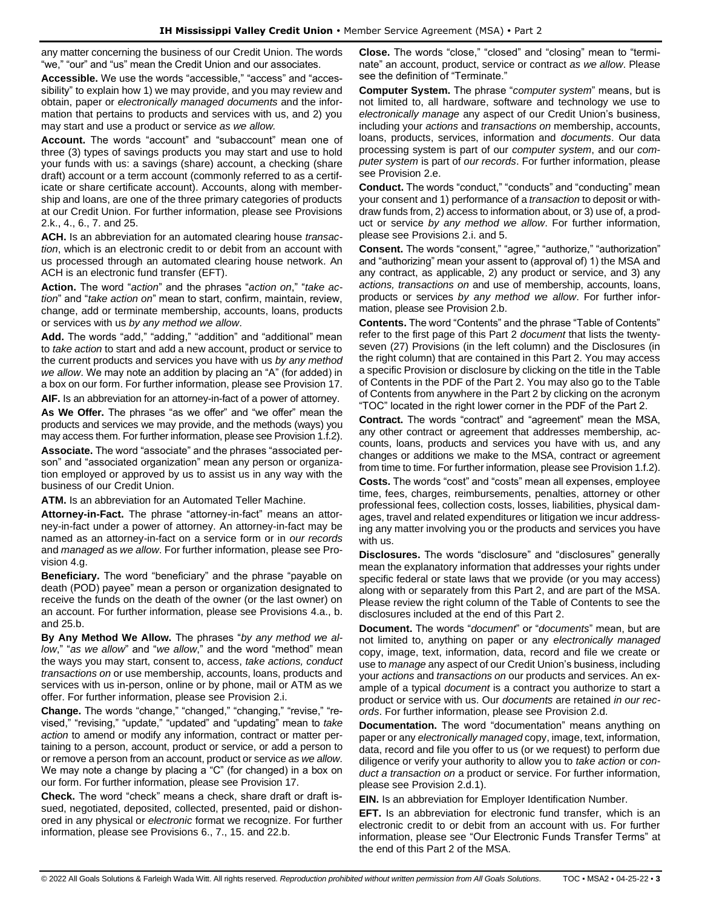any matter concerning the business of our Credit Union. The words "we," "our" and "us" mean the Credit Union and our associates.

**Accessible.** We use the words "accessible," "access" and "accessibility" to explain how 1) we may provide, and you may review and obtain, paper or *electronically managed documents* and the information that pertains to products and services with us, and 2) you may start and use a product or service *as we allow.*

**Account.** The words "account" and "subaccount" mean one of three (3) types of savings products you may start and use to hold your funds with us: a savings (share) account, a checking (share draft) account or a term account (commonly referred to as a certificate or share certificate account). Accounts, along with membership and loans, are one of the three primary categories of products at our Credit Union. For further information, please see Provisions 2.k., 4., 6., 7. and 25.

**ACH.** Is an abbreviation for an automated clearing house *transaction*, which is an electronic credit to or debit from an account with us processed through an automated clearing house network. An ACH is an electronic fund transfer (EFT).

**Action.** The word "*action*" and the phrases "*action on*," "*take action*" and "*take action on*" mean to start, confirm, maintain, review, change, add or terminate membership, accounts, loans, products or services with us *by any method we allow*.

**Add.** The words "add," "adding," "addition" and "additional" mean to *take action* to start and add a new account, product or service to the current products and services you have with us *by any method we allow*. We may note an addition by placing an "A" (for added) in a box on our form. For further information, please see Provision 17.

**AIF.** Is an abbreviation for an attorney-in-fact of a power of attorney.

**As We Offer.** The phrases "as we offer" and "we offer" mean the products and services we may provide, and the methods (ways) you may access them. For further information, please see Provision 1.f.2).

**Associate.** The word "associate" and the phrases "associated person" and "associated organization" mean any person or organization employed or approved by us to assist us in any way with the business of our Credit Union.

**ATM.** Is an abbreviation for an Automated Teller Machine.

**Attorney-in-Fact.** The phrase "attorney-in-fact" means an attorney-in-fact under a power of attorney. An attorney-in-fact may be named as an attorney-in-fact on a service form or in *our records* and *managed* as *we allow*. For further information, please see Provision 4.g.

**Beneficiary.** The word "beneficiary" and the phrase "payable on death (POD) payee" mean a person or organization designated to receive the funds on the death of the owner (or the last owner) on an account. For further information, please see Provisions 4.a., b. and 25.b.

**By Any Method We Allow.** The phrases "*by any method we allow*," "*as we allow*" and "*we allow*," and the word "method" mean the ways you may start, consent to, access, *take actions, conduct transactions on* or use membership, accounts, loans, products and services with us in-person, online or by phone, mail or ATM as we offer. For further information, please see Provision 2.i.

**Change.** The words "change," "changed," "changing," "revise," "revised," "revising," "update," "updated" and "updating" mean to *take action* to amend or modify any information, contract or matter pertaining to a person, account, product or service, or add a person to or remove a person from an account, product or service *as we allow*. We may note a change by placing a "C" (for changed) in a box on our form. For further information, please see Provision 17.

**Check.** The word "check" means a check, share draft or draft issued, negotiated, deposited, collected, presented, paid or dishonored in any physical or *electronic* format we recognize. For further information, please see Provisions 6., 7., 15. and 22.b.

**Close.** The words "close," "closed" and "closing" mean to "terminate" an account, product, service or contract *as we allow*. Please see the definition of "Terminate."

**Computer System.** The phrase "*computer system*" means, but is not limited to, all hardware, software and technology we use to *electronically manage* any aspect of our Credit Union's business, including your *actions* and *transactions on* membership, accounts, loans, products, services, information and *documents*. Our data processing system is part of our *computer system*, and our *computer system* is part of *our records*. For further information, please see Provision 2.e.

**Conduct.** The words "conduct," "conducts" and "conducting" mean your consent and 1) performance of a *transaction* to deposit or withdraw funds from, 2) access to information about, or 3) use of, a product or service *by any method we allow*. For further information, please see Provisions 2.i. and 5.

**Consent.** The words "consent," "agree," "authorize," "authorization" and "authorizing" mean your assent to (approval of) 1) the MSA and any contract, as applicable, 2) any product or service, and 3) any *actions, transactions on* and use of membership, accounts, loans, products or services *by any method we allow*. For further information, please see Provision 2.b.

**Contents.** The word "Contents" and the phrase "Table of Contents" refer to the first page of this Part 2 *document* that lists the twenty-seven (27) Provisions (in the left column) and the Disclosures (in the right column) that are contained in this Part 2. You may access a specific Provision or disclosure by clicking on the title in the Table of Contents in the PDF of the Part 2. You may also go to the Table of Contents from anywhere in the Part 2 by clicking on the acronym "TOC" located in the right lower corner in the PDF of the Part 2.

**Contract.** The words "contract" and "agreement" mean the MSA, any other contract or agreement that addresses membership, accounts, loans, products and services you have with us, and any changes or additions we make to the MSA, contract or agreement from time to time. For further information, please see Provision 1.f.2).

**Costs.** The words "cost" and "costs" mean all expenses, employee time, fees, charges, reimbursements, penalties, attorney or other professional fees, collection costs, losses, liabilities, physical damages, travel and related expenditures or litigation we incur addressing any matter involving you or the products and services you have with us.

**Disclosures.** The words "disclosure" and "disclosures" generally mean the explanatory information that addresses your rights under specific federal or state laws that we provide (or you may access) along with or separately from this Part 2, and are part of the MSA. Please review the right column of the Table of Contents to see the disclosures included at the end of this Part 2.

**Document.** The words "*document*" or "*documents*" mean, but are not limited to, anything on paper or any *electronically managed* copy, image, text, information, data, record and file we create or use to *manage* any aspect of our Credit Union's business, including your *actions* and *transactions on* our products and services. An example of a typical *document* is a contract you authorize to start a product or service with us. Our *documents* are retained *in our records*. For further information, please see Provision 2.d.

**Documentation.** The word "documentation" means anything on paper or any *electronically managed* copy, image, text, information, data, record and file you offer to us (or we request) to perform due diligence or verify your authority to allow you to *take action* or *conduct a transaction on* a product or service. For further information, please see Provision 2.d.1).

**EIN.** Is an abbreviation for Employer Identification Number.

**EFT.** Is an abbreviation for electronic fund transfer, which is an electronic credit to or debit from an account with us. For further information, please see "Our Electronic Funds Transfer Terms" at the end of this Part 2 of the MSA.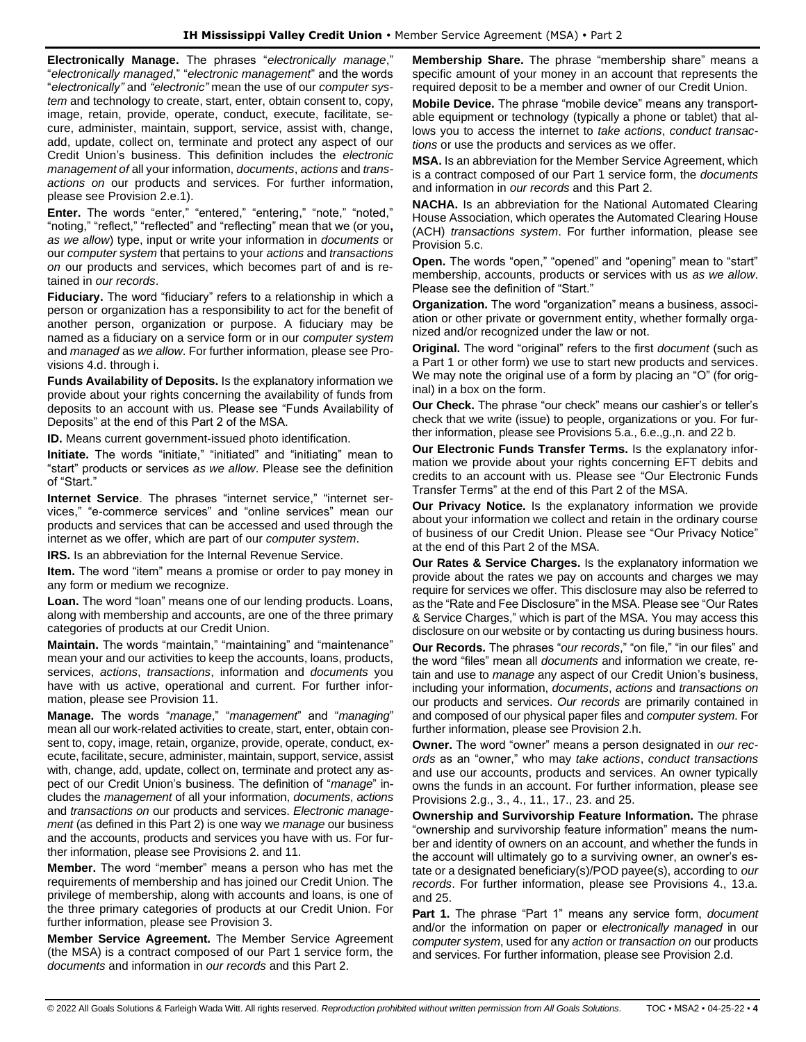**Electronically Manage.** The phrases "*electronically manage*," "*electronically managed*," "*electronic management*" and the words "*electronically"* and *"electronic"* mean the use of our *computer system* and technology to create, start, enter, obtain consent to, copy, image, retain, provide, operate, conduct, execute, facilitate, secure, administer, maintain, support, service, assist with, change, add, update, collect on, terminate and protect any aspect of our Credit Union's business. This definition includes the *electronic management of* all your information, *documents*, *actions* and *transactions on* our products and services. For further information, please see Provision 2.e.1).

**Enter.** The words "enter," "entered," "entering," "note," "noted," "noting," "reflect," "reflected" and "reflecting" mean that we (or you**,** *as we allow*) type, input or write your information in *documents* or our *computer system* that pertains to your *actions* and *transactions on* our products and services, which becomes part of and is retained in *our records*.

**Fiduciary.** The word "fiduciary" refers to a relationship in which a person or organization has a responsibility to act for the benefit of another person, organization or purpose. A fiduciary may be named as a fiduciary on a service form or in our *computer system* and *managed* as *we allow*. For further information, please see Provisions 4.d. through i.

**Funds Availability of Deposits.** Is the explanatory information we provide about your rights concerning the availability of funds from deposits to an account with us. Please see "Funds Availability of Deposits" at the end of this Part 2 of the MSA.

**ID.** Means current government-issued photo identification.

**Initiate.** The words "initiate," "initiated" and "initiating" mean to "start" products or services *as we allow*. Please see the definition of "Start."

**Internet Service**. The phrases "internet service," "internet services," "e-commerce services" and "online services" mean our products and services that can be accessed and used through the internet as we offer, which are part of our *computer system*.

**IRS.** Is an abbreviation for the Internal Revenue Service.

**Item.** The word "item" means a promise or order to pay money in any form or medium we recognize.

**Loan.** The word "loan" means one of our lending products. Loans, along with membership and accounts, are one of the three primary categories of products at our Credit Union.

**Maintain.** The words "maintain," "maintaining" and "maintenance" mean your and our activities to keep the accounts, loans, products, services, *actions*, *transactions*, information and *documents* you have with us active, operational and current. For further information, please see Provision 11.

**Manage.** The words "*manage*," "*management*" and "*managing*" mean all our work-related activities to create, start, enter, obtain consent to, copy, image, retain, organize, provide, operate, conduct, execute, facilitate, secure, administer, maintain, support, service, assist with, change, add, update, collect on, terminate and protect any aspect of our Credit Union's business. The definition of "*manage*" includes the *management* of all your information, *documents*, *actions* and *transactions on* our products and services. *Electronic management* (as defined in this Part 2) is one way we *manage* our business and the accounts, products and services you have with us. For further information, please see Provisions 2. and 11.

**Member.** The word "member" means a person who has met the requirements of membership and has joined our Credit Union. The privilege of membership, along with accounts and loans, is one of the three primary categories of products at our Credit Union. For further information, please see Provision 3.

**Member Service Agreement.** The Member Service Agreement (the MSA) is a contract composed of our Part 1 service form, the *documents* and information in *our records* and this Part 2.

**Membership Share.** The phrase "membership share" means a specific amount of your money in an account that represents the required deposit to be a member and owner of our Credit Union.

**Mobile Device.** The phrase "mobile device" means any transportable equipment or technology (typically a phone or tablet) that allows you to access the internet to *take actions*, *conduct transactions* or use the products and services as we offer.

**MSA.** Is an abbreviation for the Member Service Agreement, which is a contract composed of our Part 1 service form, the *documents* and information in *our records* and this Part 2.

**NACHA.** Is an abbreviation for the National Automated Clearing House Association, which operates the Automated Clearing House (ACH) *transactions system*. For further information, please see Provision 5.c.

**Open.** The words "open," "opened" and "opening" mean to "start" membership, accounts, products or services with us *as we allow*. Please see the definition of "Start."

**Organization.** The word "organization" means a business, association or other private or government entity, whether formally organized and/or recognized under the law or not.

**Original.** The word "original" refers to the first *document* (such as a Part 1 or other form) we use to start new products and services. We may note the original use of a form by placing an "O" (for original) in a box on the form.

**Our Check.** The phrase "our check" means our cashier's or teller's check that we write (issue) to people, organizations or you. For further information, please see Provisions 5.a., 6.e.,g.,n. and 22 b.

**Our Electronic Funds Transfer Terms.** Is the explanatory information we provide about your rights concerning EFT debits and credits to an account with us. Please see "Our Electronic Funds Transfer Terms" at the end of this Part 2 of the MSA.

**Our Privacy Notice.** Is the explanatory information we provide about your information we collect and retain in the ordinary course of business of our Credit Union. Please see "Our Privacy Notice" at the end of this Part 2 of the MSA.

**Our Rates & Service Charges.** Is the explanatory information we provide about the rates we pay on accounts and charges we may require for services we offer. This disclosure may also be referred to as the "Rate and Fee Disclosure" in the MSA. Please see "Our Rates & Service Charges," which is part of the MSA. You may access this disclosure on our website or by contacting us during business hours.

**Our Records.** The phrases "*our records*," "on file," "in our files" and the word "files" mean all *documents* and information we create, retain and use to *manage* any aspect of our Credit Union's business, including your information, *documents*, *actions* and *transactions on* our products and services. *Our records* are primarily contained in and composed of our physical paper files and *computer system*. For further information, please see Provision 2.h.

**Owner.** The word "owner" means a person designated in *our records* as an "owner," who may *take actions*, *conduct transactions* and use our accounts, products and services. An owner typically owns the funds in an account. For further information, please see Provisions 2.g., 3., 4., 11., 17., 23. and 25.

**Ownership and Survivorship Feature Information.** The phrase "ownership and survivorship feature information" means the number and identity of owners on an account, and whether the funds in the account will ultimately go to a surviving owner, an owner's estate or a designated beneficiary(s)/POD payee(s), according to *our records*. For further information, please see Provisions 4., 13.a. and 25.

**Part 1.** The phrase "Part 1" means any service form, *document* and/or the information on paper or *electronically managed* in our *computer system*, used for any *action* or *transaction on* our products and services. For further information, please see Provision 2.d.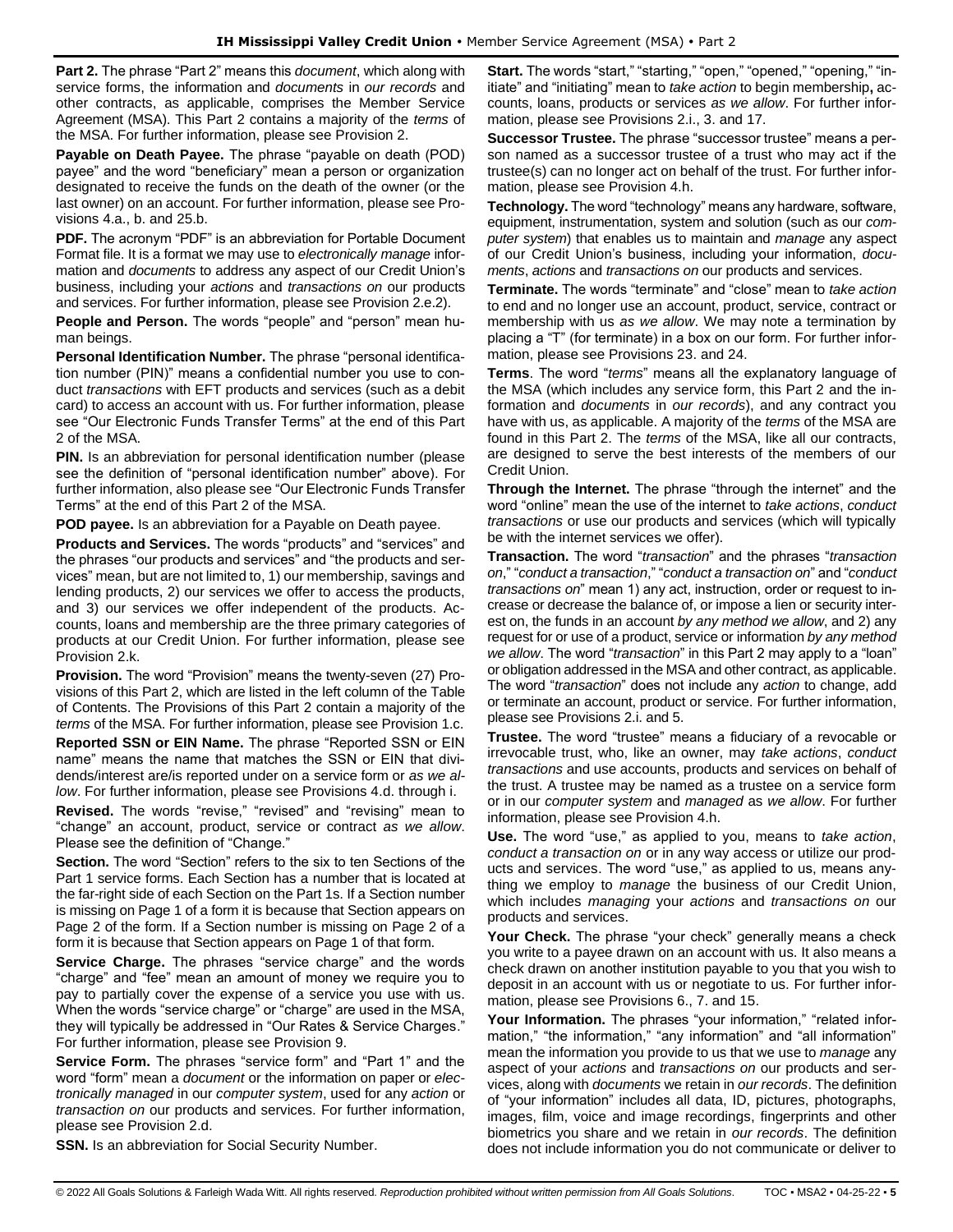**Part 2.** The phrase "Part 2" means this *document*, which along with service forms, the information and *documents* in *our records* and other contracts, as applicable, comprises the Member Service Agreement (MSA). This Part 2 contains a majority of the *terms* of the MSA. For further information, please see Provision 2.

**Payable on Death Payee.** The phrase "payable on death (POD) payee" and the word "beneficiary" mean a person or organization designated to receive the funds on the death of the owner (or the last owner) on an account. For further information, please see Provisions 4.a., b. and 25.b.

**PDF.** The acronym "PDF" is an abbreviation for Portable Document Format file. It is a format we may use to *electronically manage* information and *documents* to address any aspect of our Credit Union's business, including your *actions* and *transactions on* our products and services. For further information, please see Provision 2.e.2).

**People and Person.** The words "people" and "person" mean human beings.

**Personal Identification Number.** The phrase "personal identification number (PIN)" means a confidential number you use to conduct *transactions* with EFT products and services (such as a debit card) to access an account with us. For further information, please see "Our Electronic Funds Transfer Terms" at the end of this Part 2 of the MSA.

**PIN.** Is an abbreviation for personal identification number (please see the definition of "personal identification number" above). For further information, also please see "Our Electronic Funds Transfer Terms" at the end of this Part 2 of the MSA.

**POD payee.** Is an abbreviation for a Payable on Death payee.

**Products and Services.** The words "products" and "services" and the phrases "our products and services" and "the products and services" mean, but are not limited to, 1) our membership, savings and lending products, 2) our services we offer to access the products, and 3) our services we offer independent of the products. Accounts, loans and membership are the three primary categories of products at our Credit Union. For further information, please see Provision 2.k.

**Provision.** The word "Provision" means the twenty-seven (27) Provisions of this Part 2, which are listed in the left column of the Table of Contents. The Provisions of this Part 2 contain a majority of the *terms* of the MSA. For further information, please see Provision 1.c.

**Reported SSN or EIN Name.** The phrase "Reported SSN or EIN name" means the name that matches the SSN or EIN that dividends/interest are/is reported under on a service form or *as we allow*. For further information, please see Provisions 4.d. through i.

**Revised.** The words "revise," "revised" and "revising" mean to "change" an account, product, service or contract *as we allow*. Please see the definition of "Change."

**Section.** The word "Section" refers to the six to ten Sections of the Part 1 service forms. Each Section has a number that is located at the far-right side of each Section on the Part 1s. If a Section number is missing on Page 1 of a form it is because that Section appears on Page 2 of the form. If a Section number is missing on Page 2 of a form it is because that Section appears on Page 1 of that form.

**Service Charge.** The phrases "service charge" and the words "charge" and "fee" mean an amount of money we require you to pay to partially cover the expense of a service you use with us. When the words "service charge" or "charge" are used in the MSA, they will typically be addressed in "Our Rates & Service Charges." For further information, please see Provision 9.

**Service Form.** The phrases "service form" and "Part 1" and the word "form" mean a *document* or the information on paper or *electronically managed* in our *computer system*, used for any *action* or *transaction on* our products and services. For further information, please see Provision 2.d.

**SSN.** Is an abbreviation for Social Security Number.

**Start.** The words "start," "starting," "open," "opened," "opening," "initiate" and "initiating" mean to *take action* to begin membership**,** accounts, loans, products or services *as we allow*. For further information, please see Provisions 2.i., 3. and 17.

**Successor Trustee.** The phrase "successor trustee" means a person named as a successor trustee of a trust who may act if the trustee(s) can no longer act on behalf of the trust. For further information, please see Provision 4.h.

**Technology.** The word "technology" means any hardware, software, equipment, instrumentation, system and solution (such as our *computer system*) that enables us to maintain and *manage* any aspect of our Credit Union's business, including your information, *documents*, *actions* and *transactions on* our products and services.

**Terminate.** The words "terminate" and "close" mean to *take action* to end and no longer use an account, product, service, contract or membership with us *as we allow*. We may note a termination by placing a "T" (for terminate) in a box on our form. For further information, please see Provisions 23. and 24.

**Terms**. The word "*terms*" means all the explanatory language of the MSA (which includes any service form, this Part 2 and the information and *documents* in *our records*), and any contract you have with us, as applicable. A majority of the *terms* of the MSA are found in this Part 2. The *terms* of the MSA, like all our contracts, are designed to serve the best interests of the members of our Credit Union.

**Through the Internet.** The phrase "through the internet" and the word "online" mean the use of the internet to *take actions*, *conduct transactions* or use our products and services (which will typically be with the internet services we offer).

**Transaction.** The word "*transaction*" and the phrases "*transaction on*," "*conduct a transaction*," "*conduct a transaction on*" and "*conduct transactions on*" mean 1) any act, instruction, order or request to increase or decrease the balance of, or impose a lien or security interest on, the funds in an account *by any method we allow*, and 2) any request for or use of a product, service or information *by any method we allow*. The word "*transaction*" in this Part 2 may apply to a "loan" or obligation addressed in the MSA and other contract, as applicable. The word "*transaction*" does not include any *action* to change, add or terminate an account, product or service. For further information, please see Provisions 2.i. and 5.

**Trustee.** The word "trustee" means a fiduciary of a revocable or irrevocable trust, who, like an owner, may *take actions*, *conduct transactions* and use accounts, products and services on behalf of the trust. A trustee may be named as a trustee on a service form or in our *computer system* and *managed* as *we allow*. For further information, please see Provision 4.h.

**Use.** The word "use," as applied to you, means to *take action*, *conduct a transaction on* or in any way access or utilize our products and services. The word "use," as applied to us, means anything we employ to *manage* the business of our Credit Union, which includes *managing* your *actions* and *transactions on* our products and services.

**Your Check.** The phrase "your check" generally means a check you write to a payee drawn on an account with us. It also means a check drawn on another institution payable to you that you wish to deposit in an account with us or negotiate to us. For further information, please see Provisions 6., 7. and 15.

**Your Information.** The phrases "your information," "related information," "the information," "any information" and "all information" mean the information you provide to us that we use to *manage* any aspect of your *actions* and *transactions on* our products and services, along with *documents* we retain in *our records*. The definition of "your information" includes all data, ID, pictures, photographs, images, film, voice and image recordings, fingerprints and other biometrics you share and we retain in *our records*. The definition does not include information you do not communicate or deliver to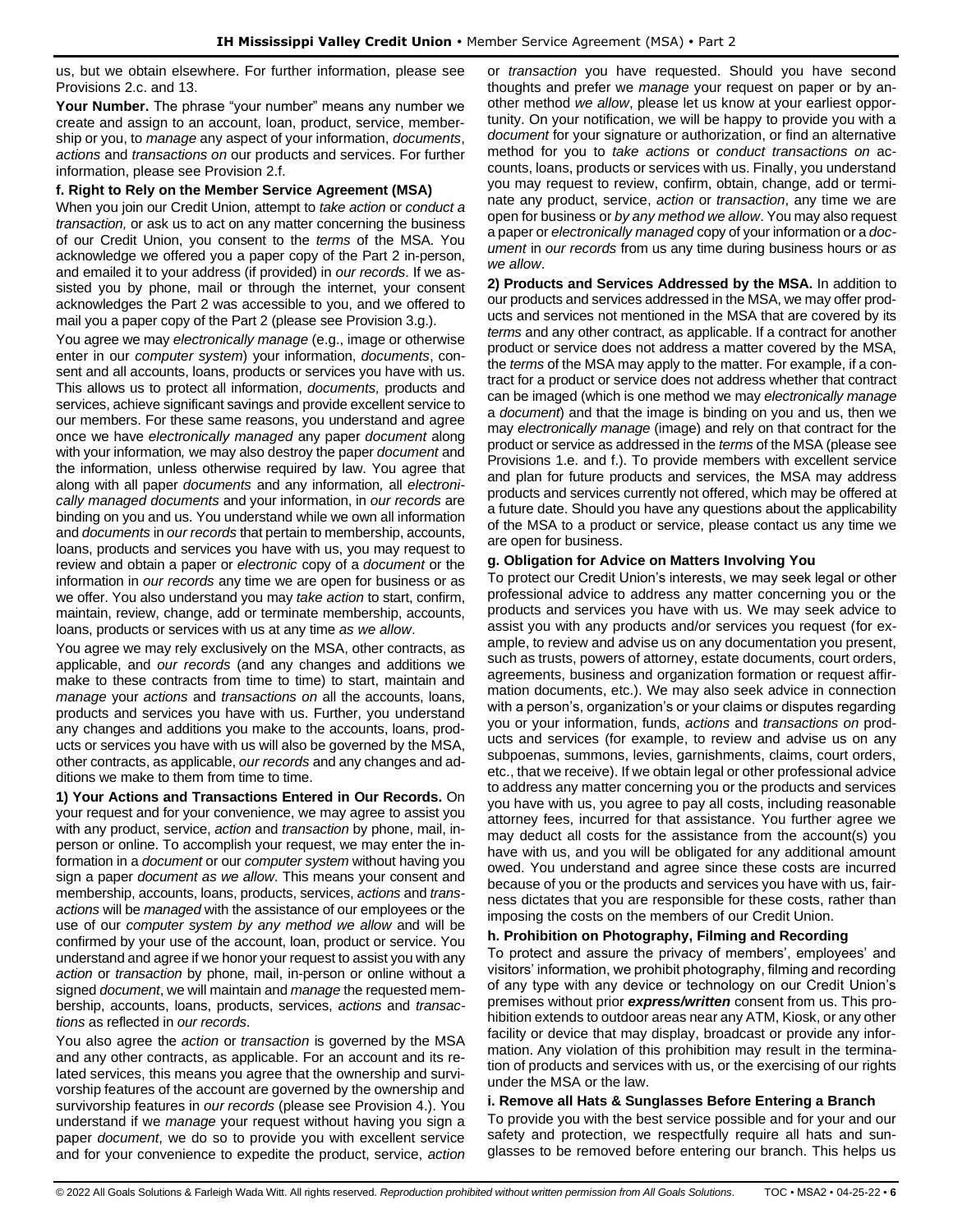us, but we obtain elsewhere. For further information, please see Provisions 2.c. and 13.

**Your Number.** The phrase "your number" means any number we create and assign to an account, loan, product, service, membership or you, to *manage* any aspect of your information, *documents*, *actions* and *transactions on* our products and services. For further information, please see Provision 2.f.

**f. Right to Rely on the Member Service Agreement (MSA)**

When you join our Credit Union, attempt to *take action* or *conduct a transaction,* or ask us to act on any matter concerning the business of our Credit Union, you consent to the *terms* of the MSA. You acknowledge we offered you a paper copy of the Part 2 in-person, and emailed it to your address (if provided) in *our records*. If we assisted you by phone, mail or through the internet, your consent acknowledges the Part 2 was accessible to you, and we offered to mail you a paper copy of the Part 2 (please see Provision 3.g.).

You agree we may *electronically manage* (e.g., image or otherwise enter in our *computer system*) your information, *documents*, consent and all accounts, loans, products or services you have with us. This allows us to protect all information, *documents,* products and services, achieve significant savings and provide excellent service to our members. For these same reasons, you understand and agree once we have *electronically managed* any paper *document* along with your information*,* we may also destroy the paper *document* and the information, unless otherwise required by law. You agree that along with all paper *documents* and any information*,* all *electronically managed documents* and your information, in *our records* are binding on you and us. You understand while we own all information and *documents* in *our records* that pertain to membership, accounts, loans, products and services you have with us, you may request to review and obtain a paper or *electronic* copy of a *document* or the information in *our records* any time we are open for business or as we offer. You also understand you may *take action* to start, confirm, maintain, review, change, add or terminate membership, accounts, loans, products or services with us at any time *as we allow*.

You agree we may rely exclusively on the MSA, other contracts, as applicable, and *our records* (and any changes and additions we make to these contracts from time to time) to start, maintain and *manage* your *actions* and *transactions on* all the accounts, loans, products and services you have with us. Further, you understand any changes and additions you make to the accounts, loans, products or services you have with us will also be governed by the MSA, other contracts, as applicable, *our records* and any changes and additions we make to them from time to time.

**1) Your Actions and Transactions Entered in Our Records.** On your request and for your convenience, we may agree to assist you with any product, service, *action* and *transaction* by phone, mail, in-person or online. To accomplish your request, we may enter the information in a *document* or our *computer system* without having you sign a paper *document as we allow*. This means your consent and membership, accounts, loans, products, services, *actions* and *transactions* will be *managed* with the assistance of our employees or the use of our *computer system by any method we allow* and will be confirmed by your use of the account, loan, product or service. You understand and agree if we honor your request to assist you with any *action* or *transaction* by phone, mail, in-person or online without a signed *document*, we will maintain and *manage* the requested membership, accounts, loans, products, services, *actions* and *transactions* as reflected in *our records*.

You also agree the *action* or *transaction* is governed by the MSA and any other contracts, as applicable. For an account and its related services, this means you agree that the ownership and survivorship features of the account are governed by the ownership and survivorship features in *our records* (please see Provision 4.). You understand if we *manage* your request without having you sign a paper *document*, we do so to provide you with excellent service and for your convenience to expedite the product, service, *action* or *transaction* you have requested. Should you have second thoughts and prefer we *manage* your request on paper or by another method *we allow*, please let us know at your earliest opportunity. On your notification, we will be happy to provide you with a *document* for your signature or authorization, or find an alternative method for you to *take actions* or *conduct transactions on* accounts, loans, products or services with us. Finally, you understand you may request to review, confirm, obtain, change, add or terminate any product, service, *action* or *transaction*, any time we are open for business or *by any method we allow*. You may also request a paper or *electronically managed* copy of your information or a *document* in *our records* from us any time during business hours or *as we allow*.

**2) Products and Services Addressed by the MSA.** In addition to our products and services addressed in the MSA, we may offer products and services not mentioned in the MSA that are covered by its *terms* and any other contract, as applicable. If a contract for another product or service does not address a matter covered by the MSA, the *terms* of the MSA may apply to the matter. For example, if a contract for a product or service does not address whether that contract can be imaged (which is one method we may *electronically manage* a *document*) and that the image is binding on you and us, then we may *electronically manage* (image) and rely on that contract for the product or service as addressed in the *terms* of the MSA (please see Provisions 1.e. and f.). To provide members with excellent service and plan for future products and services, the MSA may address products and services currently not offered, which may be offered at a future date. Should you have any questions about the applicability of the MSA to a product or service, please contact us any time we are open for business.

**g. Obligation for Advice on Matters Involving You**

To protect our Credit Union's interests, we may seek legal or other professional advice to address any matter concerning you or the products and services you have with us. We may seek advice to assist you with any products and/or services you request (for example, to review and advise us on any documentation you present, such as trusts, powers of attorney, estate documents, court orders, agreements, business and organization formation or request affirmation documents, etc.). We may also seek advice in connection with a person's, organization's or your claims or disputes regarding you or your information, funds, *actions* and *transactions on* products and services (for example, to review and advise us on any subpoenas, summons, levies, garnishments, claims, court orders, etc., that we receive). If we obtain legal or other professional advice to address any matter concerning you or the products and services you have with us, you agree to pay all costs, including reasonable attorney fees, incurred for that assistance. You further agree we may deduct all costs for the assistance from the account(s) you have with us, and you will be obligated for any additional amount owed. You understand and agree since these costs are incurred because of you or the products and services you have with us, fairness dictates that you are responsible for these costs, rather than imposing the costs on the members of our Credit Union.

**h. Prohibition on Photography, Filming and Recording**

To protect and assure the privacy of members', employees' and visitors' information, we prohibit photography, filming and recording of any type with any device or technology on our Credit Union's premises without prior ***express/written*** consent from us. This prohibition extends to outdoor areas near any ATM, Kiosk, or any other facility or device that may display, broadcast or provide any information. Any violation of this prohibition may result in the termination of products and services with us, or the exercising of our rights under the MSA or the law.

**i. Remove all Hats & Sunglasses Before Entering a Branch**

To provide you with the best service possible and for your and our safety and protection, we respectfully require all hats and sunglasses to be removed before entering our branch. This helps us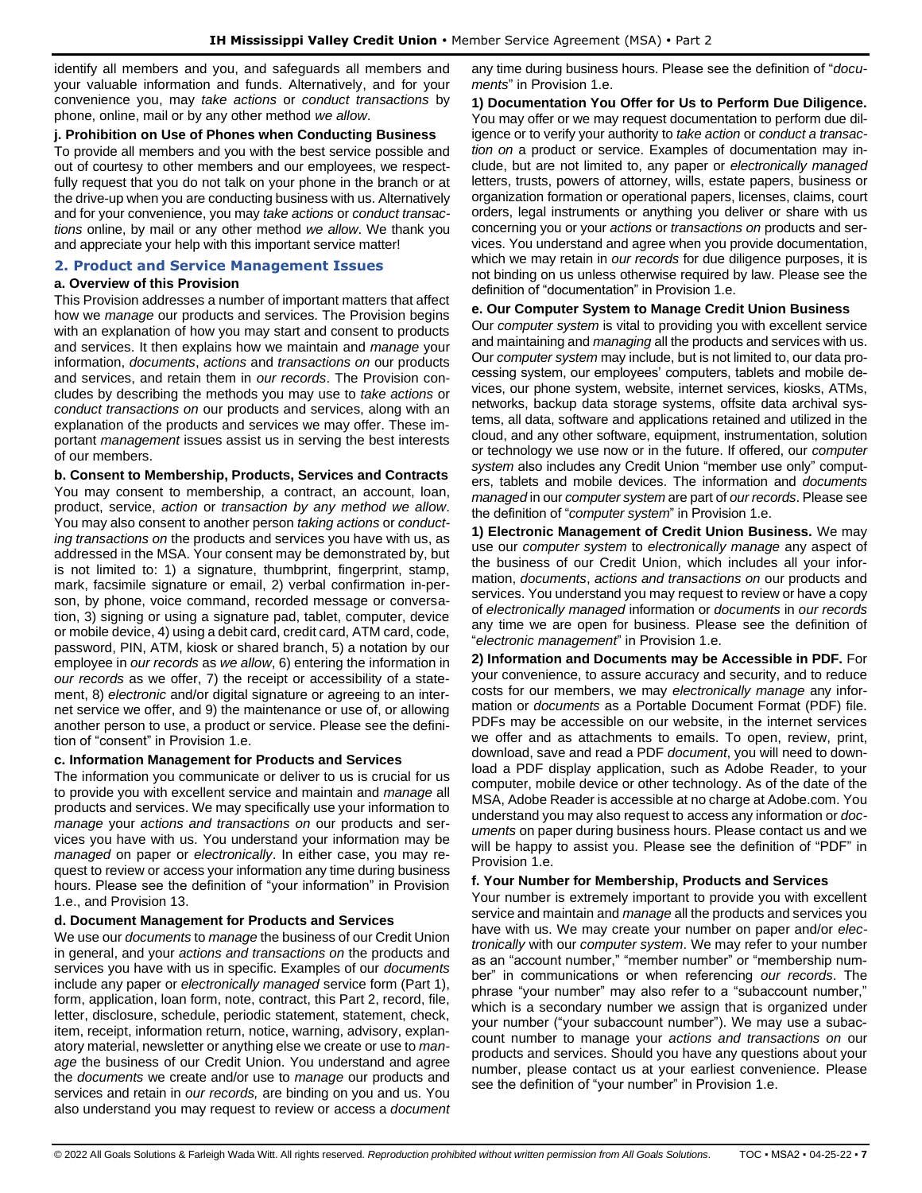identify all members and you, and safeguards all members and your valuable information and funds. Alternatively, and for your convenience you, may *take actions* or *conduct transactions* by phone, online, mail or by any other method *we allow*.

**j. Prohibition on Use of Phones when Conducting Business**

To provide all members and you with the best service possible and out of courtesy to other members and our employees, we respectfully request that you do not talk on your phone in the branch or at the drive-up when you are conducting business with us. Alternatively and for your convenience, you may *take actions* or *conduct transactions* online, by mail or any other method *we allow*. We thank you and appreciate your help with this important service matter!

## 2. Product and Service Management Issues

**a. Overview of this Provision**

This Provision addresses a number of important matters that affect how we *manage* our products and services. The Provision begins with an explanation of how you may start and consent to products and services. It then explains how we maintain and *manage* your information, *documents*, *actions* and *transactions on* our products and services, and retain them in *our records*. The Provision concludes by describing the methods you may use to *take actions* or *conduct transactions on* our products and services, along with an explanation of the products and services we may offer. These important *management* issues assist us in serving the best interests of our members.

**b. Consent to Membership, Products, Services and Contracts**

You may consent to membership, a contract, an account, loan, product, service, *action* or *transaction by any method we allow*. You may also consent to another person *taking actions* or *conducting transactions on* the products and services you have with us, as addressed in the MSA. Your consent may be demonstrated by, but is not limited to: 1) a signature, thumbprint, fingerprint, stamp, mark, facsimile signature or email, 2) verbal confirmation in-person, by phone, voice command, recorded message or conversation, 3) signing or using a signature pad, tablet, computer, device or mobile device, 4) using a debit card, credit card, ATM card, code, password, PIN, ATM, kiosk or shared branch, 5) a notation by our employee in *our records* as *we allow*, 6) entering the information in *our records* as we offer, 7) the receipt or accessibility of a statement, 8) *electronic* and/or digital signature or agreeing to an internet service we offer, and 9) the maintenance or use of, or allowing another person to use, a product or service. Please see the definition of "consent" in Provision 1.e.

**c. Information Management for Products and Services**

The information you communicate or deliver to us is crucial for us to provide you with excellent service and maintain and *manage* all products and services. We may specifically use your information to *manage* your *actions and transactions on* our products and services you have with us. You understand your information may be *managed* on paper or *electronically*. In either case, you may request to review or access your information any time during business hours. Please see the definition of "your information" in Provision 1.e., and Provision 13.

**d. Document Management for Products and Services**

We use our *documents* to *manage* the business of our Credit Union in general, and your *actions and transactions on* the products and services you have with us in specific. Examples of our *documents* include any paper or *electronically managed* service form (Part 1), form, application, loan form, note, contract, this Part 2, record, file, letter, disclosure, schedule, periodic statement, statement, check, item, receipt, information return, notice, warning, advisory, explanatory material, newsletter or anything else we create or use to *manage* the business of our Credit Union. You understand and agree the *documents* we create and/or use to *manage* our products and services and retain in *our records,* are binding on you and us. You also understand you may request to review or access a *document* any time during business hours. Please see the definition of "*documents*" in Provision 1.e.

**1) Documentation You Offer for Us to Perform Due Diligence.** You may offer or we may request documentation to perform due diligence or to verify your authority to *take action* or *conduct a transaction on* a product or service. Examples of documentation may include, but are not limited to, any paper or *electronically managed* letters, trusts, powers of attorney, wills, estate papers, business or organization formation or operational papers, licenses, claims, court orders, legal instruments or anything you deliver or share with us concerning you or your *actions* or *transactions on* products and services. You understand and agree when you provide documentation, which we may retain in *our records* for due diligence purposes, it is not binding on us unless otherwise required by law. Please see the definition of "documentation" in Provision 1.e.

**e. Our Computer System to Manage Credit Union Business**

Our *computer system* is vital to providing you with excellent service and maintaining and *managing* all the products and services with us. Our *computer system* may include, but is not limited to, our data processing system, our employees' computers, tablets and mobile devices, our phone system, website, internet services, kiosks, ATMs, networks, backup data storage systems, offsite data archival systems, all data, software and applications retained and utilized in the cloud, and any other software, equipment, instrumentation, solution or technology we use now or in the future. If offered, our *computer system* also includes any Credit Union "member use only" computers, tablets and mobile devices. The information and *documents managed* in our *computer system* are part of *our records*. Please see the definition of "*computer system*" in Provision 1.e.

**1) Electronic Management of Credit Union Business.** We may use our *computer system* to *electronically manage* any aspect of the business of our Credit Union, which includes all your information, *documents*, *actions and transactions on* our products and services. You understand you may request to review or have a copy of *electronically managed* information or *documents* in *our records* any time we are open for business. Please see the definition of "*electronic management*" in Provision 1.e.

**2) Information and Documents may be Accessible in PDF.** For your convenience, to assure accuracy and security, and to reduce costs for our members, we may *electronically manage* any information or *documents* as a Portable Document Format (PDF) file. PDFs may be accessible on our website, in the internet services we offer and as attachments to emails. To open, review, print, download, save and read a PDF *document*, you will need to download a PDF display application, such as Adobe Reader, to your computer, mobile device or other technology. As of the date of the MSA, Adobe Reader is accessible at no charge at Adobe.com. You understand you may also request to access any information or *documents* on paper during business hours. Please contact us and we will be happy to assist you. Please see the definition of "PDF" in Provision 1.e.

**f. Your Number for Membership, Products and Services**

Your number is extremely important to provide you with excellent service and maintain and *manage* all the products and services you have with us. We may create your number on paper and/or *electronically* with our *computer system*. We may refer to your number as an "account number," "member number" or "membership number" in communications or when referencing *our records*. The phrase "your number" may also refer to a "subaccount number," which is a secondary number we assign that is organized under your number ("your subaccount number"). We may use a subaccount number to manage your *actions and transactions on* our products and services. Should you have any questions about your number, please contact us at your earliest convenience. Please see the definition of "your number" in Provision 1.e.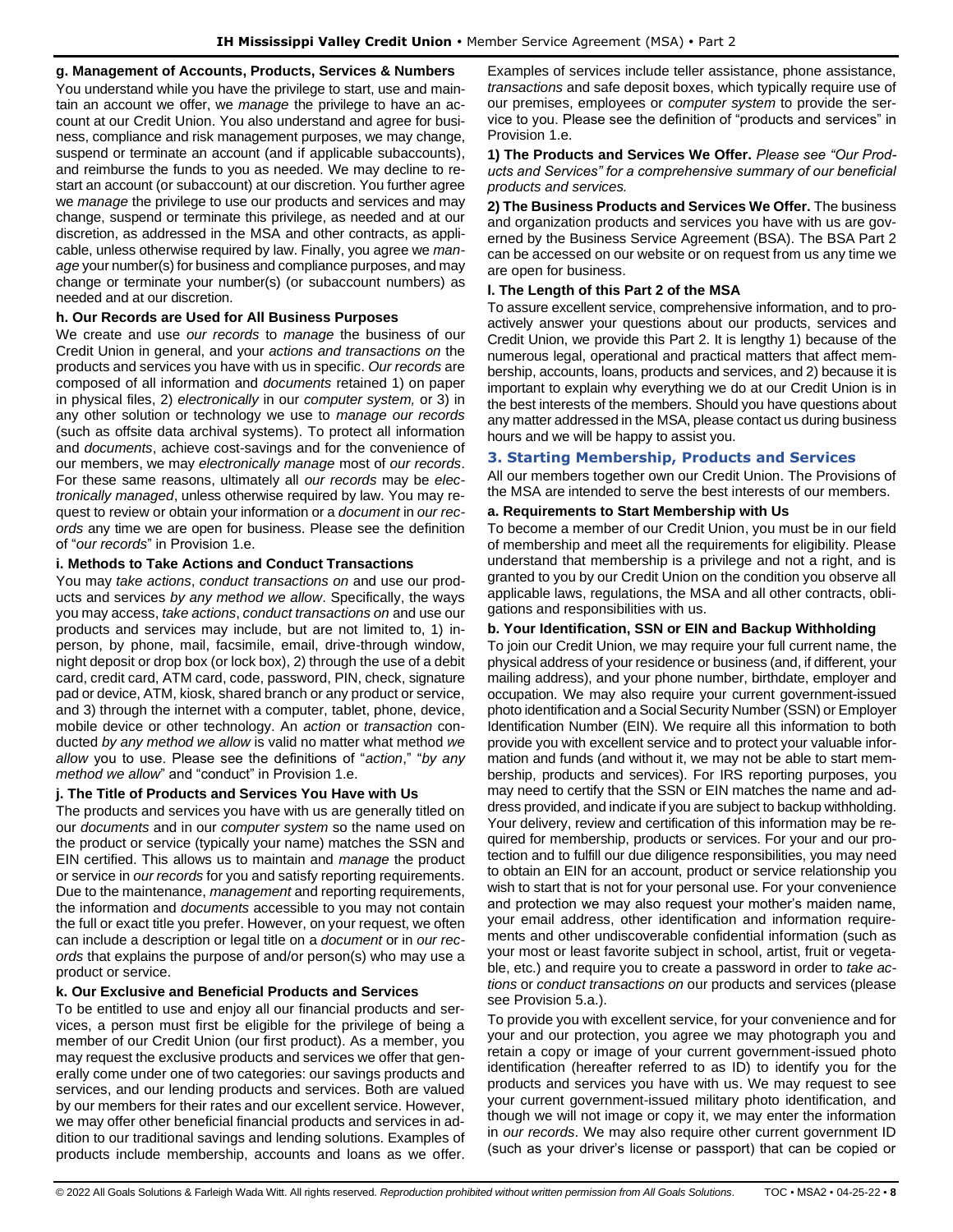**g. Management of Accounts, Products, Services & Numbers**

You understand while you have the privilege to start, use and maintain an account we offer, we *manage* the privilege to have an account at our Credit Union. You also understand and agree for business, compliance and risk management purposes, we may change, suspend or terminate an account (and if applicable subaccounts), and reimburse the funds to you as needed. We may decline to restart an account (or subaccount) at our discretion. You further agree we *manage* the privilege to use our products and services and may change, suspend or terminate this privilege, as needed and at our discretion, as addressed in the MSA and other contracts, as applicable, unless otherwise required by law. Finally, you agree we *manage* your number(s) for business and compliance purposes, and may change or terminate your number(s) (or subaccount numbers) as needed and at our discretion.

**h. Our Records are Used for All Business Purposes**

We create and use *our records* to *manage* the business of our Credit Union in general, and your *actions and transactions on* the products and services you have with us in specific. *Our records* are composed of all information and *documents* retained 1) on paper in physical files, 2) *electronically* in our *computer system,* or 3) in any other solution or technology we use to *manage our records* (such as offsite data archival systems). To protect all information and *documents*, achieve cost-savings and for the convenience of our members, we may *electronically manage* most of *our records*. For these same reasons, ultimately all *our records* may be *electronically managed*, unless otherwise required by law. You may request to review or obtain your information or a *document* in *our records* any time we are open for business. Please see the definition of "*our records*" in Provision 1.e.

**i. Methods to Take Actions and Conduct Transactions**

You may *take actions*, *conduct transactions on* and use our products and services *by any method we allow*. Specifically, the ways you may access, *take actions*, *conduct transactions on* and use our products and services may include, but are not limited to, 1) in-person, by phone, mail, facsimile, email, drive-through window, night deposit or drop box (or lock box), 2) through the use of a debit card, credit card, ATM card, code, password, PIN, check, signature pad or device, ATM, kiosk, shared branch or any product or service, and 3) through the internet with a computer, tablet, phone, device, mobile device or other technology. An *action* or *transaction* conducted *by any method we allow* is valid no matter what method *we allow* you to use. Please see the definitions of "*action*," "*by any method we allow*" and "conduct" in Provision 1.e.

**j. The Title of Products and Services You Have with Us**

The products and services you have with us are generally titled on our *documents* and in our *computer system* so the name used on the product or service (typically your name) matches the SSN and EIN certified. This allows us to maintain and *manage* the product or service in *our records* for you and satisfy reporting requirements. Due to the maintenance, *management* and reporting requirements, the information and *documents* accessible to you may not contain the full or exact title you prefer. However, on your request, we often can include a description or legal title on a *document* or in *our records* that explains the purpose of and/or person(s) who may use a product or service.

**k. Our Exclusive and Beneficial Products and Services**

To be entitled to use and enjoy all our financial products and services, a person must first be eligible for the privilege of being a member of our Credit Union (our first product). As a member, you may request the exclusive products and services we offer that generally come under one of two categories: our savings products and services, and our lending products and services. Both are valued by our members for their rates and our excellent service. However, we may offer other beneficial financial products and services in addition to our traditional savings and lending solutions. Examples of products include membership, accounts and loans as we offer. Examples of services include teller assistance, phone assistance, *transactions* and safe deposit boxes, which typically require use of our premises, employees or *computer system* to provide the service to you. Please see the definition of "products and services" in Provision 1.e.

**1) The Products and Services We Offer.** *Please see "Our Products and Services" for a comprehensive summary of our beneficial products and services.*

**2) The Business Products and Services We Offer.** The business and organization products and services you have with us are governed by the Business Service Agreement (BSA). The BSA Part 2 can be accessed on our website or on request from us any time we are open for business.

**l. The Length of this Part 2 of the MSA**

To assure excellent service, comprehensive information, and to proactively answer your questions about our products, services and Credit Union, we provide this Part 2. It is lengthy 1) because of the numerous legal, operational and practical matters that affect membership, accounts, loans, products and services, and 2) because it is important to explain why everything we do at our Credit Union is in the best interests of the members. Should you have questions about any matter addressed in the MSA, please contact us during business hours and we will be happy to assist you.

## 3. Starting Membership, Products and Services

All our members together own our Credit Union. The Provisions of the MSA are intended to serve the best interests of our members.

**a. Requirements to Start Membership with Us**

To become a member of our Credit Union, you must be in our field of membership and meet all the requirements for eligibility. Please understand that membership is a privilege and not a right, and is granted to you by our Credit Union on the condition you observe all applicable laws, regulations, the MSA and all other contracts, obligations and responsibilities with us.

**b. Your Identification, SSN or EIN and Backup Withholding**

To join our Credit Union, we may require your full current name, the physical address of your residence or business (and, if different, your mailing address), and your phone number, birthdate, employer and occupation. We may also require your current government-issued photo identification and a Social Security Number (SSN) or Employer Identification Number (EIN). We require all this information to both provide you with excellent service and to protect your valuable information and funds (and without it, we may not be able to start membership, products and services). For IRS reporting purposes, you may need to certify that the SSN or EIN matches the name and address provided, and indicate if you are subject to backup withholding. Your delivery, review and certification of this information may be required for membership, products or services. For your and our protection and to fulfill our due diligence responsibilities, you may need to obtain an EIN for an account, product or service relationship you wish to start that is not for your personal use. For your convenience and protection we may also request your mother's maiden name, your email address, other identification and information requirements and other undiscoverable confidential information (such as your most or least favorite subject in school, artist, fruit or vegetable, etc.) and require you to create a password in order to *take actions* or *conduct transactions on* our products and services (please see Provision 5.a.).

To provide you with excellent service, for your convenience and for your and our protection, you agree we may photograph you and retain a copy or image of your current government-issued photo identification (hereafter referred to as ID) to identify you for the products and services you have with us. We may request to see your current government-issued military photo identification, and though we will not image or copy it, we may enter the information in *our records*. We may also require other current government ID (such as your driver's license or passport) that can be copied or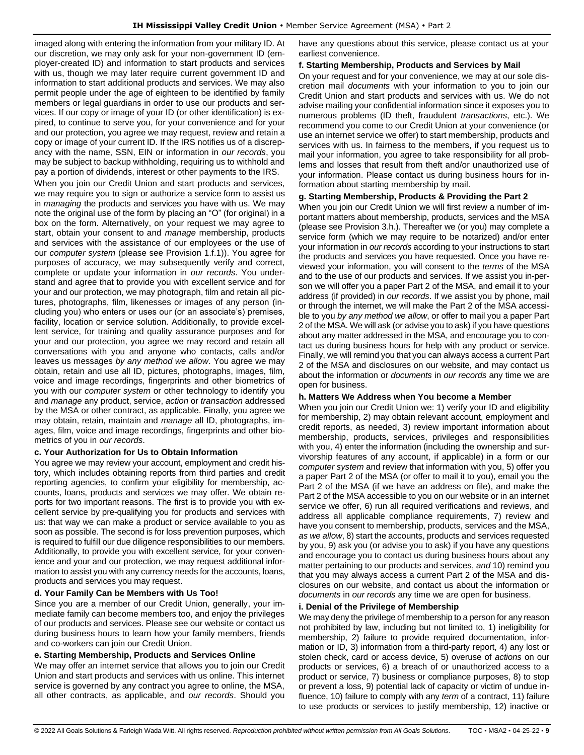imaged along with entering the information from your military ID. At our discretion, we may only ask for your non-government ID (employer-created ID) and information to start products and services with us, though we may later require current government ID and information to start additional products and services. We may also permit people under the age of eighteen to be identified by family members or legal guardians in order to use our products and services. If our copy or image of your ID (or other identification) is expired, to continue to serve you, for your convenience and for your and our protection, you agree we may request, review and retain a copy or image of your current ID. If the IRS notifies us of a discrepancy with the name, SSN, EIN or information in *our records*, you may be subject to backup withholding, requiring us to withhold and pay a portion of dividends, interest or other payments to the IRS.

When you join our Credit Union and start products and services, we may require you to sign or authorize a service form to assist us in *managing* the products and services you have with us. We may note the original use of the form by placing an "O" (for original) in a box on the form. Alternatively, on your request we may agree to start, obtain your consent to and *manage* membership, products and services with the assistance of our employees or the use of our *computer system* (please see Provision 1.f.1)). You agree for purposes of accuracy, we may subsequently verify and correct, complete or update your information in *our records*. You understand and agree that to provide you with excellent service and for your and our protection, we may photograph, film and retain all pictures, photographs, film, likenesses or images of any person (including you) who enters or uses our (or an associate's) premises, facility, location or service solution. Additionally, to provide excellent service, for training and quality assurance purposes and for your and our protection, you agree we may record and retain all conversations with you and anyone who contacts, calls and/or leaves us messages *by any method we allow*. You agree we may obtain, retain and use all ID, pictures, photographs, images, film, voice and image recordings, fingerprints and other biometrics of you with our *computer system* or other technology to identify you and *manage* any product, service, *action* or *transaction* addressed by the MSA or other contract, as applicable. Finally, you agree we may obtain, retain, maintain and *manage* all ID, photographs, images, film, voice and image recordings, fingerprints and other biometrics of you in *our records*.

**c. Your Authorization for Us to Obtain Information**

You agree we may review your account, employment and credit history, which includes obtaining reports from third parties and credit reporting agencies, to confirm your eligibility for membership, accounts, loans, products and services we may offer. We obtain reports for two important reasons. The first is to provide you with excellent service by pre-qualifying you for products and services with us: that way we can make a product or service available to you as soon as possible. The second is for loss prevention purposes, which is required to fulfill our due diligence responsibilities to our members. Additionally, to provide you with excellent service, for your convenience and your and our protection, we may request additional information to assist you with any currency needs for the accounts, loans, products and services you may request.

**d. Your Family Can be Members with Us Too!**

Since you are a member of our Credit Union, generally, your immediate family can become members too, and enjoy the privileges of our products and services. Please see our website or contact us during business hours to learn how your family members, friends and co-workers can join our Credit Union.

**e. Starting Membership, Products and Services Online**

We may offer an internet service that allows you to join our Credit Union and start products and services with us online. This internet service is governed by any contract you agree to online, the MSA, all other contracts, as applicable, and *our records*. Should you have any questions about this service, please contact us at your earliest convenience.

**f. Starting Membership, Products and Services by Mail**

On your request and for your convenience, we may at our sole discretion mail *documents* with your information to you to join our Credit Union and start products and services with us. We do not advise mailing your confidential information since it exposes you to numerous problems (ID theft, fraudulent *transactions*, etc.). We recommend you come to our Credit Union at your convenience (or use an internet service we offer) to start membership, products and services with us. In fairness to the members, if you request us to mail your information, you agree to take responsibility for all problems and losses that result from theft and/or unauthorized use of your information. Please contact us during business hours for information about starting membership by mail.

**g. Starting Membership, Products & Providing the Part 2**

When you join our Credit Union we will first review a number of important matters about membership, products, services and the MSA (please see Provision 3.h.). Thereafter we (or you) may complete a service form (which we may require to be notarized) and/or enter your information in *our records* according to your instructions to start the products and services you have requested. Once you have reviewed your information, you will consent to the *terms* of the MSA and to the use of our products and services. If we assist you in-person we will offer you a paper Part 2 of the MSA, and email it to your address (if provided) in *our records*. If we assist you by phone, mail or through the internet, we will make the Part 2 of the MSA accessible to you *by any method we allow*, or offer to mail you a paper Part 2 of the MSA. We will ask (or advise you to ask) if you have questions about any matter addressed in the MSA, and encourage you to contact us during business hours for help with any product or service. Finally, we will remind you that you can always access a current Part 2 of the MSA and disclosures on our website, and may contact us about the information or *documents* in *our records* any time we are open for business.

**h. Matters We Address when You become a Member**

When you join our Credit Union we: 1) verify your ID and eligibility for membership, 2) may obtain relevant account, employment and credit reports, as needed, 3) review important information about membership, products, services, privileges and responsibilities with you, 4) enter the information (including the ownership and survivorship features of any account, if applicable) in a form or our *computer system* and review that information with you, 5) offer you a paper Part 2 of the MSA (or offer to mail it to you), email you the Part 2 of the MSA (if we have an address on file), and make the Part 2 of the MSA accessible to you on our website or in an internet service we offer, 6) run all required verifications and reviews, and address all applicable compliance requirements, 7) review and have you consent to membership, products, services and the MSA, *as we allow*, 8) start the accounts, products and services requested by you, 9) ask you (or advise you to ask) if you have any questions and encourage you to contact us during business hours about any matter pertaining to our products and services, *and* 10) remind you that you may always access a current Part 2 of the MSA and disclosures on our website, and contact us about the information or *documents* in *our records* any time we are open for business.

**i. Denial of the Privilege of Membership**

We may deny the privilege of membership to a person for any reason not prohibited by law, including but not limited to, 1) ineligibility for membership, 2) failure to provide required documentation, information or ID, 3) information from a third-party report, 4) any lost or stolen check, card or access device, 5) overuse of *actions* on our products or services, 6) a breach of or unauthorized access to a product or service, 7) business or compliance purposes, 8) to stop or prevent a loss, 9) potential lack of capacity or victim of undue influence, 10) failure to comply with any *term* of a contract, 11) failure to use products or services to justify membership, 12) inactive or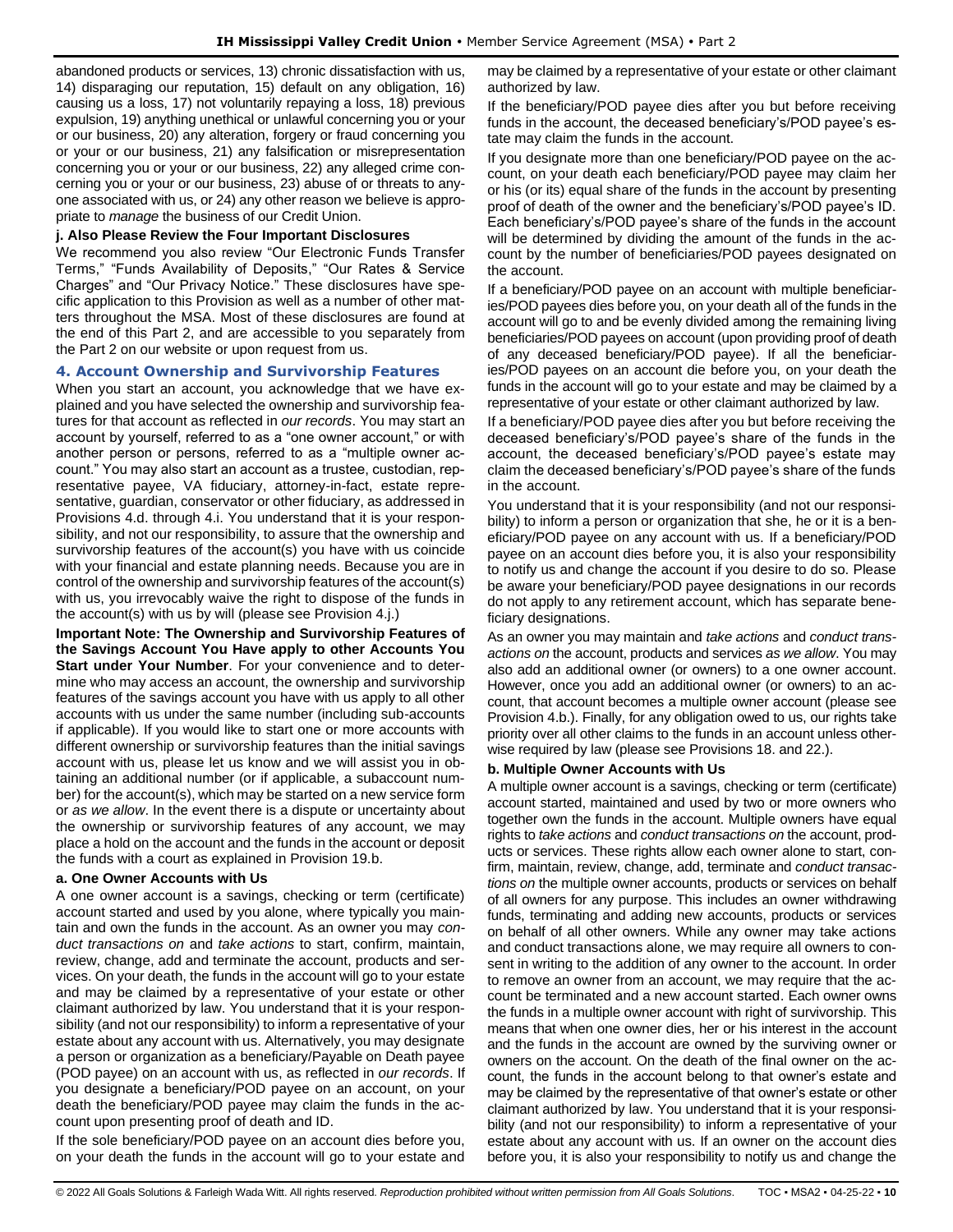abandoned products or services, 13) chronic dissatisfaction with us, 14) disparaging our reputation, 15) default on any obligation, 16) causing us a loss, 17) not voluntarily repaying a loss, 18) previous expulsion, 19) anything unethical or unlawful concerning you or your or our business, 20) any alteration, forgery or fraud concerning you or your or our business, 21) any falsification or misrepresentation concerning you or your or our business, 22) any alleged crime concerning you or your or our business, 23) abuse of or threats to anyone associated with us, or 24) any other reason we believe is appropriate to *manage* the business of our Credit Union.

**j. Also Please Review the Four Important Disclosures**

We recommend you also review "Our Electronic Funds Transfer Terms," "Funds Availability of Deposits," "Our Rates & Service Charges" and "Our Privacy Notice." These disclosures have specific application to this Provision as well as a number of other matters throughout the MSA. Most of these disclosures are found at the end of this Part 2, and are accessible to you separately from the Part 2 on our website or upon request from us.

## 4. Account Ownership and Survivorship Features

When you start an account, you acknowledge that we have explained and you have selected the ownership and survivorship features for that account as reflected in *our records*. You may start an account by yourself, referred to as a "one owner account," or with another person or persons, referred to as a "multiple owner account." You may also start an account as a trustee, custodian, representative payee, VA fiduciary, attorney-in-fact, estate representative, guardian, conservator or other fiduciary, as addressed in Provisions 4.d. through 4.i. You understand that it is your responsibility, and not our responsibility, to assure that the ownership and survivorship features of the account(s) you have with us coincide with your financial and estate planning needs. Because you are in control of the ownership and survivorship features of the account(s) with us, you irrevocably waive the right to dispose of the funds in the account(s) with us by will (please see Provision 4.j.)

**Important Note: The Ownership and Survivorship Features of the Savings Account You Have apply to other Accounts You Start under Your Number**. For your convenience and to determine who may access an account, the ownership and survivorship features of the savings account you have with us apply to all other accounts with us under the same number (including sub-accounts if applicable). If you would like to start one or more accounts with different ownership or survivorship features than the initial savings account with us, please let us know and we will assist you in obtaining an additional number (or if applicable, a subaccount number) for the account(s), which may be started on a new service form or *as we allow*. In the event there is a dispute or uncertainty about the ownership or survivorship features of any account, we may place a hold on the account and the funds in the account or deposit the funds with a court as explained in Provision 19.b.

**a. One Owner Accounts with Us**

A one owner account is a savings, checking or term (certificate) account started and used by you alone, where typically you maintain and own the funds in the account. As an owner you may *conduct transactions on* and *take actions* to start, confirm, maintain, review, change, add and terminate the account, products and services. On your death, the funds in the account will go to your estate and may be claimed by a representative of your estate or other claimant authorized by law. You understand that it is your responsibility (and not our responsibility) to inform a representative of your estate about any account with us. Alternatively, you may designate a person or organization as a beneficiary/Payable on Death payee (POD payee) on an account with us, as reflected in *our records*. If you designate a beneficiary/POD payee on an account, on your death the beneficiary/POD payee may claim the funds in the account upon presenting proof of death and ID.

If the sole beneficiary/POD payee on an account dies before you, on your death the funds in the account will go to your estate and may be claimed by a representative of your estate or other claimant authorized by law.

If the beneficiary/POD payee dies after you but before receiving funds in the account, the deceased beneficiary's/POD payee's estate may claim the funds in the account.

If you designate more than one beneficiary/POD payee on the account, on your death each beneficiary/POD payee may claim her or his (or its) equal share of the funds in the account by presenting proof of death of the owner and the beneficiary's/POD payee's ID. Each beneficiary's/POD payee's share of the funds in the account will be determined by dividing the amount of the funds in the account by the number of beneficiaries/POD payees designated on the account.

If a beneficiary/POD payee on an account with multiple beneficiaries/POD payees dies before you, on your death all of the funds in the account will go to and be evenly divided among the remaining living beneficiaries/POD payees on account (upon providing proof of death of any deceased beneficiary/POD payee). If all the beneficiaries/POD payees on an account die before you, on your death the funds in the account will go to your estate and may be claimed by a representative of your estate or other claimant authorized by law.

If a beneficiary/POD payee dies after you but before receiving the deceased beneficiary's/POD payee's share of the funds in the account, the deceased beneficiary's/POD payee's estate may claim the deceased beneficiary's/POD payee's share of the funds in the account.

You understand that it is your responsibility (and not our responsibility) to inform a person or organization that she, he or it is a beneficiary/POD payee on any account with us. If a beneficiary/POD payee on an account dies before you, it is also your responsibility to notify us and change the account if you desire to do so. Please be aware your beneficiary/POD payee designations in our records do not apply to any retirement account, which has separate beneficiary designations.

As an owner you may maintain and *take actions* and *conduct transactions on* the account, products and services *as we allow*. You may also add an additional owner (or owners) to a one owner account. However, once you add an additional owner (or owners) to an account, that account becomes a multiple owner account (please see Provision 4.b.). Finally, for any obligation owed to us, our rights take priority over all other claims to the funds in an account unless otherwise required by law (please see Provisions 18. and 22.).

**b. Multiple Owner Accounts with Us**

A multiple owner account is a savings, checking or term (certificate) account started, maintained and used by two or more owners who together own the funds in the account. Multiple owners have equal rights to *take actions* and *conduct transactions on* the account, products or services. These rights allow each owner alone to start, confirm, maintain, review, change, add, terminate and *conduct transactions on* the multiple owner accounts, products or services on behalf of all owners for any purpose. This includes an owner withdrawing funds, terminating and adding new accounts, products or services on behalf of all other owners. While any owner may take actions and conduct transactions alone, we may require all owners to consent in writing to the addition of any owner to the account. In order to remove an owner from an account, we may require that the account be terminated and a new account started. Each owner owns the funds in a multiple owner account with right of survivorship. This means that when one owner dies, her or his interest in the account and the funds in the account are owned by the surviving owner or owners on the account. On the death of the final owner on the account, the funds in the account belong to that owner's estate and may be claimed by the representative of that owner's estate or other claimant authorized by law. You understand that it is your responsibility (and not our responsibility) to inform a representative of your estate about any account with us. If an owner on the account dies before you, it is also your responsibility to notify us and change the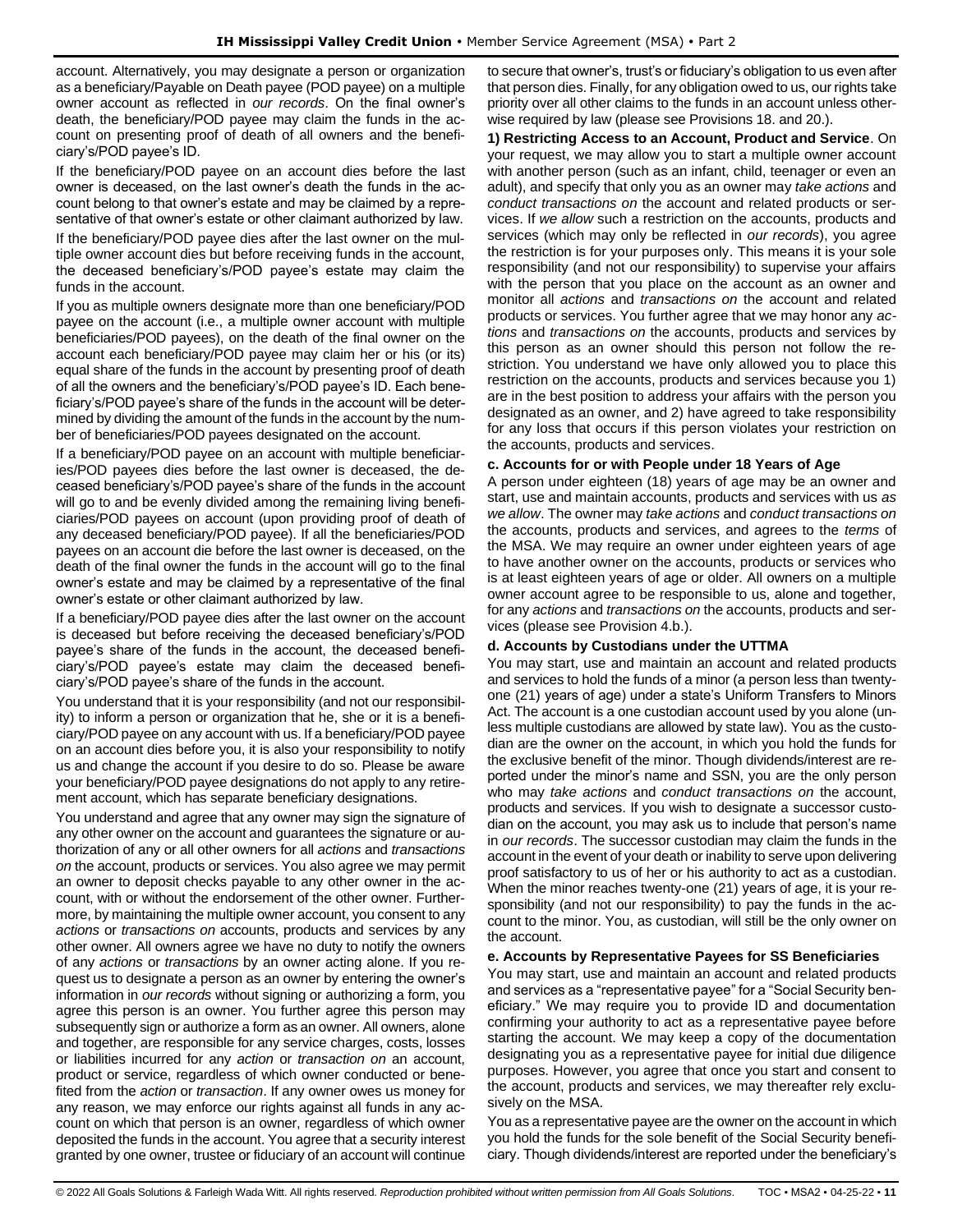account. Alternatively, you may designate a person or organization as a beneficiary/Payable on Death payee (POD payee) on a multiple owner account as reflected in *our records*. On the final owner's death, the beneficiary/POD payee may claim the funds in the account on presenting proof of death of all owners and the beneficiary's/POD payee's ID.

If the beneficiary/POD payee on an account dies before the last owner is deceased, on the last owner's death the funds in the account belong to that owner's estate and may be claimed by a representative of that owner's estate or other claimant authorized by law.

If the beneficiary/POD payee dies after the last owner on the multiple owner account dies but before receiving funds in the account, the deceased beneficiary's/POD payee's estate may claim the funds in the account.

If you as multiple owners designate more than one beneficiary/POD payee on the account (i.e., a multiple owner account with multiple beneficiaries/POD payees), on the death of the final owner on the account each beneficiary/POD payee may claim her or his (or its) equal share of the funds in the account by presenting proof of death of all the owners and the beneficiary's/POD payee's ID. Each beneficiary's/POD payee's share of the funds in the account will be determined by dividing the amount of the funds in the account by the number of beneficiaries/POD payees designated on the account.

If a beneficiary/POD payee on an account with multiple beneficiaries/POD payees dies before the last owner is deceased, the deceased beneficiary's/POD payee's share of the funds in the account will go to and be evenly divided among the remaining living beneficiaries/POD payees on account (upon providing proof of death of any deceased beneficiary/POD payee). If all the beneficiaries/POD payees on an account die before the last owner is deceased, on the death of the final owner the funds in the account will go to the final owner's estate and may be claimed by a representative of the final owner's estate or other claimant authorized by law.

If a beneficiary/POD payee dies after the last owner on the account is deceased but before receiving the deceased beneficiary's/POD payee's share of the funds in the account, the deceased beneficiary's/POD payee's estate may claim the deceased beneficiary's/POD payee's share of the funds in the account.

You understand that it is your responsibility (and not our responsibility) to inform a person or organization that he, she or it is a beneficiary/POD payee on any account with us. If a beneficiary/POD payee on an account dies before you, it is also your responsibility to notify us and change the account if you desire to do so. Please be aware your beneficiary/POD payee designations do not apply to any retirement account, which has separate beneficiary designations.

You understand and agree that any owner may sign the signature of any other owner on the account and guarantees the signature or authorization of any or all other owners for all *actions* and *transactions on* the account, products or services. You also agree we may permit an owner to deposit checks payable to any other owner in the account, with or without the endorsement of the other owner. Furthermore, by maintaining the multiple owner account, you consent to any *actions* or *transactions on* accounts, products and services by any other owner. All owners agree we have no duty to notify the owners of any *actions* or *transactions* by an owner acting alone. If you request us to designate a person as an owner by entering the owner's information in *our records* without signing or authorizing a form, you agree this person is an owner. You further agree this person may subsequently sign or authorize a form as an owner. All owners, alone and together, are responsible for any service charges, costs, losses or liabilities incurred for any *action* or *transaction on* an account, product or service, regardless of which owner conducted or benefited from the *action* or *transaction*. If any owner owes us money for any reason, we may enforce our rights against all funds in any account on which that person is an owner, regardless of which owner deposited the funds in the account. You agree that a security interest granted by one owner, trustee or fiduciary of an account will continue to secure that owner's, trust's or fiduciary's obligation to us even after that person dies. Finally, for any obligation owed to us, our rights take priority over all other claims to the funds in an account unless otherwise required by law (please see Provisions 18. and 20.).

**1) Restricting Access to an Account, Product and Service**. On your request, we may allow you to start a multiple owner account with another person (such as an infant, child, teenager or even an adult), and specify that only you as an owner may *take actions* and *conduct transactions on* the account and related products or services. If *we allow* such a restriction on the accounts, products and services (which may only be reflected in *our records*), you agree the restriction is for your purposes only. This means it is your sole responsibility (and not our responsibility) to supervise your affairs with the person that you place on the account as an owner and monitor all *actions* and *transactions on* the account and related products or services. You further agree that we may honor any *actions* and *transactions on* the accounts, products and services by this person as an owner should this person not follow the restriction. You understand we have only allowed you to place this restriction on the accounts, products and services because you 1) are in the best position to address your affairs with the person you designated as an owner, and 2) have agreed to take responsibility for any loss that occurs if this person violates your restriction on the accounts, products and services.

**c. Accounts for or with People under 18 Years of Age**

A person under eighteen (18) years of age may be an owner and start, use and maintain accounts, products and services with us *as we allow*. The owner may *take actions* and *conduct transactions on* the accounts, products and services, and agrees to the *terms* of the MSA. We may require an owner under eighteen years of age to have another owner on the accounts, products or services who is at least eighteen years of age or older. All owners on a multiple owner account agree to be responsible to us, alone and together, for any *actions* and *transactions on* the accounts, products and services (please see Provision 4.b.).

**d. Accounts by Custodians under the UTTMA**

You may start, use and maintain an account and related products and services to hold the funds of a minor (a person less than twenty-one (21) years of age) under a state's Uniform Transfers to Minors Act. The account is a one custodian account used by you alone (unless multiple custodians are allowed by state law). You as the custodian are the owner on the account, in which you hold the funds for the exclusive benefit of the minor. Though dividends/interest are reported under the minor's name and SSN, you are the only person who may *take actions* and *conduct transactions on* the account, products and services. If you wish to designate a successor custodian on the account, you may ask us to include that person's name in *our records*. The successor custodian may claim the funds in the account in the event of your death or inability to serve upon delivering proof satisfactory to us of her or his authority to act as a custodian. When the minor reaches twenty-one (21) years of age, it is your responsibility (and not our responsibility) to pay the funds in the account to the minor. You, as custodian, will still be the only owner on the account.

**e. Accounts by Representative Payees for SS Beneficiaries**

You may start, use and maintain an account and related products and services as a "representative payee" for a "Social Security beneficiary." We may require you to provide ID and documentation confirming your authority to act as a representative payee before starting the account. We may keep a copy of the documentation designating you as a representative payee for initial due diligence purposes. However, you agree that once you start and consent to the account, products and services, we may thereafter rely exclusively on the MSA.

You as a representative payee are the owner on the account in which you hold the funds for the sole benefit of the Social Security beneficiary. Though dividends/interest are reported under the beneficiary's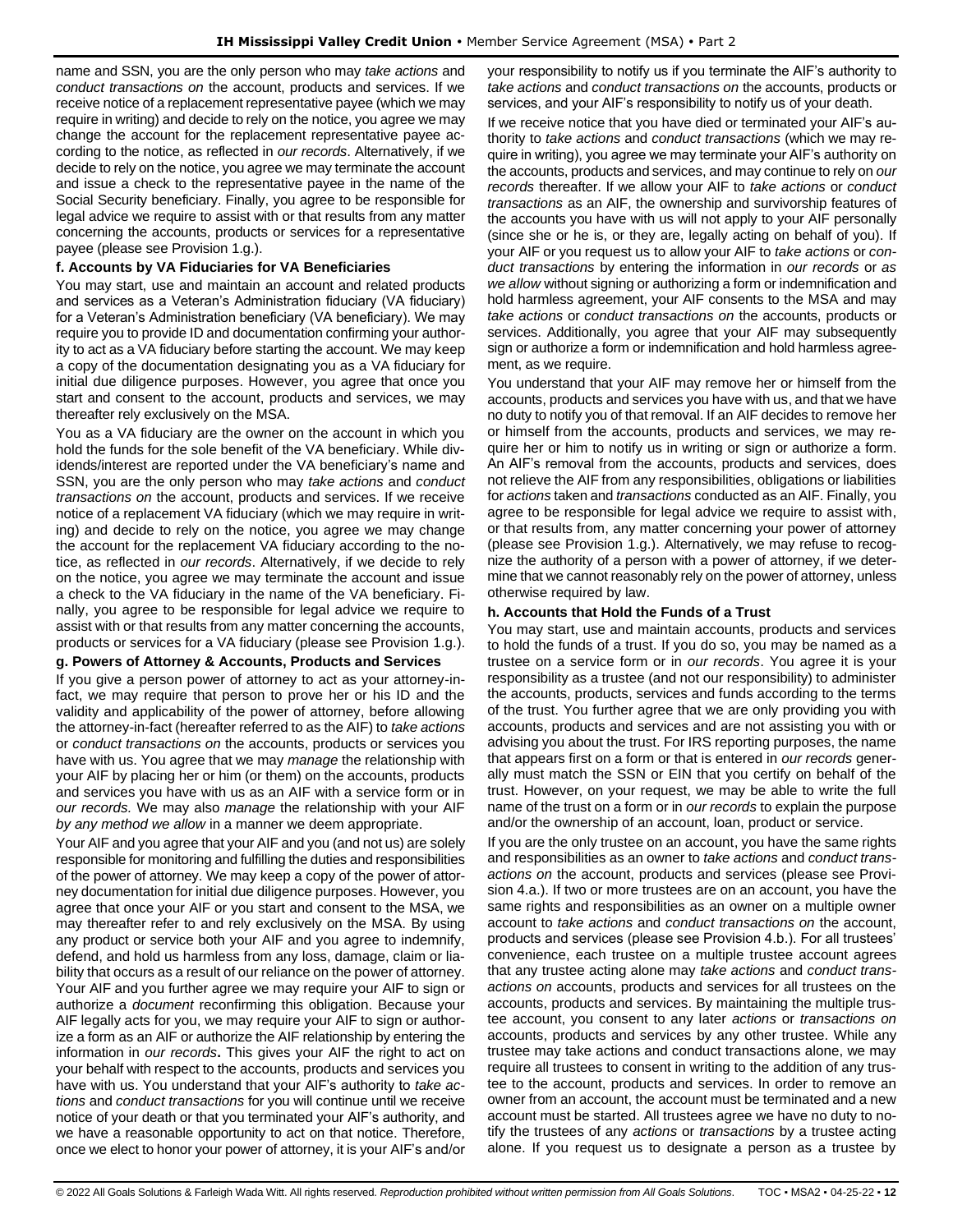name and SSN, you are the only person who may *take actions* and *conduct transactions on* the account, products and services. If we receive notice of a replacement representative payee (which we may require in writing) and decide to rely on the notice, you agree we may change the account for the replacement representative payee according to the notice, as reflected in *our records*. Alternatively, if we decide to rely on the notice, you agree we may terminate the account and issue a check to the representative payee in the name of the Social Security beneficiary. Finally, you agree to be responsible for legal advice we require to assist with or that results from any matter concerning the accounts, products or services for a representative payee (please see Provision 1.g.).

**f. Accounts by VA Fiduciaries for VA Beneficiaries**

You may start, use and maintain an account and related products and services as a Veteran's Administration fiduciary (VA fiduciary) for a Veteran's Administration beneficiary (VA beneficiary). We may require you to provide ID and documentation confirming your authority to act as a VA fiduciary before starting the account. We may keep a copy of the documentation designating you as a VA fiduciary for initial due diligence purposes. However, you agree that once you start and consent to the account, products and services, we may thereafter rely exclusively on the MSA.

You as a VA fiduciary are the owner on the account in which you hold the funds for the sole benefit of the VA beneficiary. While dividends/interest are reported under the VA beneficiary's name and SSN, you are the only person who may *take actions* and *conduct transactions on* the account, products and services. If we receive notice of a replacement VA fiduciary (which we may require in writing) and decide to rely on the notice, you agree we may change the account for the replacement VA fiduciary according to the notice, as reflected in *our records*. Alternatively, if we decide to rely on the notice, you agree we may terminate the account and issue a check to the VA fiduciary in the name of the VA beneficiary. Finally, you agree to be responsible for legal advice we require to assist with or that results from any matter concerning the accounts, products or services for a VA fiduciary (please see Provision 1.g.).

**g. Powers of Attorney & Accounts, Products and Services**

If you give a person power of attorney to act as your attorney-in-fact, we may require that person to prove her or his ID and the validity and applicability of the power of attorney, before allowing the attorney-in-fact (hereafter referred to as the AIF) to *take actions* or *conduct transactions on* the accounts, products or services you have with us. You agree that we may *manage* the relationship with your AIF by placing her or him (or them) on the accounts, products and services you have with us as an AIF with a service form or in *our records.* We may also *manage* the relationship with your AIF *by any method we allow* in a manner we deem appropriate.

Your AIF and you agree that your AIF and you (and not us) are solely responsible for monitoring and fulfilling the duties and responsibilities of the power of attorney. We may keep a copy of the power of attorney documentation for initial due diligence purposes. However, you agree that once your AIF or you start and consent to the MSA, we may thereafter refer to and rely exclusively on the MSA. By using any product or service both your AIF and you agree to indemnify, defend, and hold us harmless from any loss, damage, claim or liability that occurs as a result of our reliance on the power of attorney. Your AIF and you further agree we may require your AIF to sign or authorize a *document* reconfirming this obligation. Because your AIF legally acts for you, we may require your AIF to sign or authorize a form as an AIF or authorize the AIF relationship by entering the information in *our records***.** This gives your AIF the right to act on your behalf with respect to the accounts, products and services you have with us. You understand that your AIF's authority to *take actions* and *conduct transactions* for you will continue until we receive notice of your death or that you terminated your AIF's authority, and we have a reasonable opportunity to act on that notice. Therefore, once we elect to honor your power of attorney, it is your AIF's and/or your responsibility to notify us if you terminate the AIF's authority to *take actions* and *conduct transactions on* the accounts, products or services, and your AIF's responsibility to notify us of your death.

If we receive notice that you have died or terminated your AIF's authority to *take actions* and *conduct transactions* (which we may require in writing), you agree we may terminate your AIF's authority on the accounts, products and services, and may continue to rely on *our records* thereafter. If we allow your AIF to *take actions* or *conduct transactions* as an AIF, the ownership and survivorship features of the accounts you have with us will not apply to your AIF personally (since she or he is, or they are, legally acting on behalf of you). If your AIF or you request us to allow your AIF to *take actions* or *conduct transactions* by entering the information in *our records* or *as we allow* without signing or authorizing a form or indemnification and hold harmless agreement, your AIF consents to the MSA and may *take actions* or *conduct transactions on* the accounts, products or services. Additionally, you agree that your AIF may subsequently sign or authorize a form or indemnification and hold harmless agreement, as we require.

You understand that your AIF may remove her or himself from the accounts, products and services you have with us, and that we have no duty to notify you of that removal. If an AIF decides to remove her or himself from the accounts, products and services, we may require her or him to notify us in writing or sign or authorize a form. An AIF's removal from the accounts, products and services, does not relieve the AIF from any responsibilities, obligations or liabilities for *actions* taken and *transactions* conducted as an AIF. Finally, you agree to be responsible for legal advice we require to assist with, or that results from, any matter concerning your power of attorney (please see Provision 1.g.). Alternatively, we may refuse to recognize the authority of a person with a power of attorney, if we determine that we cannot reasonably rely on the power of attorney, unless otherwise required by law.

**h. Accounts that Hold the Funds of a Trust**

You may start, use and maintain accounts, products and services to hold the funds of a trust. If you do so, you may be named as a trustee on a service form or in *our records*. You agree it is your responsibility as a trustee (and not our responsibility) to administer the accounts, products, services and funds according to the terms of the trust. You further agree that we are only providing you with accounts, products and services and are not assisting you with or advising you about the trust. For IRS reporting purposes, the name that appears first on a form or that is entered in *our records* generally must match the SSN or EIN that you certify on behalf of the trust. However, on your request, we may be able to write the full name of the trust on a form or in *our records* to explain the purpose and/or the ownership of an account, loan, product or service.

If you are the only trustee on an account, you have the same rights and responsibilities as an owner to *take actions* and *conduct transactions on* the account, products and services (please see Provision 4.a.). If two or more trustees are on an account, you have the same rights and responsibilities as an owner on a multiple owner account to *take actions* and *conduct transactions on* the account, products and services (please see Provision 4.b.). For all trustees' convenience, each trustee on a multiple trustee account agrees that any trustee acting alone may *take actions* and *conduct transactions on* accounts, products and services for all trustees on the accounts, products and services. By maintaining the multiple trustee account, you consent to any later *actions* or *transactions on* accounts, products and services by any other trustee. While any trustee may take actions and conduct transactions alone, we may require all trustees to consent in writing to the addition of any trustee to the account, products and services. In order to remove an owner from an account, the account must be terminated and a new account must be started. All trustees agree we have no duty to notify the trustees of any *actions* or *transactions* by a trustee acting alone. If you request us to designate a person as a trustee by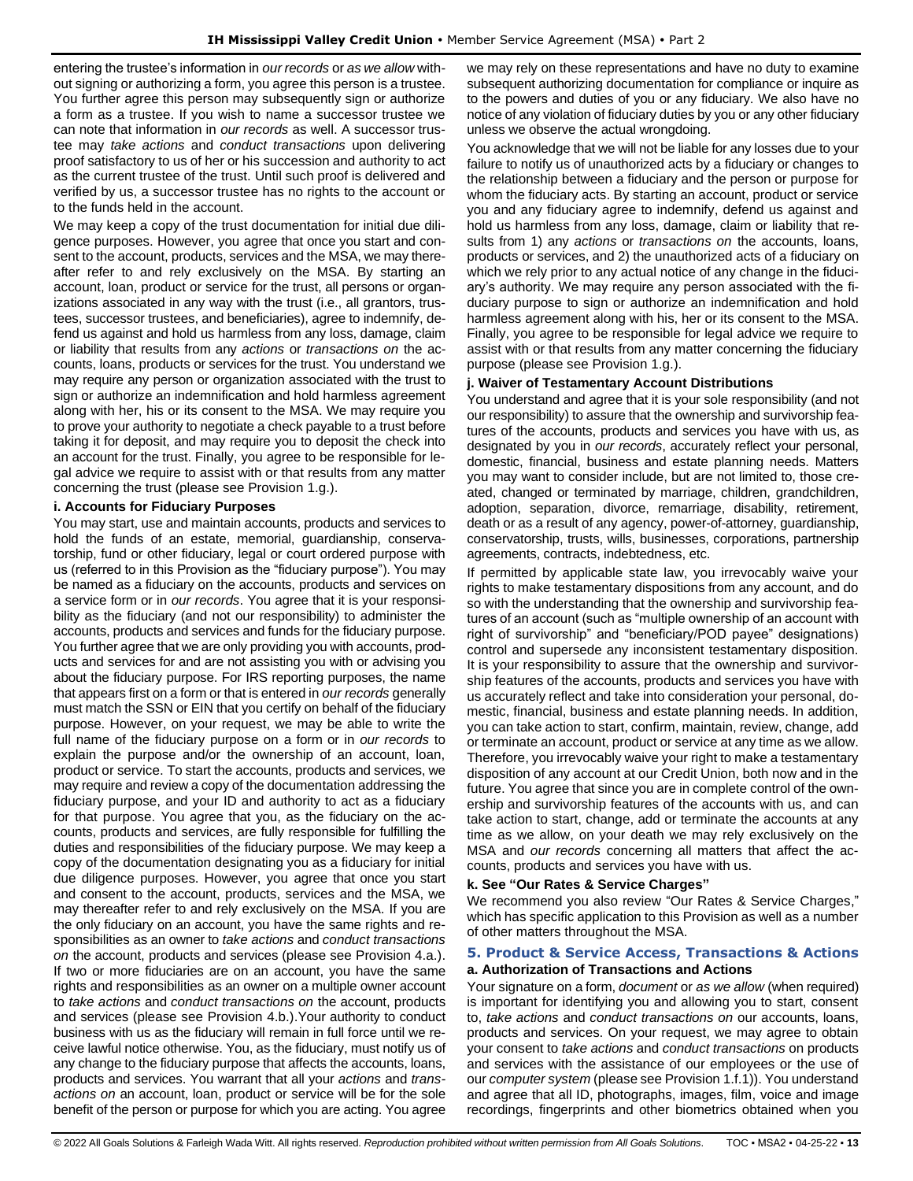entering the trustee's information in *our records* or *as we allow* without signing or authorizing a form, you agree this person is a trustee. You further agree this person may subsequently sign or authorize a form as a trustee. If you wish to name a successor trustee we can note that information in *our records* as well. A successor trustee may *take actions* and *conduct transactions* upon delivering proof satisfactory to us of her or his succession and authority to act as the current trustee of the trust. Until such proof is delivered and verified by us, a successor trustee has no rights to the account or to the funds held in the account.

We may keep a copy of the trust documentation for initial due diligence purposes. However, you agree that once you start and consent to the account, products, services and the MSA, we may thereafter refer to and rely exclusively on the MSA. By starting an account, loan, product or service for the trust, all persons or organizations associated in any way with the trust (i.e., all grantors, trustees, successor trustees, and beneficiaries), agree to indemnify, defend us against and hold us harmless from any loss, damage, claim or liability that results from any *actions* or *transactions on* the accounts, loans, products or services for the trust. You understand we may require any person or organization associated with the trust to sign or authorize an indemnification and hold harmless agreement along with her, his or its consent to the MSA. We may require you to prove your authority to negotiate a check payable to a trust before taking it for deposit, and may require you to deposit the check into an account for the trust. Finally, you agree to be responsible for legal advice we require to assist with or that results from any matter concerning the trust (please see Provision 1.g.).

### i. Accounts for Fiduciary Purposes

You may start, use and maintain accounts, products and services to hold the funds of an estate, memorial, guardianship, conservatorship, fund or other fiduciary, legal or court ordered purpose with us (referred to in this Provision as the "fiduciary purpose"). You may be named as a fiduciary on the accounts, products and services on a service form or in *our records*. You agree that it is your responsibility as the fiduciary (and not our responsibility) to administer the accounts, products and services and funds for the fiduciary purpose. You further agree that we are only providing you with accounts, products and services for and are not assisting you with or advising you about the fiduciary purpose. For IRS reporting purposes, the name that appears first on a form or that is entered in *our records* generally must match the SSN or EIN that you certify on behalf of the fiduciary purpose. However, on your request, we may be able to write the full name of the fiduciary purpose on a form or in *our records* to explain the purpose and/or the ownership of an account, loan, product or service. To start the accounts, products and services, we may require and review a copy of the documentation addressing the fiduciary purpose, and your ID and authority to act as a fiduciary for that purpose. You agree that you, as the fiduciary on the accounts, products and services, are fully responsible for fulfilling the duties and responsibilities of the fiduciary purpose. We may keep a copy of the documentation designating you as a fiduciary for initial due diligence purposes. However, you agree that once you start and consent to the account, products, services and the MSA, we may thereafter refer to and rely exclusively on the MSA. If you are the only fiduciary on an account, you have the same rights and responsibilities as an owner to *take actions* and *conduct transactions on* the account, products and services (please see Provision 4.a.). If two or more fiduciaries are on an account, you have the same rights and responsibilities as an owner on a multiple owner account to *take actions* and *conduct transactions on* the account, products and services (please see Provision 4.b.).Your authority to conduct business with us as the fiduciary will remain in full force until we receive lawful notice otherwise. You, as the fiduciary, must notify us of any change to the fiduciary purpose that affects the accounts, loans, products and services. You warrant that all your *actions* and *transactions on* an account, loan, product or service will be for the sole benefit of the person or purpose for which you are acting. You agree we may rely on these representations and have no duty to examine subsequent authorizing documentation for compliance or inquire as to the powers and duties of you or any fiduciary. We also have no notice of any violation of fiduciary duties by you or any other fiduciary unless we observe the actual wrongdoing.

You acknowledge that we will not be liable for any losses due to your failure to notify us of unauthorized acts by a fiduciary or changes to the relationship between a fiduciary and the person or purpose for whom the fiduciary acts. By starting an account, product or service you and any fiduciary agree to indemnify, defend us against and hold us harmless from any loss, damage, claim or liability that results from 1) any *actions* or *transactions on* the accounts, loans, products or services, and 2) the unauthorized acts of a fiduciary on which we rely prior to any actual notice of any change in the fiduciary's authority. We may require any person associated with the fiduciary purpose to sign or authorize an indemnification and hold harmless agreement along with his, her or its consent to the MSA. Finally, you agree to be responsible for legal advice we require to assist with or that results from any matter concerning the fiduciary purpose (please see Provision 1.g.).

### j. Waiver of Testamentary Account Distributions

You understand and agree that it is your sole responsibility (and not our responsibility) to assure that the ownership and survivorship features of the accounts, products and services you have with us, as designated by you in *our records*, accurately reflect your personal, domestic, financial, business and estate planning needs. Matters you may want to consider include, but are not limited to, those created, changed or terminated by marriage, children, grandchildren, adoption, separation, divorce, remarriage, disability, retirement, death or as a result of any agency, power-of-attorney, guardianship, conservatorship, trusts, wills, businesses, corporations, partnership agreements, contracts, indebtedness, etc.

If permitted by applicable state law, you irrevocably waive your rights to make testamentary dispositions from any account, and do so with the understanding that the ownership and survivorship features of an account (such as "multiple ownership of an account with right of survivorship" and "beneficiary/POD payee" designations) control and supersede any inconsistent testamentary disposition. It is your responsibility to assure that the ownership and survivorship features of the accounts, products and services you have with us accurately reflect and take into consideration your personal, domestic, financial, business and estate planning needs. In addition, you can take action to start, confirm, maintain, review, change, add or terminate an account, product or service at any time as we allow. Therefore, you irrevocably waive your right to make a testamentary disposition of any account at our Credit Union, both now and in the future. You agree that since you are in complete control of the ownership and survivorship features of the accounts with us, and can take action to start, change, add or terminate the accounts at any time as we allow, on your death we may rely exclusively on the MSA and *our records* concerning all matters that affect the accounts, products and services you have with us.

### k. See "Our Rates & Service Charges"

We recommend you also review "Our Rates & Service Charges," which has specific application to this Provision as well as a number of other matters throughout the MSA.

## 5. Product & Service Access, Transactions & Actions

### a. Authorization of Transactions and Actions

Your signature on a form, *document* or *as we allow* (when required) is important for identifying you and allowing you to start, consent to, *take actions* and *conduct transactions on* our accounts, loans, products and services. On your request, we may agree to obtain your consent to *take actions* and *conduct transactions* on products and services with the assistance of our employees or the use of our *computer system* (please see Provision 1.f.1)). You understand and agree that all ID, photographs, images, film, voice and image recordings, fingerprints and other biometrics obtained when you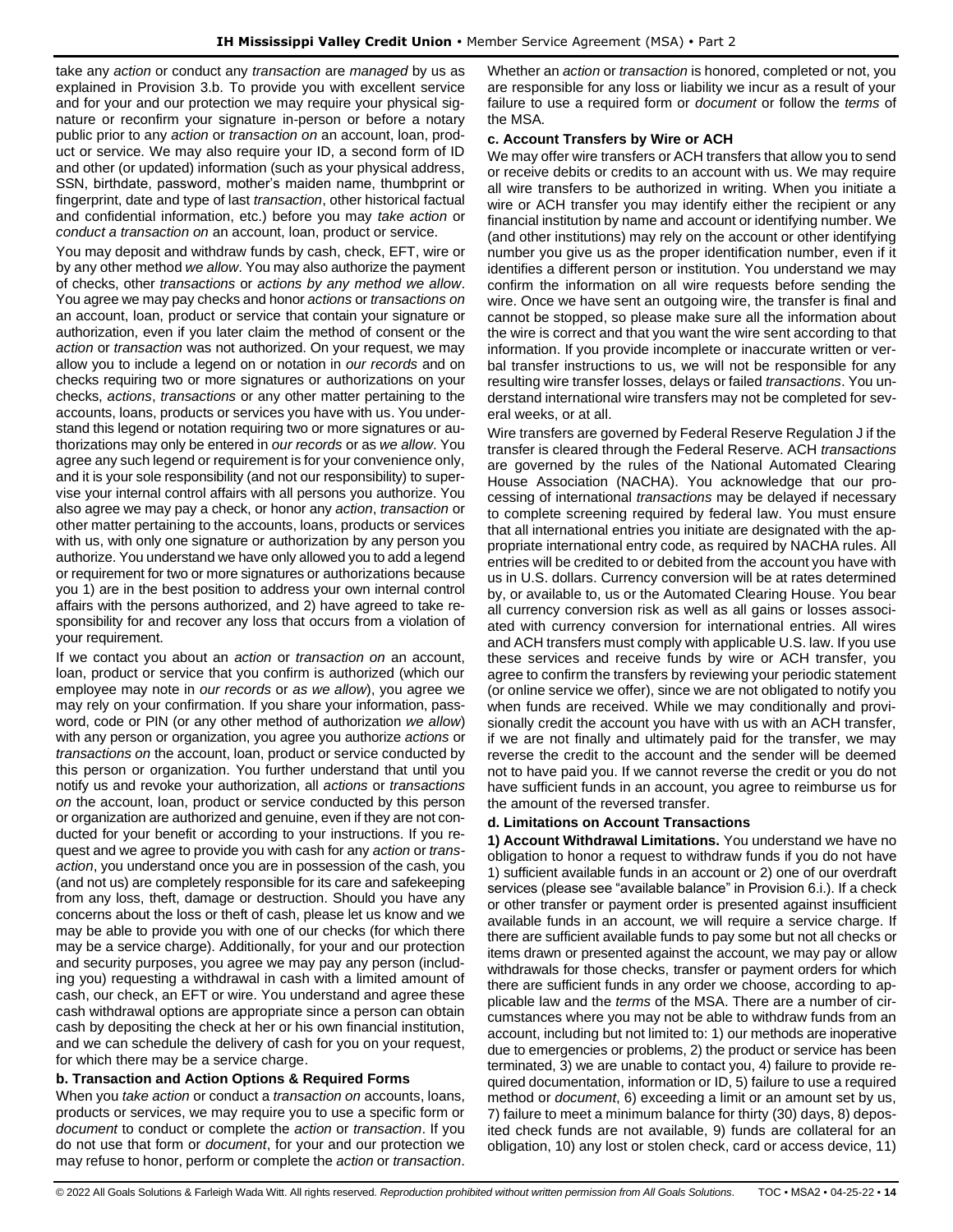take any *action* or conduct any *transaction* are *managed* by us as explained in Provision 3.b. To provide you with excellent service and for your and our protection we may require your physical signature or reconfirm your signature in-person or before a notary public prior to any *action* or *transaction on* an account, loan, product or service. We may also require your ID, a second form of ID and other (or updated) information (such as your physical address, SSN, birthdate, password, mother's maiden name, thumbprint or fingerprint, date and type of last *transaction*, other historical factual and confidential information, etc.) before you may *take action* or *conduct a transaction on* an account, loan, product or service.

You may deposit and withdraw funds by cash, check, EFT, wire or by any other method *we allow*. You may also authorize the payment of checks, other *transactions* or *actions by any method we allow*. You agree we may pay checks and honor *actions* or *transactions on* an account, loan, product or service that contain your signature or authorization, even if you later claim the method of consent or the *action* or *transaction* was not authorized. On your request, we may allow you to include a legend on or notation in *our records* and on checks requiring two or more signatures or authorizations on your checks, *actions*, *transactions* or any other matter pertaining to the accounts, loans, products or services you have with us. You understand this legend or notation requiring two or more signatures or authorizations may only be entered in *our records* or as *we allow*. You agree any such legend or requirement is for your convenience only, and it is your sole responsibility (and not our responsibility) to supervise your internal control affairs with all persons you authorize. You also agree we may pay a check, or honor any *action*, *transaction* or other matter pertaining to the accounts, loans, products or services with us, with only one signature or authorization by any person you authorize. You understand we have only allowed you to add a legend or requirement for two or more signatures or authorizations because you 1) are in the best position to address your own internal control affairs with the persons authorized, and 2) have agreed to take responsibility for and recover any loss that occurs from a violation of your requirement.

If we contact you about an *action* or *transaction on* an account, loan, product or service that you confirm is authorized (which our employee may note in *our records* or *as we allow*), you agree we may rely on your confirmation. If you share your information, password, code or PIN (or any other method of authorization *we allow*) with any person or organization, you agree you authorize *actions* or *transactions on* the account, loan, product or service conducted by this person or organization. You further understand that until you notify us and revoke your authorization, all *actions* or *transactions on* the account, loan, product or service conducted by this person or organization are authorized and genuine, even if they are not conducted for your benefit or according to your instructions. If you request and we agree to provide you with cash for any *action* or *transaction*, you understand once you are in possession of the cash, you (and not us) are completely responsible for its care and safekeeping from any loss, theft, damage or destruction. Should you have any concerns about the loss or theft of cash, please let us know and we may be able to provide you with one of our checks (for which there may be a service charge). Additionally, for your and our protection and security purposes, you agree we may pay any person (including you) requesting a withdrawal in cash with a limited amount of cash, our check, an EFT or wire. You understand and agree these cash withdrawal options are appropriate since a person can obtain cash by depositing the check at her or his own financial institution, and we can schedule the delivery of cash for you on your request, for which there may be a service charge.

### b. Transaction and Action Options & Required Forms

When you *take action* or conduct a *transaction on* accounts, loans, products or services, we may require you to use a specific form or *document* to conduct or complete the *action* or *transaction*. If you do not use that form or *document*, for your and our protection we may refuse to honor, perform or complete the *action* or *transaction*. Whether an *action* or *transaction* is honored, completed or not, you are responsible for any loss or liability we incur as a result of your failure to use a required form or *document* or follow the *terms* of the MSA.

### c. Account Transfers by Wire or ACH

We may offer wire transfers or ACH transfers that allow you to send or receive debits or credits to an account with us. We may require all wire transfers to be authorized in writing. When you initiate a wire or ACH transfer you may identify either the recipient or any financial institution by name and account or identifying number. We (and other institutions) may rely on the account or other identifying number you give us as the proper identification number, even if it identifies a different person or institution. You understand we may confirm the information on all wire requests before sending the wire. Once we have sent an outgoing wire, the transfer is final and cannot be stopped, so please make sure all the information about the wire is correct and that you want the wire sent according to that information. If you provide incomplete or inaccurate written or verbal transfer instructions to us, we will not be responsible for any resulting wire transfer losses, delays or failed *transactions*. You understand international wire transfers may not be completed for several weeks, or at all.

Wire transfers are governed by Federal Reserve Regulation J if the transfer is cleared through the Federal Reserve. ACH *transactions* are governed by the rules of the National Automated Clearing House Association (NACHA). You acknowledge that our processing of international *transactions* may be delayed if necessary to complete screening required by federal law. You must ensure that all international entries you initiate are designated with the appropriate international entry code, as required by NACHA rules. All entries will be credited to or debited from the account you have with us in U.S. dollars. Currency conversion will be at rates determined by, or available to, us or the Automated Clearing House. You bear all currency conversion risk as well as all gains or losses associated with currency conversion for international entries. All wires and ACH transfers must comply with applicable U.S. law. If you use these services and receive funds by wire or ACH transfer, you agree to confirm the transfers by reviewing your periodic statement (or online service we offer), since we are not obligated to notify you when funds are received. While we may conditionally and provisionally credit the account you have with us with an ACH transfer, if we are not finally and ultimately paid for the transfer, we may reverse the credit to the account and the sender will be deemed not to have paid you. If we cannot reverse the credit or you do not have sufficient funds in an account, you agree to reimburse us for the amount of the reversed transfer.

### d. Limitations on Account Transactions

**1) Account Withdrawal Limitations.** You understand we have no obligation to honor a request to withdraw funds if you do not have 1) sufficient available funds in an account or 2) one of our overdraft services (please see "available balance" in Provision 6.i.). If a check or other transfer or payment order is presented against insufficient available funds in an account, we will require a service charge. If there are sufficient available funds to pay some but not all checks or items drawn or presented against the account, we may pay or allow withdrawals for those checks, transfer or payment orders for which there are sufficient funds in any order we choose, according to applicable law and the *terms* of the MSA. There are a number of circumstances where you may not be able to withdraw funds from an account, including but not limited to: 1) our methods are inoperative due to emergencies or problems, 2) the product or service has been terminated, 3) we are unable to contact you, 4) failure to provide required documentation, information or ID, 5) failure to use a required method or *document*, 6) exceeding a limit or an amount set by us, 7) failure to meet a minimum balance for thirty (30) days, 8) deposited check funds are not available, 9) funds are collateral for an obligation, 10) any lost or stolen check, card or access device, 11)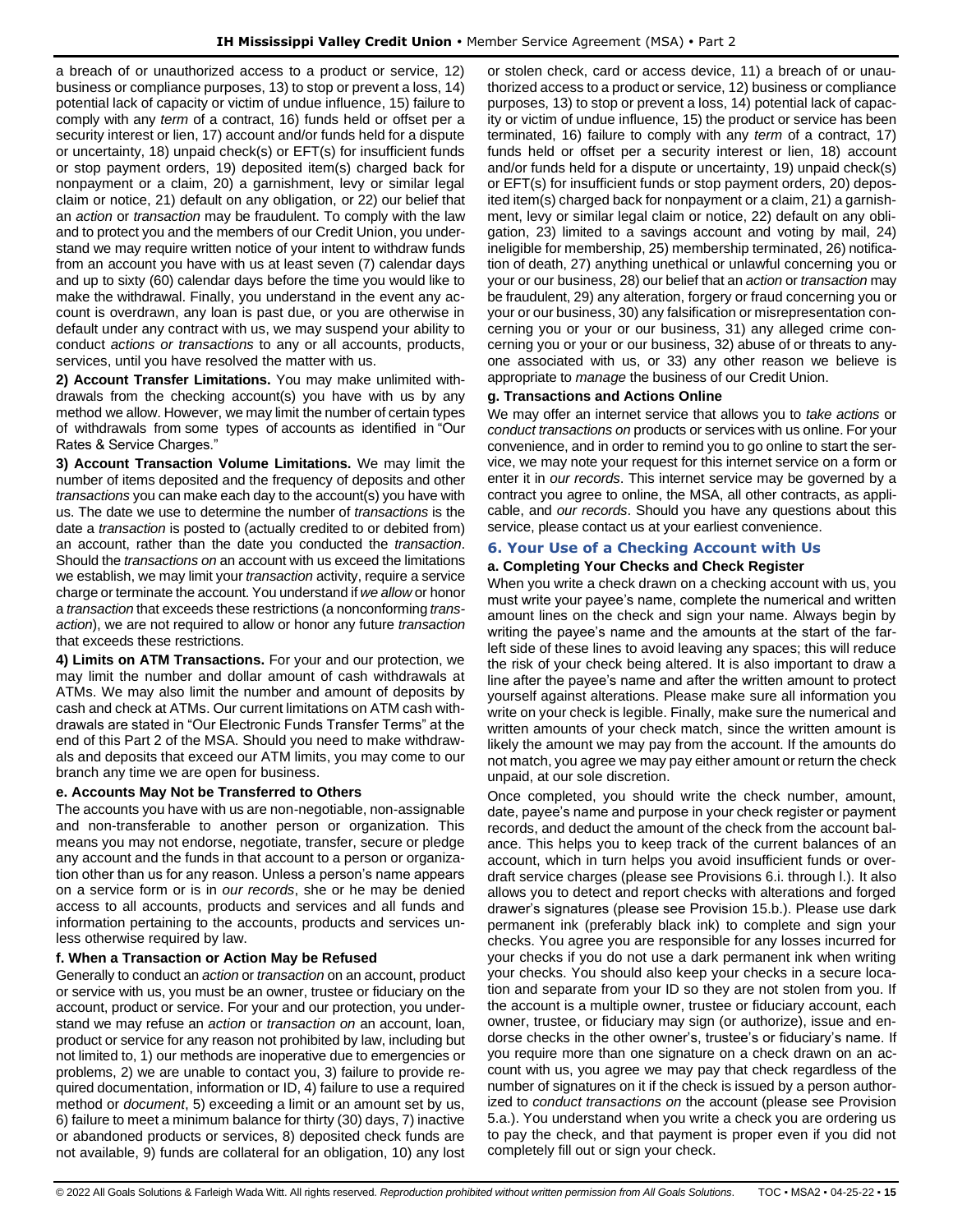a breach of or unauthorized access to a product or service, 12) business or compliance purposes, 13) to stop or prevent a loss, 14) potential lack of capacity or victim of undue influence, 15) failure to comply with any *term* of a contract, 16) funds held or offset per a security interest or lien, 17) account and/or funds held for a dispute or uncertainty, 18) unpaid check(s) or EFT(s) for insufficient funds or stop payment orders, 19) deposited item(s) charged back for nonpayment or a claim, 20) a garnishment, levy or similar legal claim or notice, 21) default on any obligation, or 22) our belief that an *action* or *transaction* may be fraudulent. To comply with the law and to protect you and the members of our Credit Union, you understand we may require written notice of your intent to withdraw funds from an account you have with us at least seven (7) calendar days and up to sixty (60) calendar days before the time you would like to make the withdrawal. Finally, you understand in the event any account is overdrawn, any loan is past due, or you are otherwise in default under any contract with us, we may suspend your ability to conduct *actions or transactions* to any or all accounts, products, services, until you have resolved the matter with us.

**2) Account Transfer Limitations.** You may make unlimited withdrawals from the checking account(s) you have with us by any method we allow. However, we may limit the number of certain types of withdrawals from some types of accounts as identified in "Our Rates & Service Charges."

**3) Account Transaction Volume Limitations.** We may limit the number of items deposited and the frequency of deposits and other *transactions* you can make each day to the account(s) you have with us. The date we use to determine the number of *transactions* is the date a *transaction* is posted to (actually credited to or debited from) an account, rather than the date you conducted the *transaction*. Should the *transactions on* an account with us exceed the limitations we establish, we may limit your *transaction* activity, require a service charge or terminate the account. You understand if *we allow* or honor a *transaction* that exceeds these restrictions (a nonconforming *transaction*), we are not required to allow or honor any future *transaction* that exceeds these restrictions.

**4) Limits on ATM Transactions.** For your and our protection, we may limit the number and dollar amount of cash withdrawals at ATMs. We may also limit the number and amount of deposits by cash and check at ATMs. Our current limitations on ATM cash withdrawals are stated in "Our Electronic Funds Transfer Terms" at the end of this Part 2 of the MSA. Should you need to make withdrawals and deposits that exceed our ATM limits, you may come to our branch any time we are open for business.

### e. Accounts May Not be Transferred to Others

The accounts you have with us are non-negotiable, non-assignable and non-transferable to another person or organization. This means you may not endorse, negotiate, transfer, secure or pledge any account and the funds in that account to a person or organization other than us for any reason. Unless a person's name appears on a service form or is in *our records*, she or he may be denied access to all accounts, products and services and all funds and information pertaining to the accounts, products and services unless otherwise required by law.

### f. When a Transaction or Action May be Refused

Generally to conduct an *action* or *transaction* on an account, product or service with us, you must be an owner, trustee or fiduciary on the account, product or service. For your and our protection, you understand we may refuse an *action* or *transaction on* an account, loan, product or service for any reason not prohibited by law, including but not limited to, 1) our methods are inoperative due to emergencies or problems, 2) we are unable to contact you, 3) failure to provide required documentation, information or ID, 4) failure to use a required method or *document*, 5) exceeding a limit or an amount set by us, 6) failure to meet a minimum balance for thirty (30) days, 7) inactive or abandoned products or services, 8) deposited check funds are not available, 9) funds are collateral for an obligation, 10) any lost or stolen check, card or access device, 11) a breach of or unauthorized access to a product or service, 12) business or compliance purposes, 13) to stop or prevent a loss, 14) potential lack of capacity or victim of undue influence, 15) the product or service has been terminated, 16) failure to comply with any *term* of a contract, 17) funds held or offset per a security interest or lien, 18) account and/or funds held for a dispute or uncertainty, 19) unpaid check(s) or EFT(s) for insufficient funds or stop payment orders, 20) deposited item(s) charged back for nonpayment or a claim, 21) a garnishment, levy or similar legal claim or notice, 22) default on any obligation, 23) limited to a savings account and voting by mail, 24) ineligible for membership, 25) membership terminated, 26) notification of death, 27) anything unethical or unlawful concerning you or your or our business, 28) our belief that an *action* or *transaction* may be fraudulent, 29) any alteration, forgery or fraud concerning you or your or our business, 30) any falsification or misrepresentation concerning you or your or our business, 31) any alleged crime concerning you or your or our business, 32) abuse of or threats to anyone associated with us, or 33) any other reason we believe is appropriate to *manage* the business of our Credit Union.

### g. Transactions and Actions Online

We may offer an internet service that allows you to *take actions* or *conduct transactions on* products or services with us online. For your convenience, and in order to remind you to go online to start the service, we may note your request for this internet service on a form or enter it in *our records*. This internet service may be governed by a contract you agree to online, the MSA, all other contracts, as applicable, and *our records*. Should you have any questions about this service, please contact us at your earliest convenience.

## 6. Your Use of a Checking Account with Us

### a. Completing Your Checks and Check Register

When you write a check drawn on a checking account with us, you must write your payee's name, complete the numerical and written amount lines on the check and sign your name. Always begin by writing the payee's name and the amounts at the start of the far-left side of these lines to avoid leaving any spaces; this will reduce the risk of your check being altered. It is also important to draw a line after the payee's name and after the written amount to protect yourself against alterations. Please make sure all information you write on your check is legible. Finally, make sure the numerical and written amounts of your check match, since the written amount is likely the amount we may pay from the account. If the amounts do not match, you agree we may pay either amount or return the check unpaid, at our sole discretion.

Once completed, you should write the check number, amount, date, payee's name and purpose in your check register or payment records, and deduct the amount of the check from the account balance. This helps you to keep track of the current balances of an account, which in turn helps you avoid insufficient funds or overdraft service charges (please see Provisions 6.i. through l.). It also allows you to detect and report checks with alterations and forged drawer's signatures (please see Provision 15.b.). Please use dark permanent ink (preferably black ink) to complete and sign your checks. You agree you are responsible for any losses incurred for your checks if you do not use a dark permanent ink when writing your checks. You should also keep your checks in a secure location and separate from your ID so they are not stolen from you. If the account is a multiple owner, trustee or fiduciary account, each owner, trustee, or fiduciary may sign (or authorize), issue and endorse checks in the other owner's, trustee's or fiduciary's name. If you require more than one signature on a check drawn on an account with us, you agree we may pay that check regardless of the number of signatures on it if the check is issued by a person authorized to *conduct transactions on* the account (please see Provision 5.a.). You understand when you write a check you are ordering us to pay the check, and that payment is proper even if you did not completely fill out or sign your check.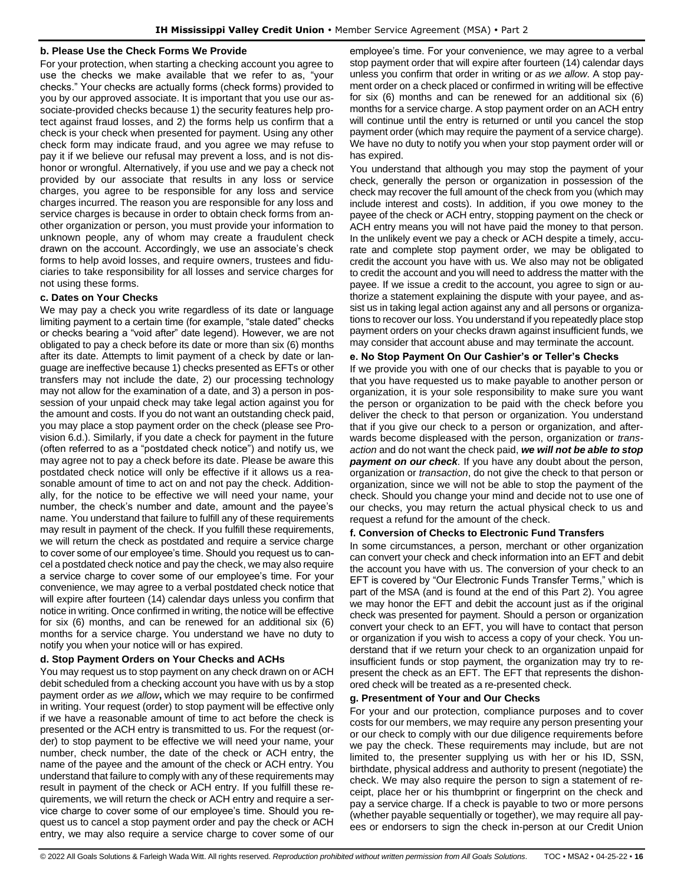**b. Please Use the Check Forms We Provide**

For your protection, when starting a checking account you agree to use the checks we make available that we refer to as, "your checks." Your checks are actually forms (check forms) provided to you by our approved associate. It is important that you use our associate-provided checks because 1) the security features help protect against fraud losses, and 2) the forms help us confirm that a check is your check when presented for payment. Using any other check form may indicate fraud, and you agree we may refuse to pay it if we believe our refusal may prevent a loss, and is not dishonor or wrongful. Alternatively, if you use and we pay a check not provided by our associate that results in any loss or service charges, you agree to be responsible for any loss and service charges incurred. The reason you are responsible for any loss and service charges is because in order to obtain check forms from another organization or person, you must provide your information to unknown people, any of whom may create a fraudulent check drawn on the account. Accordingly, we use an associate's check forms to help avoid losses, and require owners, trustees and fiduciaries to take responsibility for all losses and service charges for not using these forms.

**c. Dates on Your Checks**

We may pay a check you write regardless of its date or language limiting payment to a certain time (for example, "stale dated" checks or checks bearing a "void after" date legend). However, we are not obligated to pay a check before its date or more than six (6) months after its date. Attempts to limit payment of a check by date or language are ineffective because 1) checks presented as EFTs or other transfers may not include the date, 2) our processing technology may not allow for the examination of a date, and 3) a person in possession of your unpaid check may take legal action against you for the amount and costs. If you do not want an outstanding check paid, you may place a stop payment order on the check (please see Provision 6.d.). Similarly, if you date a check for payment in the future (often referred to as a "postdated check notice") and notify us, we may agree not to pay a check before its date. Please be aware this postdated check notice will only be effective if it allows us a reasonable amount of time to act on and not pay the check. Additionally, for the notice to be effective we will need your name, your number, the check's number and date, amount and the payee's name. You understand that failure to fulfill any of these requirements may result in payment of the check. If you fulfill these requirements, we will return the check as postdated and require a service charge to cover some of our employee's time. Should you request us to cancel a postdated check notice and pay the check, we may also require a service charge to cover some of our employee's time. For your convenience, we may agree to a verbal postdated check notice that will expire after fourteen (14) calendar days unless you confirm that notice in writing. Once confirmed in writing, the notice will be effective for six (6) months, and can be renewed for an additional six (6) months for a service charge. You understand we have no duty to notify you when your notice will or has expired.

**d. Stop Payment Orders on Your Checks and ACHs**

You may request us to stop payment on any check drawn on or ACH debit scheduled from a checking account you have with us by a stop payment order *as we allow*, which we may require to be confirmed in writing. Your request (order) to stop payment will be effective only if we have a reasonable amount of time to act before the check is presented or the ACH entry is transmitted to us. For the request (order) to stop payment to be effective we will need your name, your number, check number, the date of the check or ACH entry, the name of the payee and the amount of the check or ACH entry. You understand that failure to comply with any of these requirements may result in payment of the check or ACH entry. If you fulfill these requirements, we will return the check or ACH entry and require a service charge to cover some of our employee's time. Should you request us to cancel a stop payment order and pay the check or ACH entry, we may also require a service charge to cover some of our employee's time. For your convenience, we may agree to a verbal stop payment order that will expire after fourteen (14) calendar days unless you confirm that order in writing or *as we allow*. A stop payment order on a check placed or confirmed in writing will be effective for six (6) months and can be renewed for an additional six (6) months for a service charge. A stop payment order on an ACH entry will continue until the entry is returned or until you cancel the stop payment order (which may require the payment of a service charge). We have no duty to notify you when your stop payment order will or has expired.

You understand that although you may stop the payment of your check, generally the person or organization in possession of the check may recover the full amount of the check from you (which may include interest and costs). In addition, if you owe money to the payee of the check or ACH entry, stopping payment on the check or ACH entry means you will not have paid the money to that person. In the unlikely event we pay a check or ACH despite a timely, accurate and complete stop payment order, we may be obligated to credit the account you have with us. We also may not be obligated to credit the account and you will need to address the matter with the payee. If we issue a credit to the account, you agree to sign or authorize a statement explaining the dispute with your payee, and assist us in taking legal action against any and all persons or organizations to recover our loss. You understand if you repeatedly place stop payment orders on your checks drawn against insufficient funds, we may consider that account abuse and may terminate the account.

**e. No Stop Payment On Our Cashier's or Teller's Checks**

If we provide you with one of our checks that is payable to you or that you have requested us to make payable to another person or organization, it is your sole responsibility to make sure you want the person or organization to be paid with the check before you deliver the check to that person or organization. You understand that if you give our check to a person or organization, and afterwards become displeased with the person, organization or *transaction* and do not want the check paid, ***we will not be able to stop payment on our check***. If you have any doubt about the person, organization or *transaction*, do not give the check to that person or organization, since we will not be able to stop the payment of the check. Should you change your mind and decide not to use one of our checks, you may return the actual physical check to us and request a refund for the amount of the check.

**f. Conversion of Checks to Electronic Fund Transfers**

In some circumstances, a person, merchant or other organization can convert your check and check information into an EFT and debit the account you have with us. The conversion of your check to an EFT is covered by "Our Electronic Funds Transfer Terms," which is part of the MSA (and is found at the end of this Part 2). You agree we may honor the EFT and debit the account just as if the original check was presented for payment. Should a person or organization convert your check to an EFT, you will have to contact that person or organization if you wish to access a copy of your check. You understand that if we return your check to an organization unpaid for insufficient funds or stop payment, the organization may try to represent the check as an EFT. The EFT that represents the dishonored check will be treated as a re-presented check.

**g. Presentment of Your and Our Checks**

For your and our protection, compliance purposes and to cover costs for our members, we may require any person presenting your or our check to comply with our due diligence requirements before we pay the check. These requirements may include, but are not limited to, the presenter supplying us with her or his ID, SSN, birthdate, physical address and authority to present (negotiate) the check. We may also require the person to sign a statement of receipt, place her or his thumbprint or fingerprint on the check and pay a service charge. If a check is payable to two or more persons (whether payable sequentially or together), we may require all payees or endorsers to sign the check in-person at our Credit Union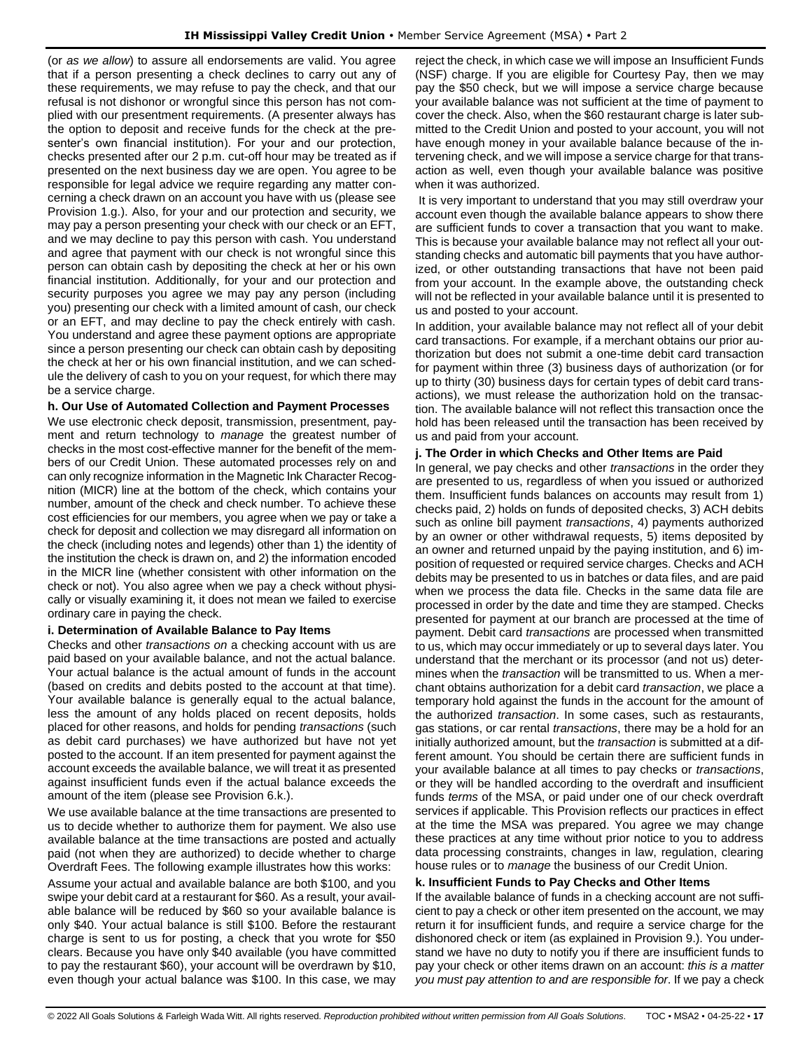(or *as we allow*) to assure all endorsements are valid. You agree that if a person presenting a check declines to carry out any of these requirements, we may refuse to pay the check, and that our refusal is not dishonor or wrongful since this person has not complied with our presentment requirements. (A presenter always has the option to deposit and receive funds for the check at the presenter's own financial institution). For your and our protection, checks presented after our 2 p.m. cut-off hour may be treated as if presented on the next business day we are open. You agree to be responsible for legal advice we require regarding any matter concerning a check drawn on an account you have with us (please see Provision 1.g.). Also, for your and our protection and security, we may pay a person presenting your check with our check or an EFT, and we may decline to pay this person with cash. You understand and agree that payment with our check is not wrongful since this person can obtain cash by depositing the check at her or his own financial institution. Additionally, for your and our protection and security purposes you agree we may pay any person (including you) presenting our check with a limited amount of cash, our check or an EFT, and may decline to pay the check entirely with cash. You understand and agree these payment options are appropriate since a person presenting our check can obtain cash by depositing the check at her or his own financial institution, and we can schedule the delivery of cash to you on your request, for which there may be a service charge.

**h. Our Use of Automated Collection and Payment Processes**

We use electronic check deposit, transmission, presentment, payment and return technology to *manage* the greatest number of checks in the most cost-effective manner for the benefit of the members of our Credit Union. These automated processes rely on and can only recognize information in the Magnetic Ink Character Recognition (MICR) line at the bottom of the check, which contains your number, amount of the check and check number. To achieve these cost efficiencies for our members, you agree when we pay or take a check for deposit and collection we may disregard all information on the check (including notes and legends) other than 1) the identity of the institution the check is drawn on, and 2) the information encoded in the MICR line (whether consistent with other information on the check or not). You also agree when we pay a check without physically or visually examining it, it does not mean we failed to exercise ordinary care in paying the check.

**i. Determination of Available Balance to Pay Items**

Checks and other *transactions on* a checking account with us are paid based on your available balance, and not the actual balance. Your actual balance is the actual amount of funds in the account (based on credits and debits posted to the account at that time). Your available balance is generally equal to the actual balance, less the amount of any holds placed on recent deposits, holds placed for other reasons, and holds for pending *transactions* (such as debit card purchases) we have authorized but have not yet posted to the account. If an item presented for payment against the account exceeds the available balance, we will treat it as presented against insufficient funds even if the actual balance exceeds the amount of the item (please see Provision 6.k.).

We use available balance at the time transactions are presented to us to decide whether to authorize them for payment. We also use available balance at the time transactions are posted and actually paid (not when they are authorized) to decide whether to charge Overdraft Fees. The following example illustrates how this works:

Assume your actual and available balance are both $100, and you swipe your debit card at a restaurant for $60. As a result, your available balance will be reduced by $60 so your available balance is only $40. Your actual balance is still $100. Before the restaurant charge is sent to us for posting, a check that you wrote for $50 clears. Because you have only $40 available (you have committed to pay the restaurant $60), your account will be overdrawn by $10, even though your actual balance was $100. In this case, we may reject the check, in which case we will impose an Insufficient Funds (NSF) charge. If you are eligible for Courtesy Pay, then we may pay the $50 check, but we will impose a service charge because your available balance was not sufficient at the time of payment to cover the check. Also, when the $60 restaurant charge is later submitted to the Credit Union and posted to your account, you will not have enough money in your available balance because of the intervening check, and we will impose a service charge for that transaction as well, even though your available balance was positive when it was authorized.

It is very important to understand that you may still overdraw your account even though the available balance appears to show there are sufficient funds to cover a transaction that you want to make. This is because your available balance may not reflect all your outstanding checks and automatic bill payments that you have authorized, or other outstanding transactions that have not been paid from your account. In the example above, the outstanding check will not be reflected in your available balance until it is presented to us and posted to your account.

In addition, your available balance may not reflect all of your debit card transactions. For example, if a merchant obtains our prior authorization but does not submit a one-time debit card transaction for payment within three (3) business days of authorization (or for up to thirty (30) business days for certain types of debit card transactions), we must release the authorization hold on the transaction. The available balance will not reflect this transaction once the hold has been released until the transaction has been received by us and paid from your account.

**j. The Order in which Checks and Other Items are Paid**

In general, we pay checks and other *transactions* in the order they are presented to us, regardless of when you issued or authorized them. Insufficient funds balances on accounts may result from 1) checks paid, 2) holds on funds of deposited checks, 3) ACH debits such as online bill payment *transactions*, 4) payments authorized by an owner or other withdrawal requests, 5) items deposited by an owner and returned unpaid by the paying institution, and 6) imposition of requested or required service charges. Checks and ACH debits may be presented to us in batches or data files, and are paid when we process the data file. Checks in the same data file are processed in order by the date and time they are stamped. Checks presented for payment at our branch are processed at the time of payment. Debit card *transactions* are processed when transmitted to us, which may occur immediately or up to several days later. You understand that the merchant or its processor (and not us) determines when the *transaction* will be transmitted to us. When a merchant obtains authorization for a debit card *transaction*, we place a temporary hold against the funds in the account for the amount of the authorized *transaction*. In some cases, such as restaurants, gas stations, or car rental *transactions*, there may be a hold for an initially authorized amount, but the *transaction* is submitted at a different amount. You should be certain there are sufficient funds in your available balance at all times to pay checks or *transactions*, or they will be handled according to the overdraft and insufficient funds *terms* of the MSA, or paid under one of our check overdraft services if applicable. This Provision reflects our practices in effect at the time the MSA was prepared. You agree we may change these practices at any time without prior notice to you to address data processing constraints, changes in law, regulation, clearing house rules or to *manage* the business of our Credit Union.

**k. Insufficient Funds to Pay Checks and Other Items**

If the available balance of funds in a checking account are not sufficient to pay a check or other item presented on the account, we may return it for insufficient funds, and require a service charge for the dishonored check or item (as explained in Provision 9.). You understand we have no duty to notify you if there are insufficient funds to pay your check or other items drawn on an account: *this is a matter you must pay attention to and are responsible for*. If we pay a check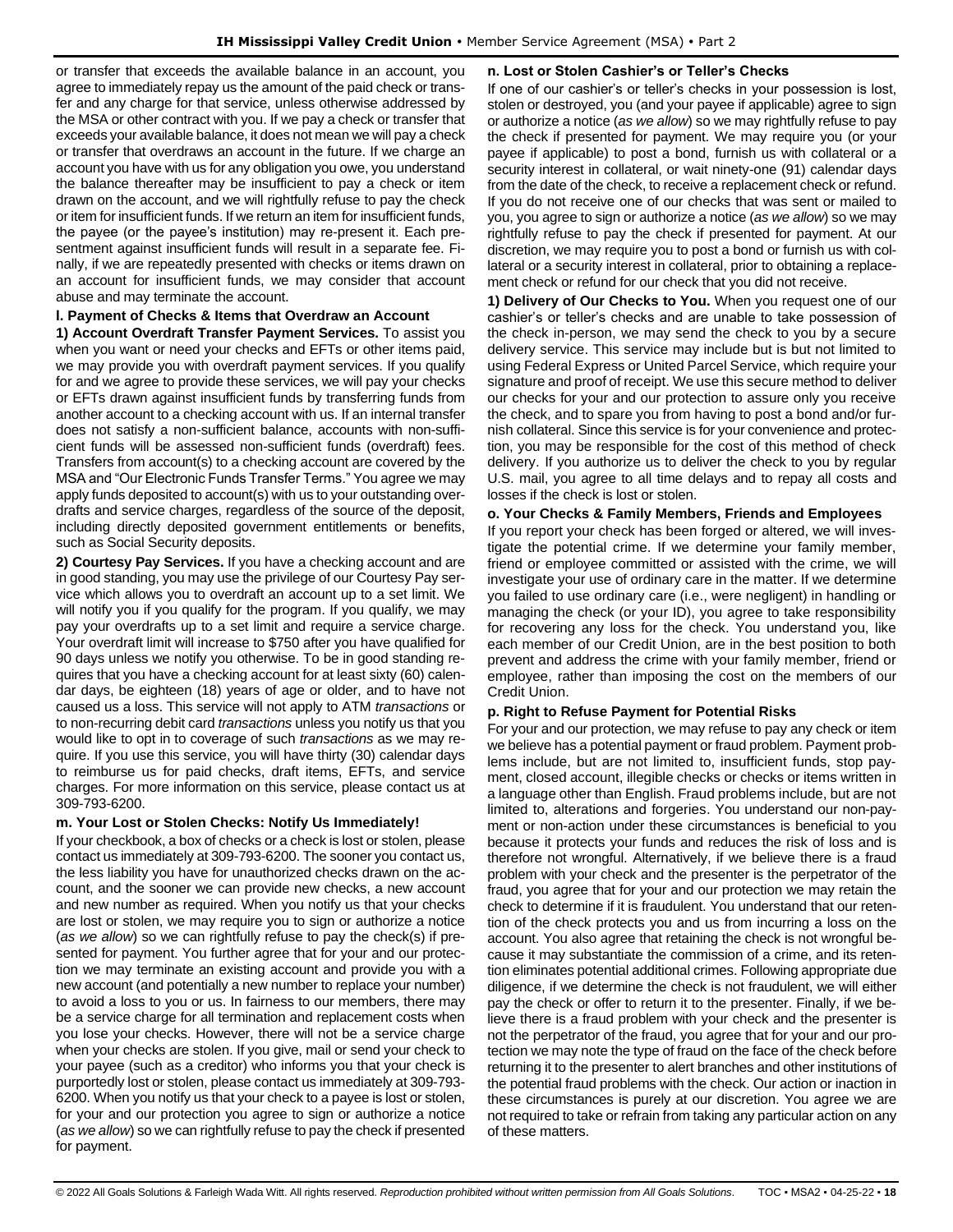or transfer that exceeds the available balance in an account, you agree to immediately repay us the amount of the paid check or transfer and any charge for that service, unless otherwise addressed by the MSA or other contract with you. If we pay a check or transfer that exceeds your available balance, it does not mean we will pay a check or transfer that overdraws an account in the future. If we charge an account you have with us for any obligation you owe, you understand the balance thereafter may be insufficient to pay a check or item drawn on the account, and we will rightfully refuse to pay the check or item for insufficient funds. If we return an item for insufficient funds, the payee (or the payee's institution) may re-present it. Each presentment against insufficient funds will result in a separate fee. Finally, if we are repeatedly presented with checks or items drawn on an account for insufficient funds, we may consider that account abuse and may terminate the account.

**l. Payment of Checks & Items that Overdraw an Account**

**1) Account Overdraft Transfer Payment Services.** To assist you when you want or need your checks and EFTs or other items paid, we may provide you with overdraft payment services. If you qualify for and we agree to provide these services, we will pay your checks or EFTs drawn against insufficient funds by transferring funds from another account to a checking account with us. If an internal transfer does not satisfy a non-sufficient balance, accounts with non-sufficient funds will be assessed non-sufficient funds (overdraft) fees. Transfers from account(s) to a checking account are covered by the MSA and "Our Electronic Funds Transfer Terms." You agree we may apply funds deposited to account(s) with us to your outstanding overdrafts and service charges, regardless of the source of the deposit, including directly deposited government entitlements or benefits, such as Social Security deposits.

**2) Courtesy Pay Services.** If you have a checking account and are in good standing, you may use the privilege of our Courtesy Pay service which allows you to overdraft an account up to a set limit. We will notify you if you qualify for the program. If you qualify, we may pay your overdrafts up to a set limit and require a service charge. Your overdraft limit will increase to $750 after you have qualified for 90 days unless we notify you otherwise. To be in good standing requires that you have a checking account for at least sixty (60) calendar days, be eighteen (18) years of age or older, and to have not caused us a loss. This service will not apply to ATM *transactions* or to non-recurring debit card *transactions* unless you notify us that you would like to opt in to coverage of such *transactions* as we may require. If you use this service, you will have thirty (30) calendar days to reimburse us for paid checks, draft items, EFTs, and service charges. For more information on this service, please contact us at 309-793-6200.

**m. Your Lost or Stolen Checks: Notify Us Immediately!**

If your checkbook, a box of checks or a check is lost or stolen, please contact us immediately at 309-793-6200. The sooner you contact us, the less liability you have for unauthorized checks drawn on the account, and the sooner we can provide new checks, a new account and new number as required. When you notify us that your checks are lost or stolen, we may require you to sign or authorize a notice (*as we allow*) so we can rightfully refuse to pay the check(s) if presented for payment. You further agree that for your and our protection we may terminate an existing account and provide you with a new account (and potentially a new number to replace your number) to avoid a loss to you or us. In fairness to our members, there may be a service charge for all termination and replacement costs when you lose your checks. However, there will not be a service charge when your checks are stolen. If you give, mail or send your check to your payee (such as a creditor) who informs you that your check is purportedly lost or stolen, please contact us immediately at 309-793-6200. When you notify us that your check to a payee is lost or stolen, for your and our protection you agree to sign or authorize a notice (*as we allow*) so we can rightfully refuse to pay the check if presented for payment.

**n. Lost or Stolen Cashier's or Teller's Checks**

If one of our cashier's or teller's checks in your possession is lost, stolen or destroyed, you (and your payee if applicable) agree to sign or authorize a notice (*as we allow*) so we may rightfully refuse to pay the check if presented for payment. We may require you (or your payee if applicable) to post a bond, furnish us with collateral or a security interest in collateral, or wait ninety-one (91) calendar days from the date of the check, to receive a replacement check or refund. If you do not receive one of our checks that was sent or mailed to you, you agree to sign or authorize a notice (*as we allow*) so we may rightfully refuse to pay the check if presented for payment. At our discretion, we may require you to post a bond or furnish us with collateral or a security interest in collateral, prior to obtaining a replacement check or refund for our check that you did not receive.

**1) Delivery of Our Checks to You.** When you request one of our cashier's or teller's checks and are unable to take possession of the check in-person, we may send the check to you by a secure delivery service. This service may include but is but not limited to using Federal Express or United Parcel Service, which require your signature and proof of receipt. We use this secure method to deliver our checks for your and our protection to assure only you receive the check, and to spare you from having to post a bond and/or furnish collateral. Since this service is for your convenience and protection, you may be responsible for the cost of this method of check delivery. If you authorize us to deliver the check to you by regular U.S. mail, you agree to all time delays and to repay all costs and losses if the check is lost or stolen.

**o. Your Checks & Family Members, Friends and Employees**

If you report your check has been forged or altered, we will investigate the potential crime. If we determine your family member, friend or employee committed or assisted with the crime, we will investigate your use of ordinary care in the matter. If we determine you failed to use ordinary care (i.e., were negligent) in handling or managing the check (or your ID), you agree to take responsibility for recovering any loss for the check. You understand you, like each member of our Credit Union, are in the best position to both prevent and address the crime with your family member, friend or employee, rather than imposing the cost on the members of our Credit Union.

**p. Right to Refuse Payment for Potential Risks**

For your and our protection, we may refuse to pay any check or item we believe has a potential payment or fraud problem. Payment problems include, but are not limited to, insufficient funds, stop payment, closed account, illegible checks or checks or items written in a language other than English. Fraud problems include, but are not limited to, alterations and forgeries. You understand our non-payment or non-action under these circumstances is beneficial to you because it protects your funds and reduces the risk of loss and is therefore not wrongful. Alternatively, if we believe there is a fraud problem with your check and the presenter is the perpetrator of the fraud, you agree that for your and our protection we may retain the check to determine if it is fraudulent. You understand that our retention of the check protects you and us from incurring a loss on the account. You also agree that retaining the check is not wrongful because it may substantiate the commission of a crime, and its retention eliminates potential additional crimes. Following appropriate due diligence, if we determine the check is not fraudulent, we will either pay the check or offer to return it to the presenter. Finally, if we believe there is a fraud problem with your check and the presenter is not the perpetrator of the fraud, you agree that for your and our protection we may note the type of fraud on the face of the check before returning it to the presenter to alert branches and other institutions of the potential fraud problems with the check. Our action or inaction in these circumstances is purely at our discretion. You agree we are not required to take or refrain from taking any particular action on any of these matters.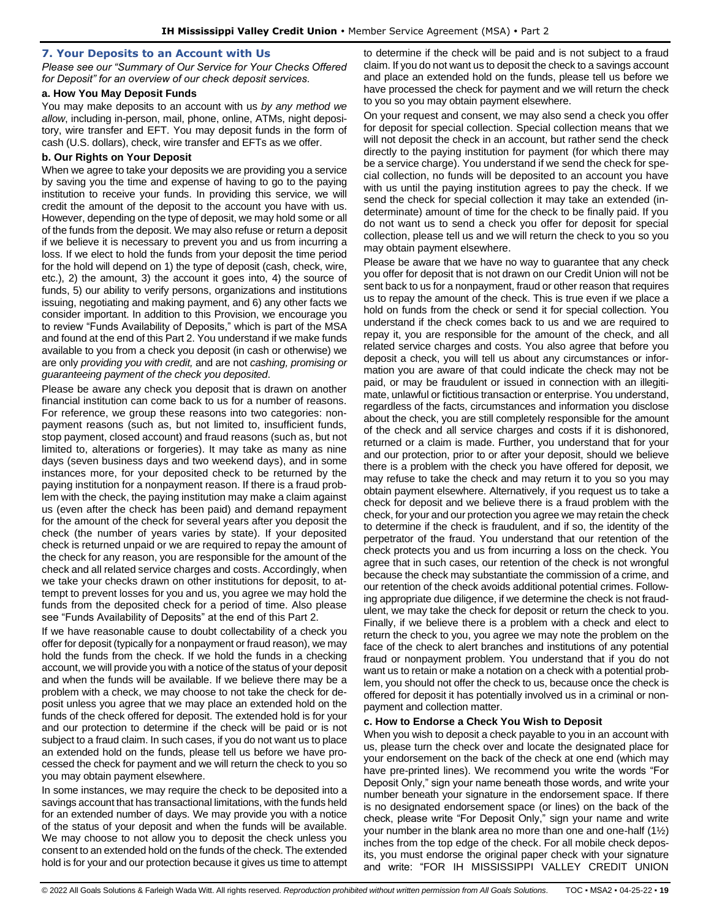## 7. Your Deposits to an Account with Us

*Please see our "Summary of Our Service for Your Checks Offered for Deposit" for an overview of our check deposit services.*

### a. How You May Deposit Funds

You may make deposits to an account with us *by any method we allow*, including in-person, mail, phone, online, ATMs, night depository, wire transfer and EFT. You may deposit funds in the form of cash (U.S. dollars), check, wire transfer and EFTs as we offer.

### b. Our Rights on Your Deposit

When we agree to take your deposits we are providing you a service by saving you the time and expense of having to go to the paying institution to receive your funds. In providing this service, we will credit the amount of the deposit to the account you have with us. However, depending on the type of deposit, we may hold some or all of the funds from the deposit. We may also refuse or return a deposit if we believe it is necessary to prevent you and us from incurring a loss. If we elect to hold the funds from your deposit the time period for the hold will depend on 1) the type of deposit (cash, check, wire, etc.), 2) the amount, 3) the account it goes into, 4) the source of funds, 5) our ability to verify persons, organizations and institutions issuing, negotiating and making payment, and 6) any other facts we consider important. In addition to this Provision, we encourage you to review "Funds Availability of Deposits," which is part of the MSA and found at the end of this Part 2. You understand if we make funds available to you from a check you deposit (in cash or otherwise) we are only *providing you with credit,* and are not *cashing, promising or guaranteeing payment of the check you deposited*.

Please be aware any check you deposit that is drawn on another financial institution can come back to us for a number of reasons. For reference, we group these reasons into two categories: nonpayment reasons (such as, but not limited to, insufficient funds, stop payment, closed account) and fraud reasons (such as, but not limited to, alterations or forgeries). It may take as many as nine days (seven business days and two weekend days), and in some instances more, for your deposited check to be returned by the paying institution for a nonpayment reason. If there is a fraud problem with the check, the paying institution may make a claim against us (even after the check has been paid) and demand repayment for the amount of the check for several years after you deposit the check (the number of years varies by state). If your deposited check is returned unpaid or we are required to repay the amount of the check for any reason, you are responsible for the amount of the check and all related service charges and costs. Accordingly, when we take your checks drawn on other institutions for deposit, to attempt to prevent losses for you and us, you agree we may hold the funds from the deposited check for a period of time. Also please see "Funds Availability of Deposits" at the end of this Part 2.

If we have reasonable cause to doubt collectability of a check you offer for deposit (typically for a nonpayment or fraud reason), we may hold the funds from the check. If we hold the funds in a checking account, we will provide you with a notice of the status of your deposit and when the funds will be available. If we believe there may be a problem with a check, we may choose to not take the check for deposit unless you agree that we may place an extended hold on the funds of the check offered for deposit. The extended hold is for your and our protection to determine if the check will be paid or is not subject to a fraud claim. In such cases, if you do not want us to place an extended hold on the funds, please tell us before we have processed the check for payment and we will return the check to you so you may obtain payment elsewhere.

In some instances, we may require the check to be deposited into a savings account that has transactional limitations, with the funds held for an extended number of days. We may provide you with a notice of the status of your deposit and when the funds will be available. We may choose to not allow you to deposit the check unless you consent to an extended hold on the funds of the check. The extended hold is for your and our protection because it gives us time to attempt to determine if the check will be paid and is not subject to a fraud claim. If you do not want us to deposit the check to a savings account and place an extended hold on the funds, please tell us before we have processed the check for payment and we will return the check to you so you may obtain payment elsewhere.

On your request and consent, we may also send a check you offer for deposit for special collection. Special collection means that we will not deposit the check in an account, but rather send the check directly to the paying institution for payment (for which there may be a service charge). You understand if we send the check for special collection, no funds will be deposited to an account you have with us until the paying institution agrees to pay the check. If we send the check for special collection it may take an extended (indeterminate) amount of time for the check to be finally paid. If you do not want us to send a check you offer for deposit for special collection, please tell us and we will return the check to you so you may obtain payment elsewhere.

Please be aware that we have no way to guarantee that any check you offer for deposit that is not drawn on our Credit Union will not be sent back to us for a nonpayment, fraud or other reason that requires us to repay the amount of the check. This is true even if we place a hold on funds from the check or send it for special collection. You understand if the check comes back to us and we are required to repay it, you are responsible for the amount of the check, and all related service charges and costs. You also agree that before you deposit a check, you will tell us about any circumstances or information you are aware of that could indicate the check may not be paid, or may be fraudulent or issued in connection with an illegitimate, unlawful or fictitious transaction or enterprise. You understand, regardless of the facts, circumstances and information you disclose about the check, you are still completely responsible for the amount of the check and all service charges and costs if it is dishonored, returned or a claim is made. Further, you understand that for your and our protection, prior to or after your deposit, should we believe there is a problem with the check you have offered for deposit, we may refuse to take the check and may return it to you so you may obtain payment elsewhere. Alternatively, if you request us to take a check for deposit and we believe there is a fraud problem with the check, for your and our protection you agree we may retain the check to determine if the check is fraudulent, and if so, the identity of the perpetrator of the fraud. You understand that our retention of the check protects you and us from incurring a loss on the check. You agree that in such cases, our retention of the check is not wrongful because the check may substantiate the commission of a crime, and our retention of the check avoids additional potential crimes. Following appropriate due diligence, if we determine the check is not fraudulent, we may take the check for deposit or return the check to you. Finally, if we believe there is a problem with a check and elect to return the check to you, you agree we may note the problem on the face of the check to alert branches and institutions of any potential fraud or nonpayment problem. You understand that if you do not want us to retain or make a notation on a check with a potential problem, you should not offer the check to us, because once the check is offered for deposit it has potentially involved us in a criminal or nonpayment and collection matter.

### c. How to Endorse a Check You Wish to Deposit

When you wish to deposit a check payable to you in an account with us, please turn the check over and locate the designated place for your endorsement on the back of the check at one end (which may have pre-printed lines). We recommend you write the words "For Deposit Only," sign your name beneath those words, and write your number beneath your signature in the endorsement space. If there is no designated endorsement space (or lines) on the back of the check, please write "For Deposit Only," sign your name and write your number in the blank area no more than one and one-half (1½) inches from the top edge of the check. For all mobile check deposits, you must endorse the original paper check with your signature and write: "FOR IH MISSISSIPPI VALLEY CREDIT UNION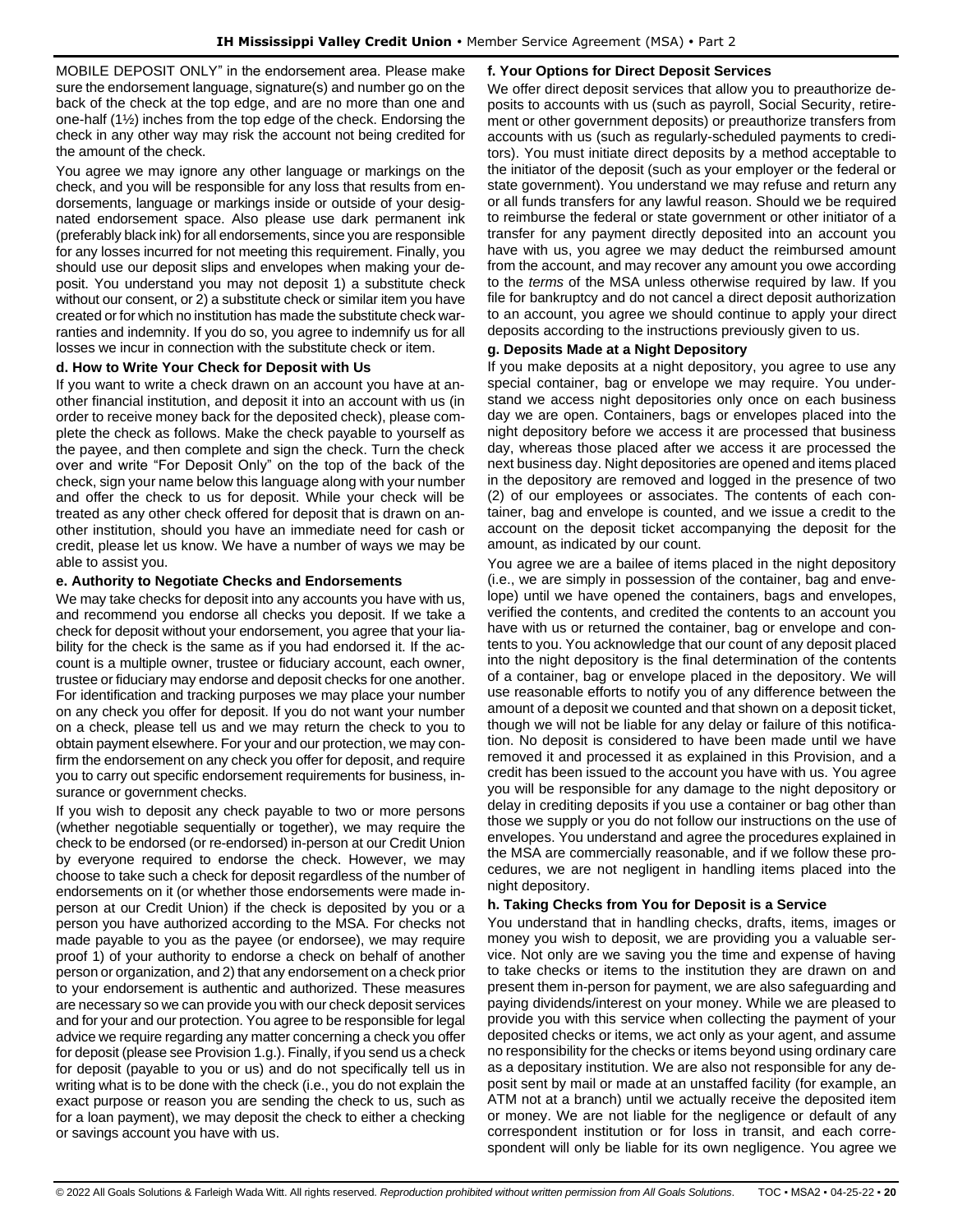MOBILE DEPOSIT ONLY" in the endorsement area. Please make sure the endorsement language, signature(s) and number go on the back of the check at the top edge, and are no more than one and one-half (1½) inches from the top edge of the check. Endorsing the check in any other way may risk the account not being credited for the amount of the check.

You agree we may ignore any other language or markings on the check, and you will be responsible for any loss that results from endorsements, language or markings inside or outside of your designated endorsement space. Also please use dark permanent ink (preferably black ink) for all endorsements, since you are responsible for any losses incurred for not meeting this requirement. Finally, you should use our deposit slips and envelopes when making your deposit. You understand you may not deposit 1) a substitute check without our consent, or 2) a substitute check or similar item you have created or for which no institution has made the substitute check warranties and indemnity. If you do so, you agree to indemnify us for all losses we incur in connection with the substitute check or item.

**d. How to Write Your Check for Deposit with Us**

If you want to write a check drawn on an account you have at another financial institution, and deposit it into an account with us (in order to receive money back for the deposited check), please complete the check as follows. Make the check payable to yourself as the payee, and then complete and sign the check. Turn the check over and write "For Deposit Only" on the top of the back of the check, sign your name below this language along with your number and offer the check to us for deposit. While your check will be treated as any other check offered for deposit that is drawn on another institution, should you have an immediate need for cash or credit, please let us know. We have a number of ways we may be able to assist you.

**e. Authority to Negotiate Checks and Endorsements**

We may take checks for deposit into any accounts you have with us, and recommend you endorse all checks you deposit. If we take a check for deposit without your endorsement, you agree that your liability for the check is the same as if you had endorsed it. If the account is a multiple owner, trustee or fiduciary account, each owner, trustee or fiduciary may endorse and deposit checks for one another. For identification and tracking purposes we may place your number on any check you offer for deposit. If you do not want your number on a check, please tell us and we may return the check to you to obtain payment elsewhere. For your and our protection, we may confirm the endorsement on any check you offer for deposit, and require you to carry out specific endorsement requirements for business, insurance or government checks.

If you wish to deposit any check payable to two or more persons (whether negotiable sequentially or together), we may require the check to be endorsed (or re-endorsed) in-person at our Credit Union by everyone required to endorse the check. However, we may choose to take such a check for deposit regardless of the number of endorsements on it (or whether those endorsements were made in-person at our Credit Union) if the check is deposited by you or a person you have authorized according to the MSA. For checks not made payable to you as the payee (or endorsee), we may require proof 1) of your authority to endorse a check on behalf of another person or organization, and 2) that any endorsement on a check prior to your endorsement is authentic and authorized. These measures are necessary so we can provide you with our check deposit services and for your and our protection. You agree to be responsible for legal advice we require regarding any matter concerning a check you offer for deposit (please see Provision 1.g.). Finally, if you send us a check for deposit (payable to you or us) and do not specifically tell us in writing what is to be done with the check (i.e., you do not explain the exact purpose or reason you are sending the check to us, such as for a loan payment), we may deposit the check to either a checking or savings account you have with us.

**f. Your Options for Direct Deposit Services**

We offer direct deposit services that allow you to preauthorize deposits to accounts with us (such as payroll, Social Security, retirement or other government deposits) or preauthorize transfers from accounts with us (such as regularly-scheduled payments to creditors). You must initiate direct deposits by a method acceptable to the initiator of the deposit (such as your employer or the federal or state government). You understand we may refuse and return any or all funds transfers for any lawful reason. Should we be required to reimburse the federal or state government or other initiator of a transfer for any payment directly deposited into an account you have with us, you agree we may deduct the reimbursed amount from the account, and may recover any amount you owe according to the *terms* of the MSA unless otherwise required by law. If you file for bankruptcy and do not cancel a direct deposit authorization to an account, you agree we should continue to apply your direct deposits according to the instructions previously given to us.

**g. Deposits Made at a Night Depository**

If you make deposits at a night depository, you agree to use any special container, bag or envelope we may require. You understand we access night depositories only once on each business day we are open. Containers, bags or envelopes placed into the night depository before we access it are processed that business day, whereas those placed after we access it are processed the next business day. Night depositories are opened and items placed in the depository are removed and logged in the presence of two (2) of our employees or associates. The contents of each container, bag and envelope is counted, and we issue a credit to the account on the deposit ticket accompanying the deposit for the amount, as indicated by our count.

You agree we are a bailee of items placed in the night depository (i.e., we are simply in possession of the container, bag and envelope) until we have opened the containers, bags and envelopes, verified the contents, and credited the contents to an account you have with us or returned the container, bag or envelope and contents to you. You acknowledge that our count of any deposit placed into the night depository is the final determination of the contents of a container, bag or envelope placed in the depository. We will use reasonable efforts to notify you of any difference between the amount of a deposit we counted and that shown on a deposit ticket, though we will not be liable for any delay or failure of this notification. No deposit is considered to have been made until we have removed it and processed it as explained in this Provision, and a credit has been issued to the account you have with us. You agree you will be responsible for any damage to the night depository or delay in crediting deposits if you use a container or bag other than those we supply or you do not follow our instructions on the use of envelopes. You understand and agree the procedures explained in the MSA are commercially reasonable, and if we follow these procedures, we are not negligent in handling items placed into the night depository.

**h. Taking Checks from You for Deposit is a Service**

You understand that in handling checks, drafts, items, images or money you wish to deposit, we are providing you a valuable service. Not only are we saving you the time and expense of having to take checks or items to the institution they are drawn on and present them in-person for payment, we are also safeguarding and paying dividends/interest on your money. While we are pleased to provide you with this service when collecting the payment of your deposited checks or items, we act only as your agent, and assume no responsibility for the checks or items beyond using ordinary care as a depositary institution. We are also not responsible for any deposit sent by mail or made at an unstaffed facility (for example, an ATM not at a branch) until we actually receive the deposited item or money. We are not liable for the negligence or default of any correspondent institution or for loss in transit, and each correspondent will only be liable for its own negligence. You agree we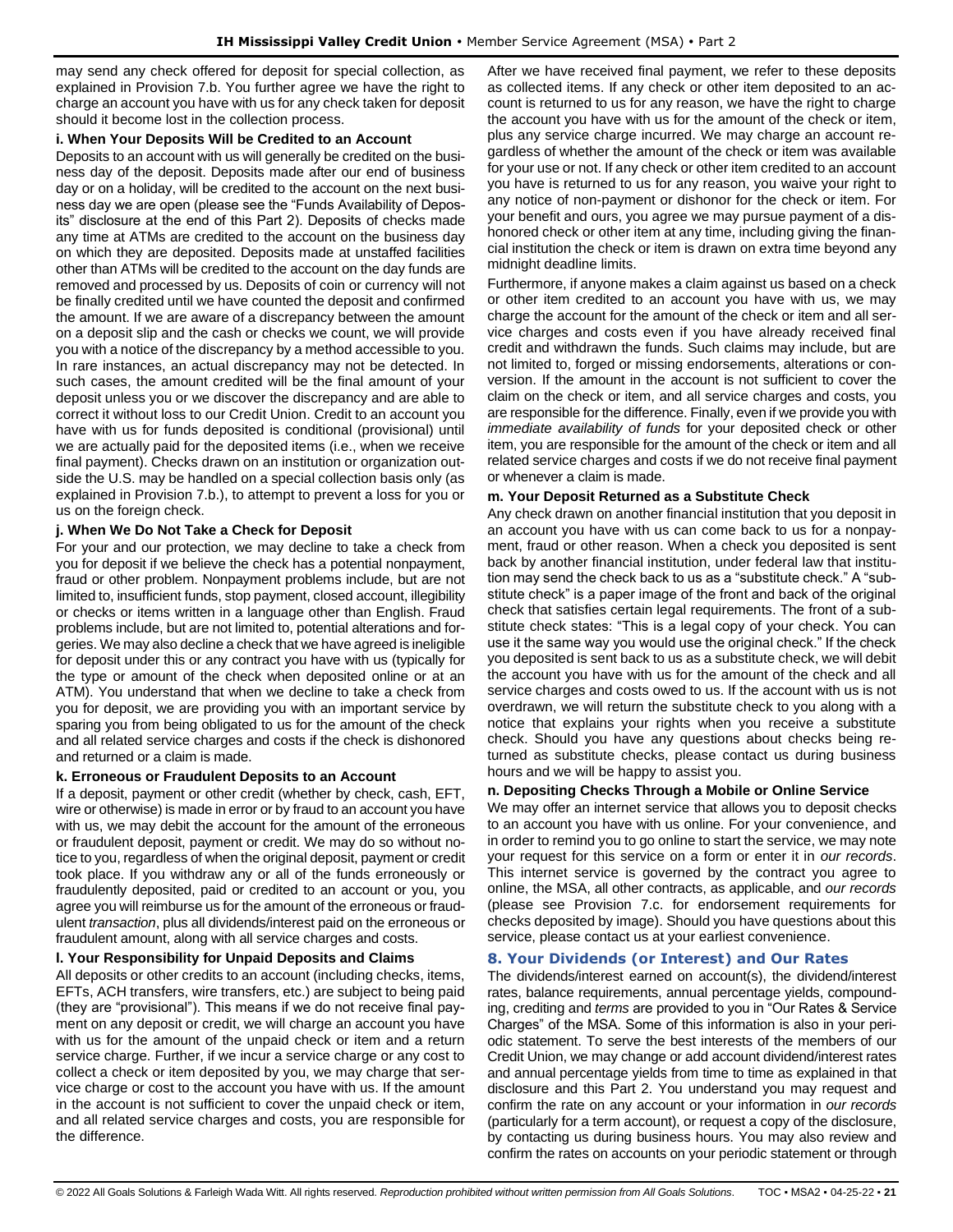may send any check offered for deposit for special collection, as explained in Provision 7.b. You further agree we have the right to charge an account you have with us for any check taken for deposit should it become lost in the collection process.

**i. When Your Deposits Will be Credited to an Account**

Deposits to an account with us will generally be credited on the business day of the deposit. Deposits made after our end of business day or on a holiday, will be credited to the account on the next business day we are open (please see the "Funds Availability of Deposits" disclosure at the end of this Part 2). Deposits of checks made any time at ATMs are credited to the account on the business day on which they are deposited. Deposits made at unstaffed facilities other than ATMs will be credited to the account on the day funds are removed and processed by us. Deposits of coin or currency will not be finally credited until we have counted the deposit and confirmed the amount. If we are aware of a discrepancy between the amount on a deposit slip and the cash or checks we count, we will provide you with a notice of the discrepancy by a method accessible to you. In rare instances, an actual discrepancy may not be detected. In such cases, the amount credited will be the final amount of your deposit unless you or we discover the discrepancy and are able to correct it without loss to our Credit Union. Credit to an account you have with us for funds deposited is conditional (provisional) until we are actually paid for the deposited items (i.e., when we receive final payment). Checks drawn on an institution or organization outside the U.S. may be handled on a special collection basis only (as explained in Provision 7.b.), to attempt to prevent a loss for you or us on the foreign check.

**j. When We Do Not Take a Check for Deposit**

For your and our protection, we may decline to take a check from you for deposit if we believe the check has a potential nonpayment, fraud or other problem. Nonpayment problems include, but are not limited to, insufficient funds, stop payment, closed account, illegibility or checks or items written in a language other than English. Fraud problems include, but are not limited to, potential alterations and forgeries. We may also decline a check that we have agreed is ineligible for deposit under this or any contract you have with us (typically for the type or amount of the check when deposited online or at an ATM). You understand that when we decline to take a check from you for deposit, we are providing you with an important service by sparing you from being obligated to us for the amount of the check and all related service charges and costs if the check is dishonored and returned or a claim is made.

**k. Erroneous or Fraudulent Deposits to an Account**

If a deposit, payment or other credit (whether by check, cash, EFT, wire or otherwise) is made in error or by fraud to an account you have with us, we may debit the account for the amount of the erroneous or fraudulent deposit, payment or credit. We may do so without notice to you, regardless of when the original deposit, payment or credit took place. If you withdraw any or all of the funds erroneously or fraudulently deposited, paid or credited to an account or you, you agree you will reimburse us for the amount of the erroneous or fraudulent *transaction*, plus all dividends/interest paid on the erroneous or fraudulent amount, along with all service charges and costs.

**l. Your Responsibility for Unpaid Deposits and Claims**

All deposits or other credits to an account (including checks, items, EFTs, ACH transfers, wire transfers, etc.) are subject to being paid (they are "provisional"). This means if we do not receive final payment on any deposit or credit, we will charge an account you have with us for the amount of the unpaid check or item and a return service charge. Further, if we incur a service charge or any cost to collect a check or item deposited by you, we may charge that service charge or cost to the account you have with us. If the amount in the account is not sufficient to cover the unpaid check or item, and all related service charges and costs, you are responsible for the difference.

After we have received final payment, we refer to these deposits as collected items. If any check or other item deposited to an account is returned to us for any reason, we have the right to charge the account you have with us for the amount of the check or item, plus any service charge incurred. We may charge an account regardless of whether the amount of the check or item was available for your use or not. If any check or other item credited to an account you have is returned to us for any reason, you waive your right to any notice of non-payment or dishonor for the check or item. For your benefit and ours, you agree we may pursue payment of a dishonored check or other item at any time, including giving the financial institution the check or item is drawn on extra time beyond any midnight deadline limits.

Furthermore, if anyone makes a claim against us based on a check or other item credited to an account you have with us, we may charge the account for the amount of the check or item and all service charges and costs even if you have already received final credit and withdrawn the funds. Such claims may include, but are not limited to, forged or missing endorsements, alterations or conversion. If the amount in the account is not sufficient to cover the claim on the check or item, and all service charges and costs, you are responsible for the difference. Finally, even if we provide you with *immediate availability of funds* for your deposited check or other item, you are responsible for the amount of the check or item and all related service charges and costs if we do not receive final payment or whenever a claim is made.

**m. Your Deposit Returned as a Substitute Check**

Any check drawn on another financial institution that you deposit in an account you have with us can come back to us for a nonpayment, fraud or other reason. When a check you deposited is sent back by another financial institution, under federal law that institution may send the check back to us as a "substitute check." A "substitute check" is a paper image of the front and back of the original check that satisfies certain legal requirements. The front of a substitute check states: "This is a legal copy of your check. You can use it the same way you would use the original check." If the check you deposited is sent back to us as a substitute check, we will debit the account you have with us for the amount of the check and all service charges and costs owed to us. If the account with us is not overdrawn, we will return the substitute check to you along with a notice that explains your rights when you receive a substitute check. Should you have any questions about checks being returned as substitute checks, please contact us during business hours and we will be happy to assist you.

**n. Depositing Checks Through a Mobile or Online Service**

We may offer an internet service that allows you to deposit checks to an account you have with us online. For your convenience, and in order to remind you to go online to start the service, we may note your request for this service on a form or enter it in *our records*. This internet service is governed by the contract you agree to online, the MSA, all other contracts, as applicable, and *our records* (please see Provision 7.c. for endorsement requirements for checks deposited by image). Should you have questions about this service, please contact us at your earliest convenience.

## 8. Your Dividends (or Interest) and Our Rates

The dividends/interest earned on account(s), the dividend/interest rates, balance requirements, annual percentage yields, compounding, crediting and *terms* are provided to you in "Our Rates & Service Charges" of the MSA. Some of this information is also in your periodic statement. To serve the best interests of the members of our Credit Union, we may change or add account dividend/interest rates and annual percentage yields from time to time as explained in that disclosure and this Part 2. You understand you may request and confirm the rate on any account or your information in *our records* (particularly for a term account), or request a copy of the disclosure, by contacting us during business hours. You may also review and confirm the rates on accounts on your periodic statement or through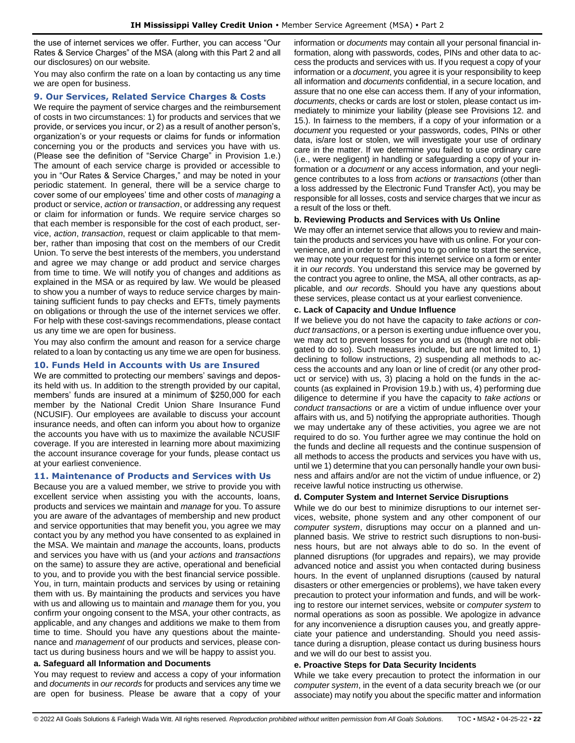the use of internet services we offer. Further, you can access "Our Rates & Service Charges" of the MSA (along with this Part 2 and all our disclosures) on our website.

You may also confirm the rate on a loan by contacting us any time we are open for business.

## 9. Our Services, Related Service Charges & Costs

We require the payment of service charges and the reimbursement of costs in two circumstances: 1) for products and services that we provide, or services you incur, or 2) as a result of another person's, organization's or your requests or claims for funds or information concerning you or the products and services you have with us. (Please see the definition of "Service Charge" in Provision 1.e.) The amount of each service charge is provided or accessible to you in "Our Rates & Service Charges," and may be noted in your periodic statement. In general, there will be a service charge to cover some of our employees' time and other costs of *managing* a product or service, *action* or *transaction*, or addressing any request or claim for information or funds. We require service charges so that each member is responsible for the cost of each product, service, *action*, *transaction*, request or claim applicable to that member, rather than imposing that cost on the members of our Credit Union. To serve the best interests of the members, you understand and agree we may change or add product and service charges from time to time. We will notify you of changes and additions as explained in the MSA or as required by law. We would be pleased to show you a number of ways to reduce service charges by maintaining sufficient funds to pay checks and EFTs, timely payments on obligations or through the use of the internet services we offer. For help with these cost-savings recommendations, please contact us any time we are open for business.

You may also confirm the amount and reason for a service charge related to a loan by contacting us any time we are open for business.

## 10. Funds Held in Accounts with Us are Insured

We are committed to protecting our members' savings and deposits held with us. In addition to the strength provided by our capital, members' funds are insured at a minimum of $250,000 for each member by the National Credit Union Share Insurance Fund (NCUSIF). Our employees are available to discuss your account insurance needs, and often can inform you about how to organize the accounts you have with us to maximize the available NCUSIF coverage. If you are interested in learning more about maximizing the account insurance coverage for your funds, please contact us at your earliest convenience.

## 11. Maintenance of Products and Services with Us

Because you are a valued member, we strive to provide you with excellent service when assisting you with the accounts, loans, products and services we maintain and *manage* for you. To assure you are aware of the advantages of membership and new product and service opportunities that may benefit you, you agree we may contact you by any method you have consented to as explained in the MSA. We maintain and *manage* the accounts, loans, products and services you have with us (and your *actions* and *transactions* on the same) to assure they are active, operational and beneficial to you, and to provide you with the best financial service possible. You, in turn, maintain products and services by using or retaining them with us. By maintaining the products and services you have with us and allowing us to maintain and *manage* them for you, you confirm your ongoing consent to the MSA, your other contracts, as applicable, and any changes and additions we make to them from time to time. Should you have any questions about the maintenance and *management* of our products and services, please contact us during business hours and we will be happy to assist you.

### a. Safeguard all Information and Documents

You may request to review and access a copy of your information and *documents* in *our records* for products and services any time we are open for business. Please be aware that a copy of your information or *documents* may contain all your personal financial information, along with passwords, codes, PINs and other data to access the products and services with us. If you request a copy of your information or a *document*, you agree it is your responsibility to keep all information and *documents* confidential, in a secure location, and assure that no one else can access them. If any of your information, *documents*, checks or cards are lost or stolen, please contact us immediately to minimize your liability (please see Provisions 12. and 15.). In fairness to the members, if a copy of your information or a *document* you requested or your passwords, codes, PINs or other data, is/are lost or stolen, we will investigate your use of ordinary care in the matter. If we determine you failed to use ordinary care (i.e., were negligent) in handling or safeguarding a copy of your information or a *document* or any access information, and your negligence contributes to a loss from *actions* or *transactions* (other than a loss addressed by the Electronic Fund Transfer Act), you may be responsible for all losses, costs and service charges that we incur as a result of the loss or theft.

### b. Reviewing Products and Services with Us Online

We may offer an internet service that allows you to review and maintain the products and services you have with us online. For your convenience, and in order to remind you to go online to start the service, we may note your request for this internet service on a form or enter it in *our records*. You understand this service may be governed by the contract you agree to online, the MSA, all other contracts, as applicable, and *our records*. Should you have any questions about these services, please contact us at your earliest convenience.

### c. Lack of Capacity and Undue Influence

If we believe you do not have the capacity to *take actions* or *conduct transactions*, or a person is exerting undue influence over you, we may act to prevent losses for you and us (though are not obligated to do so). Such measures include, but are not limited to, 1) declining to follow instructions, 2) suspending all methods to access the accounts and any loan or line of credit (or any other product or service) with us, 3) placing a hold on the funds in the accounts (as explained in Provision 19.b.) with us, 4) performing due diligence to determine if you have the capacity to *take actions* or *conduct transactions* or are a victim of undue influence over your affairs with us, and 5) notifying the appropriate authorities. Though we may undertake any of these activities, you agree we are not required to do so. You further agree we may continue the hold on the funds and decline all requests and the continue suspension of all methods to access the products and services you have with us, until we 1) determine that you can personally handle your own business and affairs and/or are not the victim of undue influence, or 2) receive lawful notice instructing us otherwise.

### d. Computer System and Internet Service Disruptions

While we do our best to minimize disruptions to our internet services, website, phone system and any other component of our *computer system*, disruptions may occur on a planned and unplanned basis. We strive to restrict such disruptions to non-business hours, but are not always able to do so. In the event of planned disruptions (for upgrades and repairs), we may provide advanced notice and assist you when contacted during business hours. In the event of unplanned disruptions (caused by natural disasters or other emergencies or problems), we have taken every precaution to protect your information and funds, and will be working to restore our internet services, website or *computer system* to normal operations as soon as possible. We apologize in advance for any inconvenience a disruption causes you, and greatly appreciate your patience and understanding. Should you need assistance during a disruption, please contact us during business hours and we will do our best to assist you.

### e. Proactive Steps for Data Security Incidents

While we take every precaution to protect the information in our *computer system*, in the event of a data security breach we (or our associate) may notify you about the specific matter and information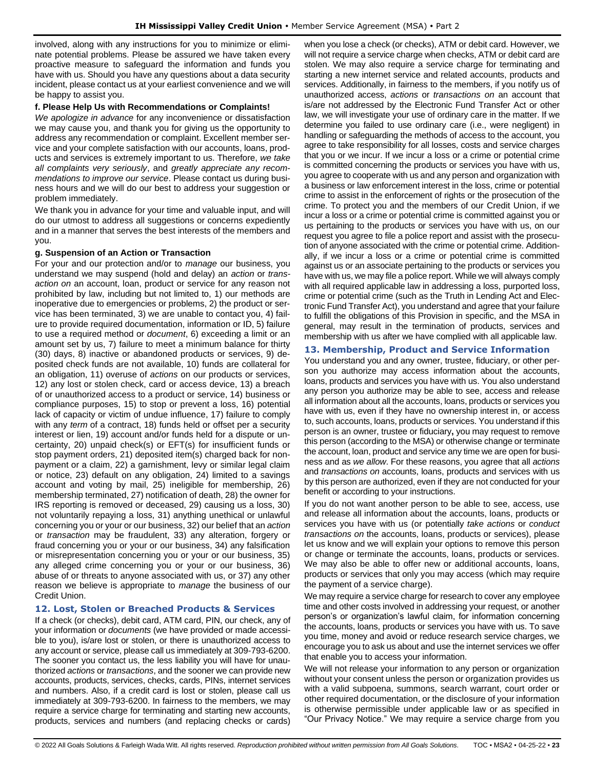involved, along with any instructions for you to minimize or eliminate potential problems. Please be assured we have taken every proactive measure to safeguard the information and funds you have with us. Should you have any questions about a data security incident, please contact us at your earliest convenience and we will be happy to assist you.

**f. Please Help Us with Recommendations or Complaints!**

*We apologize in advance* for any inconvenience or dissatisfaction we may cause you, and thank you for giving us the opportunity to address any recommendation or complaint. Excellent member service and your complete satisfaction with our accounts, loans, products and services is extremely important to us. Therefore, *we take all complaints very seriously*, and *greatly appreciate any recommendations to improve our service*. Please contact us during business hours and we will do our best to address your suggestion or problem immediately.

We thank you in advance for your time and valuable input, and will do our utmost to address all suggestions or concerns expediently and in a manner that serves the best interests of the members and you.

**g. Suspension of an Action or Transaction**

For your and our protection and/or to *manage* our business, you understand we may suspend (hold and delay) an *action* or *transaction on* an account, loan, product or service for any reason not prohibited by law, including but not limited to, 1) our methods are inoperative due to emergencies or problems, 2) the product or service has been terminated, 3) we are unable to contact you, 4) failure to provide required documentation, information or ID, 5) failure to use a required method or *document*, 6) exceeding a limit or an amount set by us, 7) failure to meet a minimum balance for thirty (30) days, 8) inactive or abandoned products or services, 9) deposited check funds are not available, 10) funds are collateral for an obligation, 11) overuse of *actions* on our products or services, 12) any lost or stolen check, card or access device, 13) a breach of or unauthorized access to a product or service, 14) business or compliance purposes, 15) to stop or prevent a loss, 16) potential lack of capacity or victim of undue influence, 17) failure to comply with any *term* of a contract, 18) funds held or offset per a security interest or lien, 19) account and/or funds held for a dispute or uncertainty, 20) unpaid check(s) or EFT(s) for insufficient funds or stop payment orders, 21) deposited item(s) charged back for nonpayment or a claim, 22) a garnishment, levy or similar legal claim or notice, 23) default on any obligation, 24) limited to a savings account and voting by mail, 25) ineligible for membership, 26) membership terminated, 27) notification of death, 28) the owner for IRS reporting is removed or deceased, 29) causing us a loss, 30) not voluntarily repaying a loss, 31) anything unethical or unlawful concerning you or your or our business, 32) our belief that an *action* or *transaction* may be fraudulent, 33) any alteration, forgery or fraud concerning you or your or our business, 34) any falsification or misrepresentation concerning you or your or our business, 35) any alleged crime concerning you or your or our business, 36) abuse of or threats to anyone associated with us, or 37) any other reason we believe is appropriate to *manage* the business of our Credit Union.

## 12. Lost, Stolen or Breached Products & Services

If a check (or checks), debit card, ATM card, PIN, our check, any of your information or *documents* (we have provided or made accessible to you), is/are lost or stolen, or there is unauthorized access to any account or service, please call us immediately at 309-793-6200. The sooner you contact us, the less liability you will have for unauthorized *actions* or *transactions*, and the sooner we can provide new accounts, products, services, checks, cards, PINs, internet services and numbers. Also, if a credit card is lost or stolen, please call us immediately at 309-793-6200. In fairness to the members, we may require a service charge for terminating and starting new accounts, products, services and numbers (and replacing checks or cards) when you lose a check (or checks), ATM or debit card. However, we will not require a service charge when checks, ATM or debit card are stolen. We may also require a service charge for terminating and starting a new internet service and related accounts, products and services. Additionally, in fairness to the members, if you notify us of unauthorized access, *actions* or *transactions on* an account that is/are not addressed by the Electronic Fund Transfer Act or other law, we will investigate your use of ordinary care in the matter. If we determine you failed to use ordinary care (i.e., were negligent) in handling or safeguarding the methods of access to the account, you agree to take responsibility for all losses, costs and service charges that you or we incur. If we incur a loss or a crime or potential crime is committed concerning the products or services you have with us, you agree to cooperate with us and any person and organization with a business or law enforcement interest in the loss, crime or potential crime to assist in the enforcement of rights or the prosecution of the crime. To protect you and the members of our Credit Union, if we incur a loss or a crime or potential crime is committed against you or us pertaining to the products or services you have with us, on our request you agree to file a police report and assist with the prosecution of anyone associated with the crime or potential crime. Additionally, if we incur a loss or a crime or potential crime is committed against us or an associate pertaining to the products or services you have with us, we may file a police report. While we will always comply with all required applicable law in addressing a loss, purported loss, crime or potential crime (such as the Truth in Lending Act and Electronic Fund Transfer Act), you understand and agree that your failure to fulfill the obligations of this Provision in specific, and the MSA in general, may result in the termination of products, services and membership with us after we have complied with all applicable law.

## 13. Membership, Product and Service Information

You understand you and any owner, trustee, fiduciary, or other person you authorize may access information about the accounts, loans, products and services you have with us. You also understand any person you authorize may be able to see, access and release all information about all the accounts, loans, products or services you have with us, even if they have no ownership interest in, or access to, such accounts, loans, products or services. You understand if this person is an owner, trustee or fiduciary**,** you may request to remove this person (according to the MSA) or otherwise change or terminate the account, loan, product and service any time we are open for business and as *we allow*. For these reasons, you agree that all *actions* and *transactions on* accounts, loans, products and services with us by this person are authorized, even if they are not conducted for your benefit or according to your instructions.

If you do not want another person to be able to see, access, use and release all information about the accounts, loans, products or services you have with us (or potentially *take actions* or *conduct transactions on* the accounts, loans, products or services), please let us know and we will explain your options to remove this person or change or terminate the accounts, loans, products or services. We may also be able to offer new or additional accounts, loans, products or services that only you may access (which may require the payment of a service charge).

We may require a service charge for research to cover any employee time and other costs involved in addressing your request, or another person's or organization's lawful claim, for information concerning the accounts, loans, products or services you have with us. To save you time, money and avoid or reduce research service charges, we encourage you to ask us about and use the internet services we offer that enable you to access your information.

We will not release your information to any person or organization without your consent unless the person or organization provides us with a valid subpoena, summons, search warrant, court order or other required documentation, or the disclosure of your information is otherwise permissible under applicable law or as specified in "Our Privacy Notice." We may require a service charge from you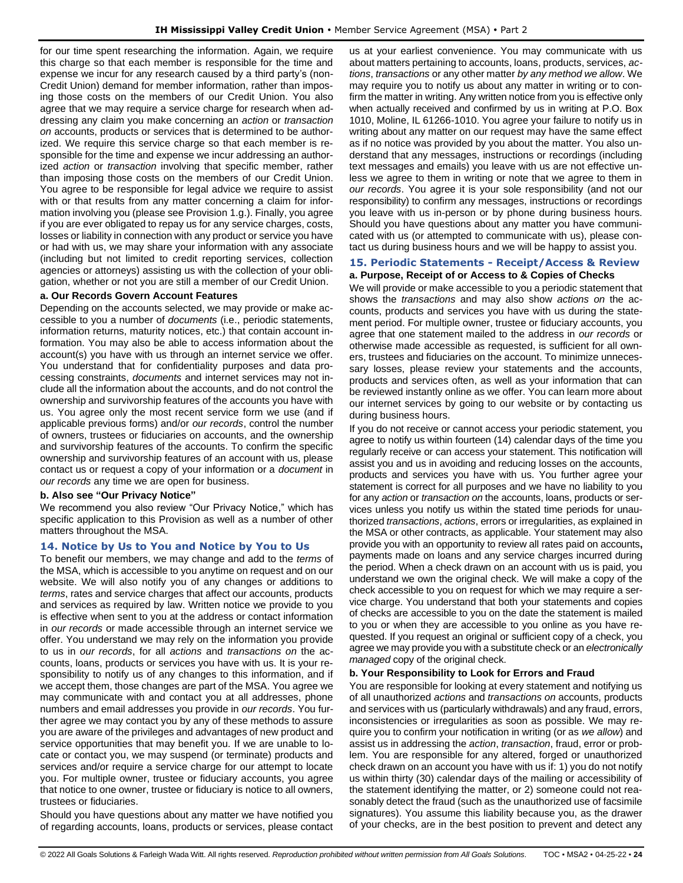for our time spent researching the information. Again, we require this charge so that each member is responsible for the time and expense we incur for any research caused by a third party's (non-Credit Union) demand for member information, rather than imposing those costs on the members of our Credit Union. You also agree that we may require a service charge for research when addressing any claim you make concerning an *action* or *transaction on* accounts, products or services that is determined to be authorized. We require this service charge so that each member is responsible for the time and expense we incur addressing an authorized *action* or *transaction* involving that specific member, rather than imposing those costs on the members of our Credit Union. You agree to be responsible for legal advice we require to assist with or that results from any matter concerning a claim for information involving you (please see Provision 1.g.). Finally, you agree if you are ever obligated to repay us for any service charges, costs, losses or liability in connection with any product or service you have or had with us, we may share your information with any associate (including but not limited to credit reporting services, collection agencies or attorneys) assisting us with the collection of your obligation, whether or not you are still a member of our Credit Union.

**a. Our Records Govern Account Features**

Depending on the accounts selected, we may provide or make accessible to you a number of *documents* (i.e., periodic statements, information returns, maturity notices, etc.) that contain account information. You may also be able to access information about the account(s) you have with us through an internet service we offer. You understand that for confidentiality purposes and data processing constraints, *documents* and internet services may not include all the information about the accounts, and do not control the ownership and survivorship features of the accounts you have with us. You agree only the most recent service form we use (and if applicable previous forms) and/or *our records*, control the number of owners, trustees or fiduciaries on accounts, and the ownership and survivorship features of the accounts. To confirm the specific ownership and survivorship features of an account with us, please contact us or request a copy of your information or a *document* in *our records* any time we are open for business.

**b. Also see "Our Privacy Notice"**

We recommend you also review "Our Privacy Notice," which has specific application to this Provision as well as a number of other matters throughout the MSA.

## 14. Notice by Us to You and Notice by You to Us

To benefit our members, we may change and add to the *terms* of the MSA, which is accessible to you anytime on request and on our website. We will also notify you of any changes or additions to *terms*, rates and service charges that affect our accounts, products and services as required by law. Written notice we provide to you is effective when sent to you at the address or contact information in *our records* or made accessible through an internet service we offer. You understand we may rely on the information you provide to us in *our records*, for all *actions* and *transactions on* the accounts, loans, products or services you have with us. It is your responsibility to notify us of any changes to this information, and if we accept them, those changes are part of the MSA. You agree we may communicate with and contact you at all addresses, phone numbers and email addresses you provide in *our records*. You further agree we may contact you by any of these methods to assure you are aware of the privileges and advantages of new product and service opportunities that may benefit you. If we are unable to locate or contact you, we may suspend (or terminate) products and services and/or require a service charge for our attempt to locate you. For multiple owner, trustee or fiduciary accounts, you agree that notice to one owner, trustee or fiduciary is notice to all owners, trustees or fiduciaries.

Should you have questions about any matter we have notified you of regarding accounts, loans, products or services, please contact us at your earliest convenience. You may communicate with us about matters pertaining to accounts, loans, products, services, *actions*, *transactions* or any other matter *by any method we allow*. We may require you to notify us about any matter in writing or to confirm the matter in writing. Any written notice from you is effective only when actually received and confirmed by us in writing at P.O. Box 1010, Moline, IL 61266-1010. You agree your failure to notify us in writing about any matter on our request may have the same effect as if no notice was provided by you about the matter. You also understand that any messages, instructions or recordings (including text messages and emails) you leave with us are not effective unless we agree to them in writing or note that we agree to them in *our records*. You agree it is your sole responsibility (and not our responsibility) to confirm any messages, instructions or recordings you leave with us in-person or by phone during business hours. Should you have questions about any matter you have communicated with us (or attempted to communicate with us), please contact us during business hours and we will be happy to assist you.

## 15. Periodic Statements - Receipt/Access & Review

**a. Purpose, Receipt of or Access to & Copies of Checks**

We will provide or make accessible to you a periodic statement that shows the *transactions* and may also show *actions on* the accounts, products and services you have with us during the statement period. For multiple owner, trustee or fiduciary accounts, you agree that one statement mailed to the address in *our records* or otherwise made accessible as requested, is sufficient for all owners, trustees and fiduciaries on the account. To minimize unnecessary losses, please review your statements and the accounts, products and services often, as well as your information that can be reviewed instantly online as we offer. You can learn more about our internet services by going to our website or by contacting us during business hours.

If you do not receive or cannot access your periodic statement, you agree to notify us within fourteen (14) calendar days of the time you regularly receive or can access your statement. This notification will assist you and us in avoiding and reducing losses on the accounts, products and services you have with us. You further agree your statement is correct for all purposes and we have no liability to you for any *action* or *transaction on* the accounts, loans, products or services unless you notify us within the stated time periods for unauthorized *transactions*, *actions*, errors or irregularities, as explained in the MSA or other contracts, as applicable. Your statement may also provide you with an opportunity to review all rates paid on accounts**,** payments made on loans and any service charges incurred during the period. When a check drawn on an account with us is paid, you understand we own the original check. We will make a copy of the check accessible to you on request for which we may require a service charge. You understand that both your statements and copies of checks are accessible to you on the date the statement is mailed to you or when they are accessible to you online as you have requested. If you request an original or sufficient copy of a check, you agree we may provide you with a substitute check or an *electronically managed* copy of the original check.

**b. Your Responsibility to Look for Errors and Fraud**

You are responsible for looking at every statement and notifying us of all unauthorized *actions* and *transactions on* accounts, products and services with us (particularly withdrawals) and any fraud, errors, inconsistencies or irregularities as soon as possible. We may require you to confirm your notification in writing (or as *we allow*) and assist us in addressing the *action*, *transaction*, fraud, error or problem. You are responsible for any altered, forged or unauthorized check drawn on an account you have with us if: 1) you do not notify us within thirty (30) calendar days of the mailing or accessibility of the statement identifying the matter, or 2) someone could not reasonably detect the fraud (such as the unauthorized use of facsimile signatures). You assume this liability because you, as the drawer of your checks, are in the best position to prevent and detect any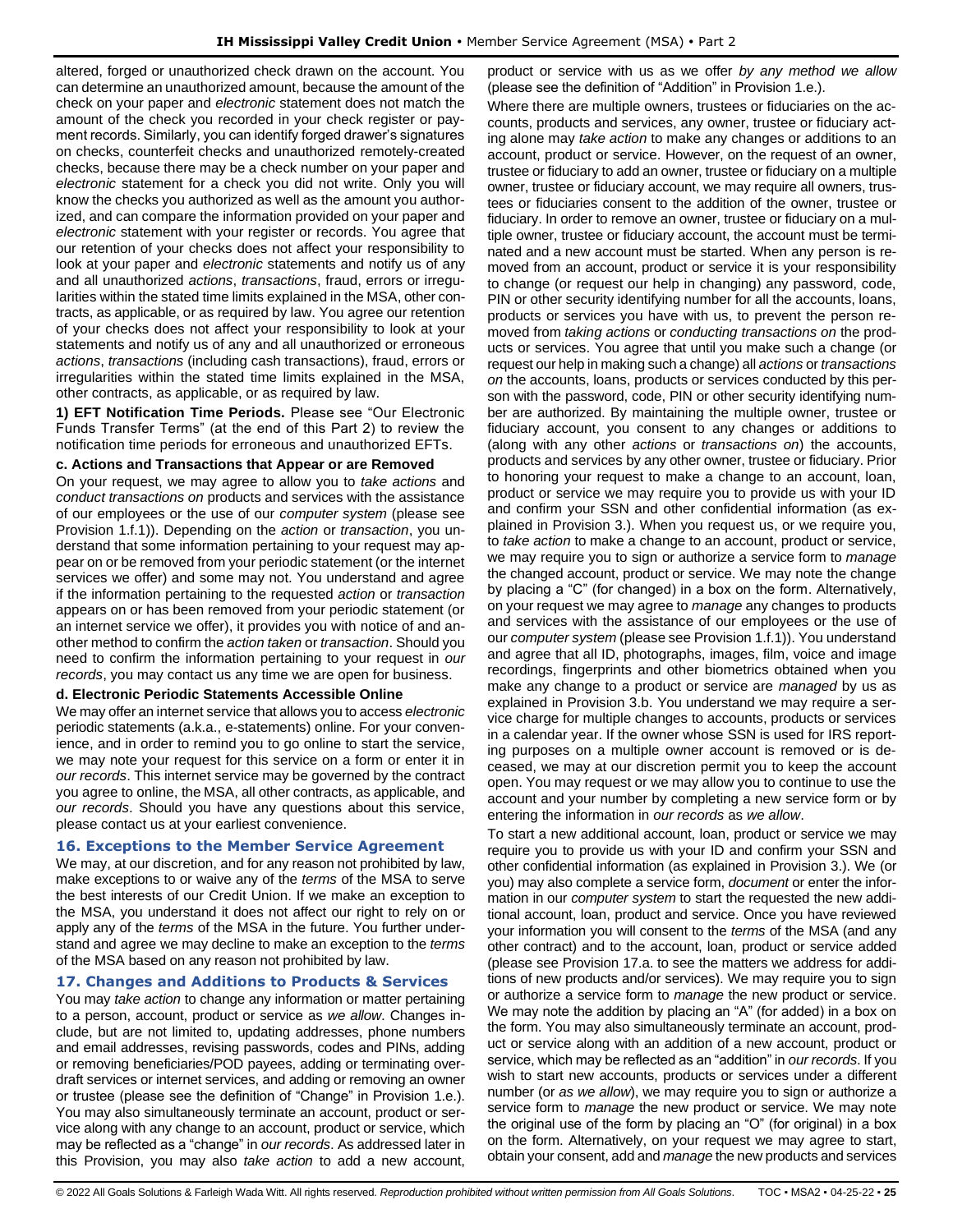altered, forged or unauthorized check drawn on the account. You can determine an unauthorized amount, because the amount of the check on your paper and *electronic* statement does not match the amount of the check you recorded in your check register or payment records. Similarly, you can identify forged drawer's signatures on checks, counterfeit checks and unauthorized remotely-created checks, because there may be a check number on your paper and *electronic* statement for a check you did not write. Only you will know the checks you authorized as well as the amount you authorized, and can compare the information provided on your paper and *electronic* statement with your register or records. You agree that our retention of your checks does not affect your responsibility to look at your paper and *electronic* statements and notify us of any and all unauthorized *actions*, *transactions*, fraud, errors or irregularities within the stated time limits explained in the MSA, other contracts, as applicable, or as required by law. You agree our retention of your checks does not affect your responsibility to look at your statements and notify us of any and all unauthorized or erroneous *actions*, *transactions* (including cash transactions), fraud, errors or irregularities within the stated time limits explained in the MSA, other contracts, as applicable, or as required by law.

**1) EFT Notification Time Periods.** Please see "Our Electronic Funds Transfer Terms" (at the end of this Part 2) to review the notification time periods for erroneous and unauthorized EFTs.

**c. Actions and Transactions that Appear or are Removed**

On your request, we may agree to allow you to *take actions* and *conduct transactions on* products and services with the assistance of our employees or the use of our *computer system* (please see Provision 1.f.1)). Depending on the *action* or *transaction*, you understand that some information pertaining to your request may appear on or be removed from your periodic statement (or the internet services we offer) and some may not. You understand and agree if the information pertaining to the requested *action* or *transaction* appears on or has been removed from your periodic statement (or an internet service we offer), it provides you with notice of and another method to confirm the *action taken* or *transaction*. Should you need to confirm the information pertaining to your request in *our records*, you may contact us any time we are open for business.

**d. Electronic Periodic Statements Accessible Online**

We may offer an internet service that allows you to access *electronic* periodic statements (a.k.a., e-statements) online. For your convenience, and in order to remind you to go online to start the service, we may note your request for this service on a form or enter it in *our records*. This internet service may be governed by the contract you agree to online, the MSA, all other contracts, as applicable, and *our records*. Should you have any questions about this service, please contact us at your earliest convenience.

## 16. Exceptions to the Member Service Agreement

We may, at our discretion, and for any reason not prohibited by law, make exceptions to or waive any of the *terms* of the MSA to serve the best interests of our Credit Union. If we make an exception to the MSA, you understand it does not affect our right to rely on or apply any of the *terms* of the MSA in the future. You further understand and agree we may decline to make an exception to the *terms* of the MSA based on any reason not prohibited by law.

## 17. Changes and Additions to Products & Services

You may *take action* to change any information or matter pertaining to a person, account, product or service as *we allow*. Changes include, but are not limited to, updating addresses, phone numbers and email addresses, revising passwords, codes and PINs, adding or removing beneficiaries/POD payees, adding or terminating overdraft services or internet services, and adding or removing an owner or trustee (please see the definition of "Change" in Provision 1.e.). You may also simultaneously terminate an account, product or service along with any change to an account, product or service, which may be reflected as a "change" in *our records*. As addressed later in this Provision, you may also *take action* to add a new account, product or service with us as we offer *by any method we allow* (please see the definition of "Addition" in Provision 1.e.).

Where there are multiple owners, trustees or fiduciaries on the accounts, products and services, any owner, trustee or fiduciary acting alone may *take action* to make any changes or additions to an account, product or service. However, on the request of an owner, trustee or fiduciary to add an owner, trustee or fiduciary on a multiple owner, trustee or fiduciary account, we may require all owners, trustees or fiduciaries consent to the addition of the owner, trustee or fiduciary. In order to remove an owner, trustee or fiduciary on a multiple owner, trustee or fiduciary account, the account must be terminated and a new account must be started. When any person is removed from an account, product or service it is your responsibility to change (or request our help in changing) any password, code, PIN or other security identifying number for all the accounts, loans, products or services you have with us, to prevent the person removed from *taking actions* or *conducting transactions on* the products or services. You agree that until you make such a change (or request our help in making such a change) all *actions* or *transactions on* the accounts, loans, products or services conducted by this person with the password, code, PIN or other security identifying number are authorized. By maintaining the multiple owner, trustee or fiduciary account, you consent to any changes or additions to (along with any other *actions* or *transactions on*) the accounts, products and services by any other owner, trustee or fiduciary. Prior to honoring your request to make a change to an account, loan, product or service we may require you to provide us with your ID and confirm your SSN and other confidential information (as explained in Provision 3.). When you request us, or we require you, to *take action* to make a change to an account, product or service, we may require you to sign or authorize a service form to *manage* the changed account, product or service. We may note the change by placing a "C" (for changed) in a box on the form. Alternatively, on your request we may agree to *manage* any changes to products and services with the assistance of our employees or the use of our *computer system* (please see Provision 1.f.1)). You understand and agree that all ID, photographs, images, film, voice and image recordings, fingerprints and other biometrics obtained when you make any change to a product or service are *managed* by us as explained in Provision 3.b. You understand we may require a service charge for multiple changes to accounts, products or services in a calendar year. If the owner whose SSN is used for IRS reporting purposes on a multiple owner account is removed or is deceased, we may at our discretion permit you to keep the account open. You may request or we may allow you to continue to use the account and your number by completing a new service form or by entering the information in *our records* as *we allow*.

To start a new additional account, loan, product or service we may require you to provide us with your ID and confirm your SSN and other confidential information (as explained in Provision 3.). We (or you) may also complete a service form, *document* or enter the information in our *computer system* to start the requested the new additional account, loan, product and service. Once you have reviewed your information you will consent to the *terms* of the MSA (and any other contract) and to the account, loan, product or service added (please see Provision 17.a. to see the matters we address for additions of new products and/or services). We may require you to sign or authorize a service form to *manage* the new product or service. We may note the addition by placing an "A" (for added) in a box on the form. You may also simultaneously terminate an account, product or service along with an addition of a new account, product or service, which may be reflected as an "addition" in *our records*. If you wish to start new accounts, products or services under a different number (or *as we allow*), we may require you to sign or authorize a service form to *manage* the new product or service. We may note the original use of the form by placing an "O" (for original) in a box on the form. Alternatively, on your request we may agree to start, obtain your consent, add and *manage* the new products and services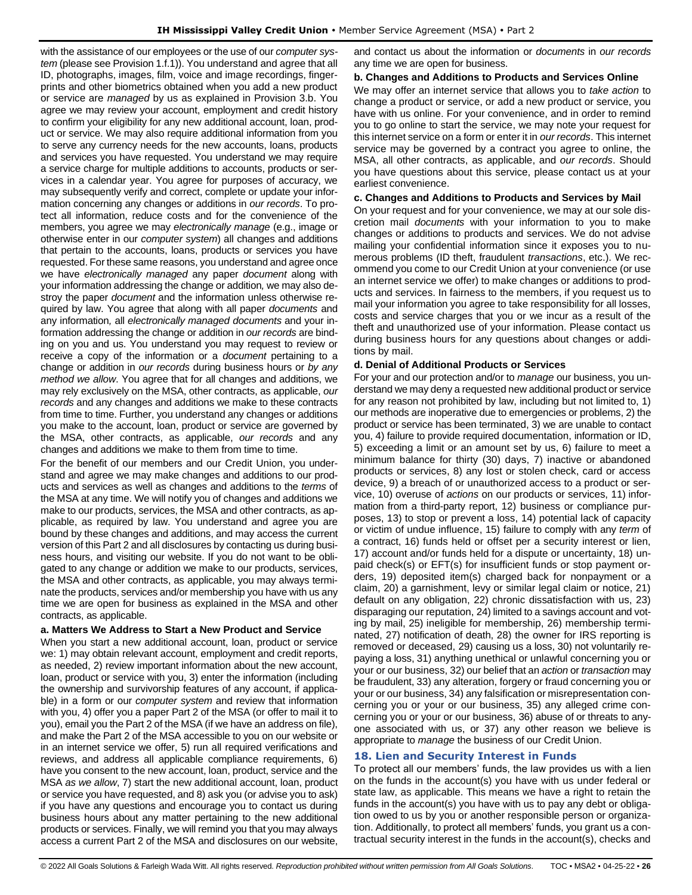with the assistance of our employees or the use of our *computer system* (please see Provision 1.f.1)). You understand and agree that all ID, photographs, images, film, voice and image recordings, fingerprints and other biometrics obtained when you add a new product or service are *managed* by us as explained in Provision 3.b. You agree we may review your account, employment and credit history to confirm your eligibility for any new additional account, loan, product or service. We may also require additional information from you to serve any currency needs for the new accounts, loans, products and services you have requested. You understand we may require a service charge for multiple additions to accounts, products or services in a calendar year. You agree for purposes of accuracy, we may subsequently verify and correct, complete or update your information concerning any changes or additions in *our records*. To protect all information, reduce costs and for the convenience of the members, you agree we may *electronically manage* (e.g., image or otherwise enter in our *computer system*) all changes and additions that pertain to the accounts, loans, products or services you have requested. For these same reasons, you understand and agree once we have *electronically managed* any paper *document* along with your information addressing the change or addition*,* we may also destroy the paper *document* and the information unless otherwise required by law. You agree that along with all paper *documents* and any information*,* all *electronically managed documents* and your information addressing the change or addition in *our records* are binding on you and us. You understand you may request to review or receive a copy of the information or a *document* pertaining to a change or addition in *our records* during business hours or *by any method we allow*. You agree that for all changes and additions, we may rely exclusively on the MSA, other contracts, as applicable, *our records* and any changes and additions we make to these contracts from time to time. Further, you understand any changes or additions you make to the account, loan, product or service are governed by the MSA, other contracts, as applicable, *our records* and any changes and additions we make to them from time to time.

For the benefit of our members and our Credit Union, you understand and agree we may make changes and additions to our products and services as well as changes and additions to the *terms* of the MSA at any time. We will notify you of changes and additions we make to our products, services, the MSA and other contracts, as applicable, as required by law. You understand and agree you are bound by these changes and additions, and may access the current version of this Part 2 and all disclosures by contacting us during business hours, and visiting our website. If you do not want to be obligated to any change or addition we make to our products, services, the MSA and other contracts, as applicable, you may always terminate the products, services and/or membership you have with us any time we are open for business as explained in the MSA and other contracts, as applicable.

**a. Matters We Address to Start a New Product and Service**

When you start a new additional account, loan, product or service we: 1) may obtain relevant account, employment and credit reports, as needed, 2) review important information about the new account, loan, product or service with you, 3) enter the information (including the ownership and survivorship features of any account, if applicable) in a form or our *computer system* and review that information with you, 4) offer you a paper Part 2 of the MSA (or offer to mail it to you), email you the Part 2 of the MSA (if we have an address on file), and make the Part 2 of the MSA accessible to you on our website or in an internet service we offer, 5) run all required verifications and reviews, and address all applicable compliance requirements, 6) have you consent to the new account, loan, product, service and the MSA *as we allow*, 7) start the new additional account, loan, product or service you have requested, and 8) ask you (or advise you to ask) if you have any questions and encourage you to contact us during business hours about any matter pertaining to the new additional products or services. Finally, we will remind you that you may always access a current Part 2 of the MSA and disclosures on our website, and contact us about the information or *documents* in *our records* any time we are open for business.

**b. Changes and Additions to Products and Services Online**

We may offer an internet service that allows you to *take action* to change a product or service, or add a new product or service, you have with us online. For your convenience, and in order to remind you to go online to start the service, we may note your request for this internet service on a form or enter it in *our records*. This internet service may be governed by a contract you agree to online, the MSA, all other contracts, as applicable, and *our records*. Should you have questions about this service, please contact us at your earliest convenience.

**c. Changes and Additions to Products and Services by Mail**

On your request and for your convenience, we may at our sole discretion mail *documents* with your information to you to make changes or additions to products and services. We do not advise mailing your confidential information since it exposes you to numerous problems (ID theft, fraudulent *transactions*, etc.). We recommend you come to our Credit Union at your convenience (or use an internet service we offer) to make changes or additions to products and services. In fairness to the members, if you request us to mail your information you agree to take responsibility for all losses, costs and service charges that you or we incur as a result of the theft and unauthorized use of your information. Please contact us during business hours for any questions about changes or additions by mail.

**d. Denial of Additional Products or Services**

For your and our protection and/or to *manage* our business, you understand we may deny a requested new additional product or service for any reason not prohibited by law, including but not limited to, 1) our methods are inoperative due to emergencies or problems, 2) the product or service has been terminated, 3) we are unable to contact you, 4) failure to provide required documentation, information or ID, 5) exceeding a limit or an amount set by us, 6) failure to meet a minimum balance for thirty (30) days, 7) inactive or abandoned products or services, 8) any lost or stolen check, card or access device, 9) a breach of or unauthorized access to a product or service, 10) overuse of *actions* on our products or services, 11) information from a third-party report, 12) business or compliance purposes, 13) to stop or prevent a loss, 14) potential lack of capacity or victim of undue influence, 15) failure to comply with any *term* of a contract, 16) funds held or offset per a security interest or lien, 17) account and/or funds held for a dispute or uncertainty, 18) unpaid check(s) or EFT(s) for insufficient funds or stop payment orders, 19) deposited item(s) charged back for nonpayment or a claim, 20) a garnishment, levy or similar legal claim or notice, 21) default on any obligation, 22) chronic dissatisfaction with us, 23) disparaging our reputation, 24) limited to a savings account and voting by mail, 25) ineligible for membership, 26) membership terminated, 27) notification of death, 28) the owner for IRS reporting is removed or deceased, 29) causing us a loss, 30) not voluntarily repaying a loss, 31) anything unethical or unlawful concerning you or your or our business, 32) our belief that an *action* or *transaction* may be fraudulent, 33) any alteration, forgery or fraud concerning you or your or our business, 34) any falsification or misrepresentation concerning you or your or our business, 35) any alleged crime concerning you or your or our business, 36) abuse of or threats to anyone associated with us, or 37) any other reason we believe is appropriate to *manage* the business of our Credit Union.

## 18. Lien and Security Interest in Funds

To protect all our members' funds, the law provides us with a lien on the funds in the account(s) you have with us under federal or state law, as applicable. This means we have a right to retain the funds in the account(s) you have with us to pay any debt or obligation owed to us by you or another responsible person or organization. Additionally, to protect all members' funds, you grant us a contractual security interest in the funds in the account(s), checks and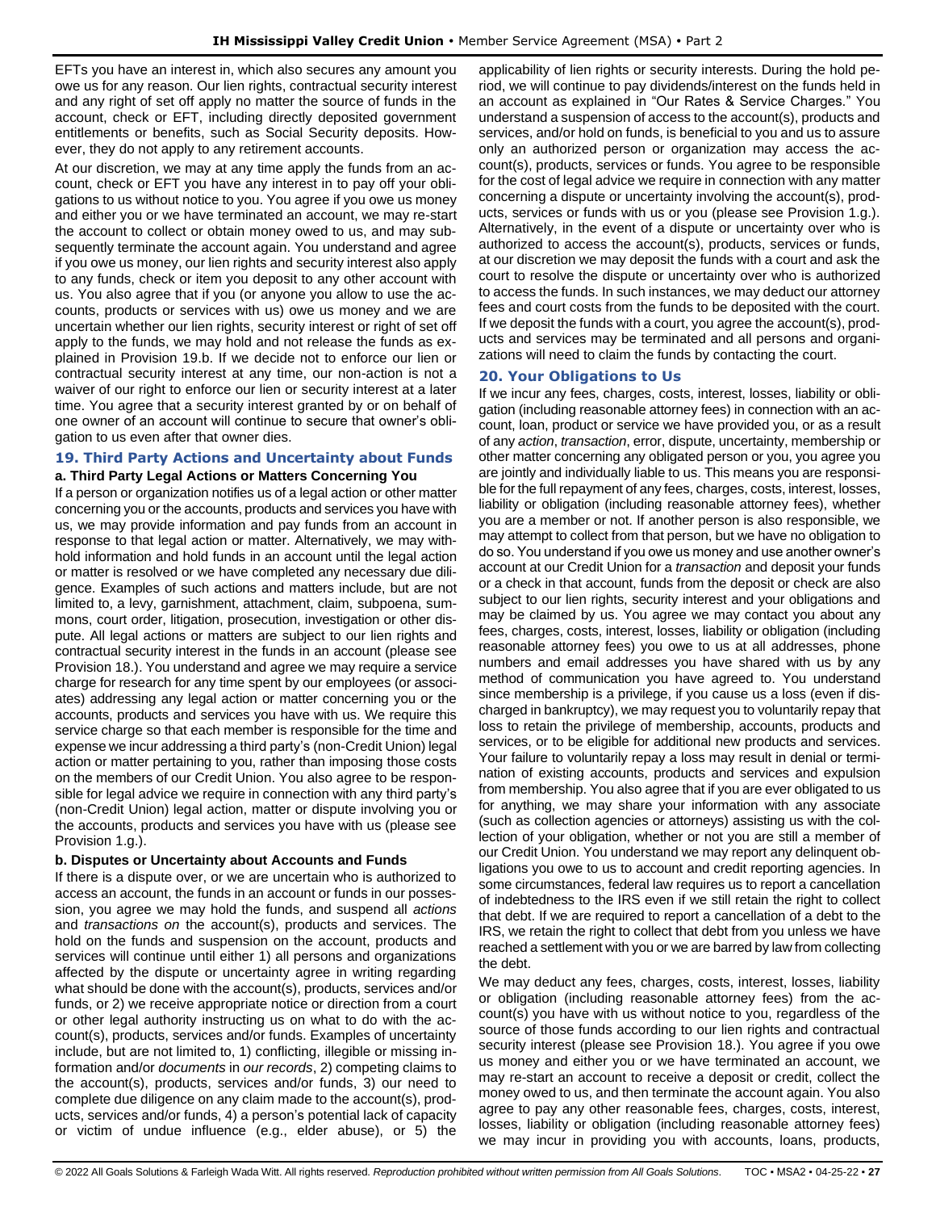EFTs you have an interest in, which also secures any amount you owe us for any reason. Our lien rights, contractual security interest and any right of set off apply no matter the source of funds in the account, check or EFT, including directly deposited government entitlements or benefits, such as Social Security deposits. However, they do not apply to any retirement accounts.

At our discretion, we may at any time apply the funds from an account, check or EFT you have any interest in to pay off your obligations to us without notice to you. You agree if you owe us money and either you or we have terminated an account, we may re-start the account to collect or obtain money owed to us, and may subsequently terminate the account again. You understand and agree if you owe us money, our lien rights and security interest also apply to any funds, check or item you deposit to any other account with us. You also agree that if you (or anyone you allow to use the accounts, products or services with us) owe us money and we are uncertain whether our lien rights, security interest or right of set off apply to the funds, we may hold and not release the funds as explained in Provision 19.b. If we decide not to enforce our lien or contractual security interest at any time, our non-action is not a waiver of our right to enforce our lien or security interest at a later time. You agree that a security interest granted by or on behalf of one owner of an account will continue to secure that owner's obligation to us even after that owner dies.

## 19. Third Party Actions and Uncertainty about Funds

### a. Third Party Legal Actions or Matters Concerning You

If a person or organization notifies us of a legal action or other matter concerning you or the accounts, products and services you have with us, we may provide information and pay funds from an account in response to that legal action or matter. Alternatively, we may withhold information and hold funds in an account until the legal action or matter is resolved or we have completed any necessary due diligence. Examples of such actions and matters include, but are not limited to, a levy, garnishment, attachment, claim, subpoena, summons, court order, litigation, prosecution, investigation or other dispute. All legal actions or matters are subject to our lien rights and contractual security interest in the funds in an account (please see Provision 18.). You understand and agree we may require a service charge for research for any time spent by our employees (or associates) addressing any legal action or matter concerning you or the accounts, products and services you have with us. We require this service charge so that each member is responsible for the time and expense we incur addressing a third party's (non-Credit Union) legal action or matter pertaining to you, rather than imposing those costs on the members of our Credit Union. You also agree to be responsible for legal advice we require in connection with any third party's (non-Credit Union) legal action, matter or dispute involving you or the accounts, products and services you have with us (please see Provision 1.g.).

### b. Disputes or Uncertainty about Accounts and Funds

If there is a dispute over, or we are uncertain who is authorized to access an account, the funds in an account or funds in our possession, you agree we may hold the funds, and suspend all *actions* and *transactions on* the account(s), products and services. The hold on the funds and suspension on the account, products and services will continue until either 1) all persons and organizations affected by the dispute or uncertainty agree in writing regarding what should be done with the account(s), products, services and/or funds, or 2) we receive appropriate notice or direction from a court or other legal authority instructing us on what to do with the account(s), products, services and/or funds. Examples of uncertainty include, but are not limited to, 1) conflicting, illegible or missing information and/or *documents* in *our records*, 2) competing claims to the account(s), products, services and/or funds, 3) our need to complete due diligence on any claim made to the account(s), products, services and/or funds, 4) a person's potential lack of capacity or victim of undue influence (e.g., elder abuse), or 5) the applicability of lien rights or security interests. During the hold period, we will continue to pay dividends/interest on the funds held in an account as explained in "Our Rates & Service Charges." You understand a suspension of access to the account(s), products and services, and/or hold on funds, is beneficial to you and us to assure only an authorized person or organization may access the account(s), products, services or funds. You agree to be responsible for the cost of legal advice we require in connection with any matter concerning a dispute or uncertainty involving the account(s), products, services or funds with us or you (please see Provision 1.g.). Alternatively, in the event of a dispute or uncertainty over who is authorized to access the account(s), products, services or funds, at our discretion we may deposit the funds with a court and ask the court to resolve the dispute or uncertainty over who is authorized to access the funds. In such instances, we may deduct our attorney fees and court costs from the funds to be deposited with the court. If we deposit the funds with a court, you agree the account(s), products and services may be terminated and all persons and organizations will need to claim the funds by contacting the court.

## 20. Your Obligations to Us

If we incur any fees, charges, costs, interest, losses, liability or obligation (including reasonable attorney fees) in connection with an account, loan, product or service we have provided you, or as a result of any *action*, *transaction*, error, dispute, uncertainty, membership or other matter concerning any obligated person or you, you agree you are jointly and individually liable to us. This means you are responsible for the full repayment of any fees, charges, costs, interest, losses, liability or obligation (including reasonable attorney fees), whether you are a member or not. If another person is also responsible, we may attempt to collect from that person, but we have no obligation to do so. You understand if you owe us money and use another owner's account at our Credit Union for a *transaction* and deposit your funds or a check in that account, funds from the deposit or check are also subject to our lien rights, security interest and your obligations and may be claimed by us. You agree we may contact you about any fees, charges, costs, interest, losses, liability or obligation (including reasonable attorney fees) you owe to us at all addresses, phone numbers and email addresses you have shared with us by any method of communication you have agreed to. You understand since membership is a privilege, if you cause us a loss (even if discharged in bankruptcy), we may request you to voluntarily repay that loss to retain the privilege of membership, accounts, products and services, or to be eligible for additional new products and services. Your failure to voluntarily repay a loss may result in denial or termination of existing accounts, products and services and expulsion from membership. You also agree that if you are ever obligated to us for anything, we may share your information with any associate (such as collection agencies or attorneys) assisting us with the collection of your obligation, whether or not you are still a member of our Credit Union. You understand we may report any delinquent obligations you owe to us to account and credit reporting agencies. In some circumstances, federal law requires us to report a cancellation of indebtedness to the IRS even if we still retain the right to collect that debt. If we are required to report a cancellation of a debt to the IRS, we retain the right to collect that debt from you unless we have reached a settlement with you or we are barred by law from collecting the debt.

We may deduct any fees, charges, costs, interest, losses, liability or obligation (including reasonable attorney fees) from the account(s) you have with us without notice to you, regardless of the source of those funds according to our lien rights and contractual security interest (please see Provision 18.). You agree if you owe us money and either you or we have terminated an account, we may re-start an account to receive a deposit or credit, collect the money owed to us, and then terminate the account again. You also agree to pay any other reasonable fees, charges, costs, interest, losses, liability or obligation (including reasonable attorney fees) we may incur in providing you with accounts, loans, products,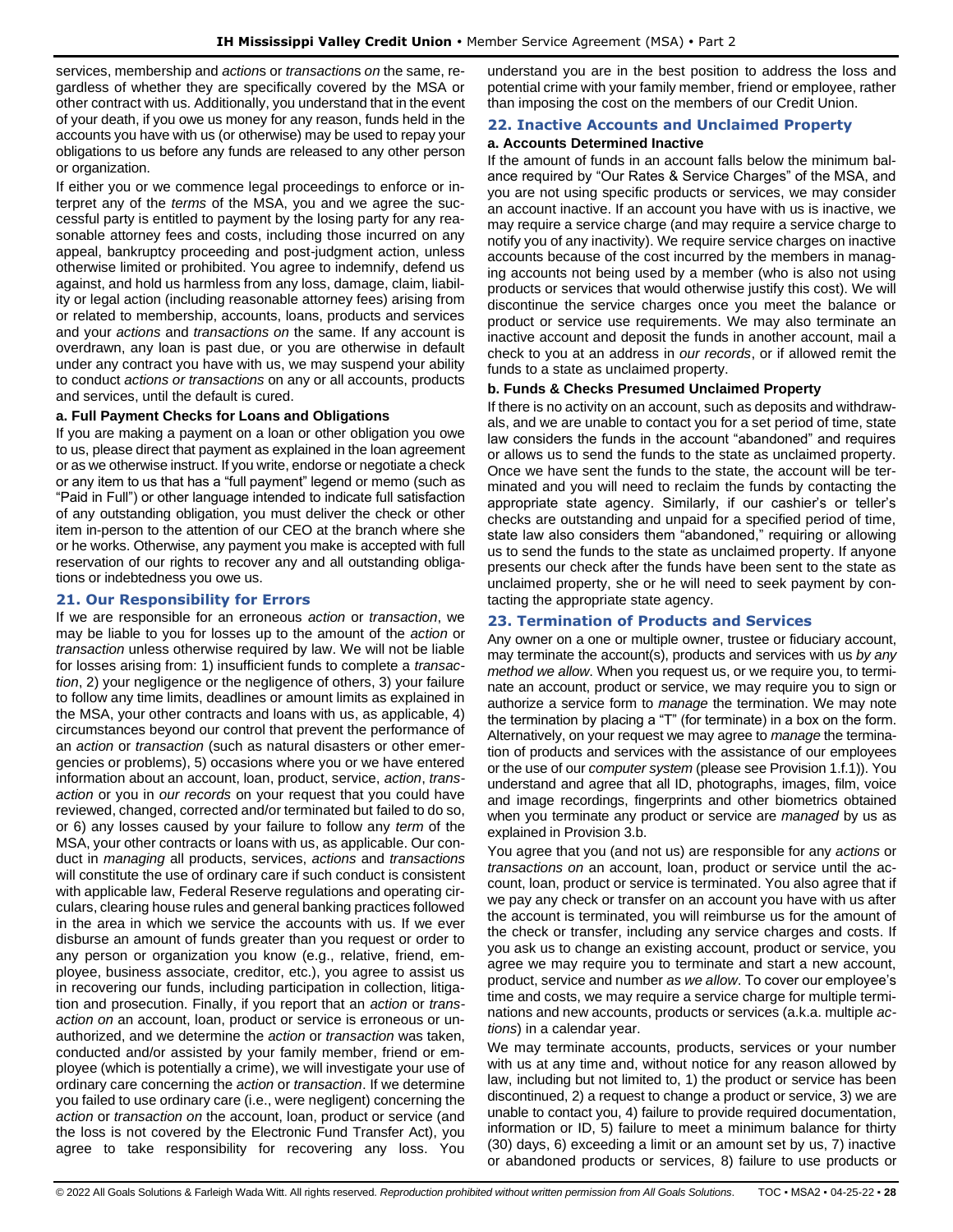services, membership and *actions* or *transactions on* the same, regardless of whether they are specifically covered by the MSA or other contract with us. Additionally, you understand that in the event of your death, if you owe us money for any reason, funds held in the accounts you have with us (or otherwise) may be used to repay your obligations to us before any funds are released to any other person or organization.

If either you or we commence legal proceedings to enforce or interpret any of the *terms* of the MSA, you and we agree the successful party is entitled to payment by the losing party for any reasonable attorney fees and costs, including those incurred on any appeal, bankruptcy proceeding and post-judgment action, unless otherwise limited or prohibited. You agree to indemnify, defend us against, and hold us harmless from any loss, damage, claim, liability or legal action (including reasonable attorney fees) arising from or related to membership, accounts, loans, products and services and your *actions* and *transactions on* the same. If any account is overdrawn, any loan is past due, or you are otherwise in default under any contract you have with us, we may suspend your ability to conduct *actions or transactions* on any or all accounts, products and services, until the default is cured.

#### a. Full Payment Checks for Loans and Obligations

If you are making a payment on a loan or other obligation you owe to us, please direct that payment as explained in the loan agreement or as we otherwise instruct. If you write, endorse or negotiate a check or any item to us that has a "full payment" legend or memo (such as "Paid in Full") or other language intended to indicate full satisfaction of any outstanding obligation, you must deliver the check or other item in-person to the attention of our CEO at the branch where she or he works. Otherwise, any payment you make is accepted with full reservation of our rights to recover any and all outstanding obligations or indebtedness you owe us.

### 21. Our Responsibility for Errors

If we are responsible for an erroneous *action* or *transaction*, we may be liable to you for losses up to the amount of the *action* or *transaction* unless otherwise required by law. We will not be liable for losses arising from: 1) insufficient funds to complete a *transaction*, 2) your negligence or the negligence of others, 3) your failure to follow any time limits, deadlines or amount limits as explained in the MSA, your other contracts and loans with us, as applicable, 4) circumstances beyond our control that prevent the performance of an *action* or *transaction* (such as natural disasters or other emergencies or problems), 5) occasions where you or we have entered information about an account, loan, product, service, *action*, *transaction* or you in *our records* on your request that you could have reviewed, changed, corrected and/or terminated but failed to do so, or 6) any losses caused by your failure to follow any *term* of the MSA, your other contracts or loans with us, as applicable. Our conduct in *managing* all products, services, *actions* and *transactions* will constitute the use of ordinary care if such conduct is consistent with applicable law, Federal Reserve regulations and operating circulars, clearing house rules and general banking practices followed in the area in which we service the accounts with us. If we ever disburse an amount of funds greater than you request or order to any person or organization you know (e.g., relative, friend, employee, business associate, creditor, etc.), you agree to assist us in recovering our funds, including participation in collection, litigation and prosecution. Finally, if you report that an *action* or *transaction on* an account, loan, product or service is erroneous or unauthorized, and we determine the *action* or *transaction* was taken, conducted and/or assisted by your family member, friend or employee (which is potentially a crime), we will investigate your use of ordinary care concerning the *action* or *transaction*. If we determine you failed to use ordinary care (i.e., were negligent) concerning the *action* or *transaction on* the account, loan, product or service (and the loss is not covered by the Electronic Fund Transfer Act), you agree to take responsibility for recovering any loss. You understand you are in the best position to address the loss and potential crime with your family member, friend or employee, rather than imposing the cost on the members of our Credit Union.

### 22. Inactive Accounts and Unclaimed Property

#### a. Accounts Determined Inactive

If the amount of funds in an account falls below the minimum balance required by "Our Rates & Service Charges" of the MSA, and you are not using specific products or services, we may consider an account inactive. If an account you have with us is inactive, we may require a service charge (and may require a service charge to notify you of any inactivity). We require service charges on inactive accounts because of the cost incurred by the members in managing accounts not being used by a member (who is also not using products or services that would otherwise justify this cost). We will discontinue the service charges once you meet the balance or product or service use requirements. We may also terminate an inactive account and deposit the funds in another account, mail a check to you at an address in *our records*, or if allowed remit the funds to a state as unclaimed property.

#### b. Funds & Checks Presumed Unclaimed Property

If there is no activity on an account, such as deposits and withdrawals, and we are unable to contact you for a set period of time, state law considers the funds in the account "abandoned" and requires or allows us to send the funds to the state as unclaimed property. Once we have sent the funds to the state, the account will be terminated and you will need to reclaim the funds by contacting the appropriate state agency. Similarly, if our cashier's or teller's checks are outstanding and unpaid for a specified period of time, state law also considers them "abandoned," requiring or allowing us to send the funds to the state as unclaimed property. If anyone presents our check after the funds have been sent to the state as unclaimed property, she or he will need to seek payment by contacting the appropriate state agency.

### 23. Termination of Products and Services

Any owner on a one or multiple owner, trustee or fiduciary account, may terminate the account(s), products and services with us *by any method we allow*. When you request us, or we require you, to terminate an account, product or service, we may require you to sign or authorize a service form to *manage* the termination. We may note the termination by placing a "T" (for terminate) in a box on the form. Alternatively, on your request we may agree to *manage* the termination of products and services with the assistance of our employees or the use of our *computer system* (please see Provision 1.f.1)). You understand and agree that all ID, photographs, images, film, voice and image recordings, fingerprints and other biometrics obtained when you terminate any product or service are *managed* by us as explained in Provision 3.b.

You agree that you (and not us) are responsible for any *actions* or *transactions on* an account, loan, product or service until the account, loan, product or service is terminated. You also agree that if we pay any check or transfer on an account you have with us after the account is terminated, you will reimburse us for the amount of the check or transfer, including any service charges and costs. If you ask us to change an existing account, product or service, you agree we may require you to terminate and start a new account, product, service and number *as we allow*. To cover our employee's time and costs, we may require a service charge for multiple terminations and new accounts, products or services (a.k.a. multiple *actions*) in a calendar year.

We may terminate accounts, products, services or your number with us at any time and, without notice for any reason allowed by law, including but not limited to, 1) the product or service has been discontinued, 2) a request to change a product or service, 3) we are unable to contact you, 4) failure to provide required documentation, information or ID, 5) failure to meet a minimum balance for thirty (30) days, 6) exceeding a limit or an amount set by us, 7) inactive or abandoned products or services, 8) failure to use products or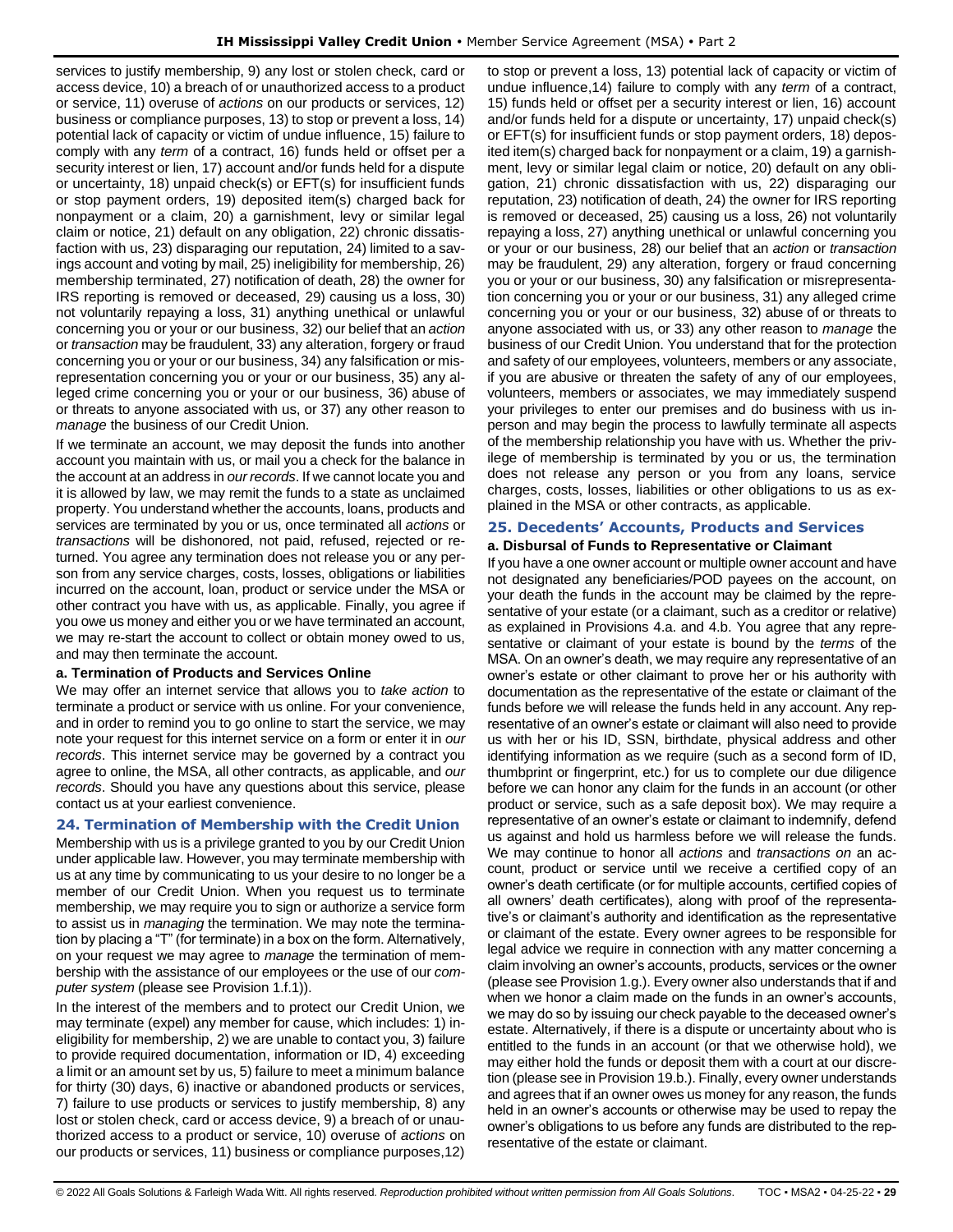services to justify membership, 9) any lost or stolen check, card or access device, 10) a breach of or unauthorized access to a product or service, 11) overuse of *actions* on our products or services, 12) business or compliance purposes, 13) to stop or prevent a loss, 14) potential lack of capacity or victim of undue influence, 15) failure to comply with any *term* of a contract, 16) funds held or offset per a security interest or lien, 17) account and/or funds held for a dispute or uncertainty, 18) unpaid check(s) or EFT(s) for insufficient funds or stop payment orders, 19) deposited item(s) charged back for nonpayment or a claim, 20) a garnishment, levy or similar legal claim or notice, 21) default on any obligation, 22) chronic dissatisfaction with us, 23) disparaging our reputation, 24) limited to a savings account and voting by mail, 25) ineligibility for membership, 26) membership terminated, 27) notification of death, 28) the owner for IRS reporting is removed or deceased, 29) causing us a loss, 30) not voluntarily repaying a loss, 31) anything unethical or unlawful concerning you or your or our business, 32) our belief that an *action* or *transaction* may be fraudulent, 33) any alteration, forgery or fraud concerning you or your or our business, 34) any falsification or misrepresentation concerning you or your or our business, 35) any alleged crime concerning you or your or our business, 36) abuse of or threats to anyone associated with us, or 37) any other reason to *manage* the business of our Credit Union.

If we terminate an account, we may deposit the funds into another account you maintain with us, or mail you a check for the balance in the account at an address in *our records*. If we cannot locate you and it is allowed by law, we may remit the funds to a state as unclaimed property. You understand whether the accounts, loans, products and services are terminated by you or us, once terminated all *actions* or *transactions* will be dishonored, not paid, refused, rejected or returned. You agree any termination does not release you or any person from any service charges, costs, losses, obligations or liabilities incurred on the account, loan, product or service under the MSA or other contract you have with us, as applicable. Finally, you agree if you owe us money and either you or we have terminated an account, we may re-start the account to collect or obtain money owed to us, and may then terminate the account.

**a. Termination of Products and Services Online**

We may offer an internet service that allows you to *take action* to terminate a product or service with us online. For your convenience, and in order to remind you to go online to start the service, we may note your request for this internet service on a form or enter it in *our records*. This internet service may be governed by a contract you agree to online, the MSA, all other contracts, as applicable, and *our records*. Should you have any questions about this service, please contact us at your earliest convenience.

## 24. Termination of Membership with the Credit Union

Membership with us is a privilege granted to you by our Credit Union under applicable law. However, you may terminate membership with us at any time by communicating to us your desire to no longer be a member of our Credit Union. When you request us to terminate membership, we may require you to sign or authorize a service form to assist us in *managing* the termination. We may note the termination by placing a "T" (for terminate) in a box on the form. Alternatively, on your request we may agree to *manage* the termination of membership with the assistance of our employees or the use of our *computer system* (please see Provision 1.f.1)).

In the interest of the members and to protect our Credit Union, we may terminate (expel) any member for cause, which includes: 1) ineligibility for membership, 2) we are unable to contact you, 3) failure to provide required documentation, information or ID, 4) exceeding a limit or an amount set by us, 5) failure to meet a minimum balance for thirty (30) days, 6) inactive or abandoned products or services, 7) failure to use products or services to justify membership, 8) any lost or stolen check, card or access device, 9) a breach of or unauthorized access to a product or service, 10) overuse of *actions* on our products or services, 11) business or compliance purposes,12) to stop or prevent a loss, 13) potential lack of capacity or victim of undue influence,14) failure to comply with any *term* of a contract, 15) funds held or offset per a security interest or lien, 16) account and/or funds held for a dispute or uncertainty, 17) unpaid check(s) or EFT(s) for insufficient funds or stop payment orders, 18) deposited item(s) charged back for nonpayment or a claim, 19) a garnishment, levy or similar legal claim or notice, 20) default on any obligation, 21) chronic dissatisfaction with us, 22) disparaging our reputation, 23) notification of death, 24) the owner for IRS reporting is removed or deceased, 25) causing us a loss, 26) not voluntarily repaying a loss, 27) anything unethical or unlawful concerning you or your or our business, 28) our belief that an *action* or *transaction* may be fraudulent, 29) any alteration, forgery or fraud concerning you or your or our business, 30) any falsification or misrepresentation concerning you or your or our business, 31) any alleged crime concerning you or your or our business, 32) abuse of or threats to anyone associated with us, or 33) any other reason to *manage* the business of our Credit Union. You understand that for the protection and safety of our employees, volunteers, members or any associate, if you are abusive or threaten the safety of any of our employees, volunteers, members or associates, we may immediately suspend your privileges to enter our premises and do business with us in-person and may begin the process to lawfully terminate all aspects of the membership relationship you have with us. Whether the privilege of membership is terminated by you or us, the termination does not release any person or you from any loans, service charges, costs, losses, liabilities or other obligations to us as explained in the MSA or other contracts, as applicable.

## 25. Decedents' Accounts, Products and Services

**a. Disbursal of Funds to Representative or Claimant**

If you have a one owner account or multiple owner account and have not designated any beneficiaries/POD payees on the account, on your death the funds in the account may be claimed by the representative of your estate (or a claimant, such as a creditor or relative) as explained in Provisions 4.a. and 4.b. You agree that any representative or claimant of your estate is bound by the *terms* of the MSA. On an owner's death, we may require any representative of an owner's estate or other claimant to prove her or his authority with documentation as the representative of the estate or claimant of the funds before we will release the funds held in any account. Any representative of an owner's estate or claimant will also need to provide us with her or his ID, SSN, birthdate, physical address and other identifying information as we require (such as a second form of ID, thumbprint or fingerprint, etc.) for us to complete our due diligence before we can honor any claim for the funds in an account (or other product or service, such as a safe deposit box). We may require a representative of an owner's estate or claimant to indemnify, defend us against and hold us harmless before we will release the funds. We may continue to honor all *actions* and *transactions on* an account, product or service until we receive a certified copy of an owner's death certificate (or for multiple accounts, certified copies of all owners' death certificates), along with proof of the representative's or claimant's authority and identification as the representative or claimant of the estate. Every owner agrees to be responsible for legal advice we require in connection with any matter concerning a claim involving an owner's accounts, products, services or the owner (please see Provision 1.g.). Every owner also understands that if and when we honor a claim made on the funds in an owner's accounts, we may do so by issuing our check payable to the deceased owner's estate. Alternatively, if there is a dispute or uncertainty about who is entitled to the funds in an account (or that we otherwise hold), we may either hold the funds or deposit them with a court at our discretion (please see in Provision 19.b.). Finally, every owner understands and agrees that if an owner owes us money for any reason, the funds held in an owner's accounts or otherwise may be used to repay the owner's obligations to us before any funds are distributed to the representative of the estate or claimant.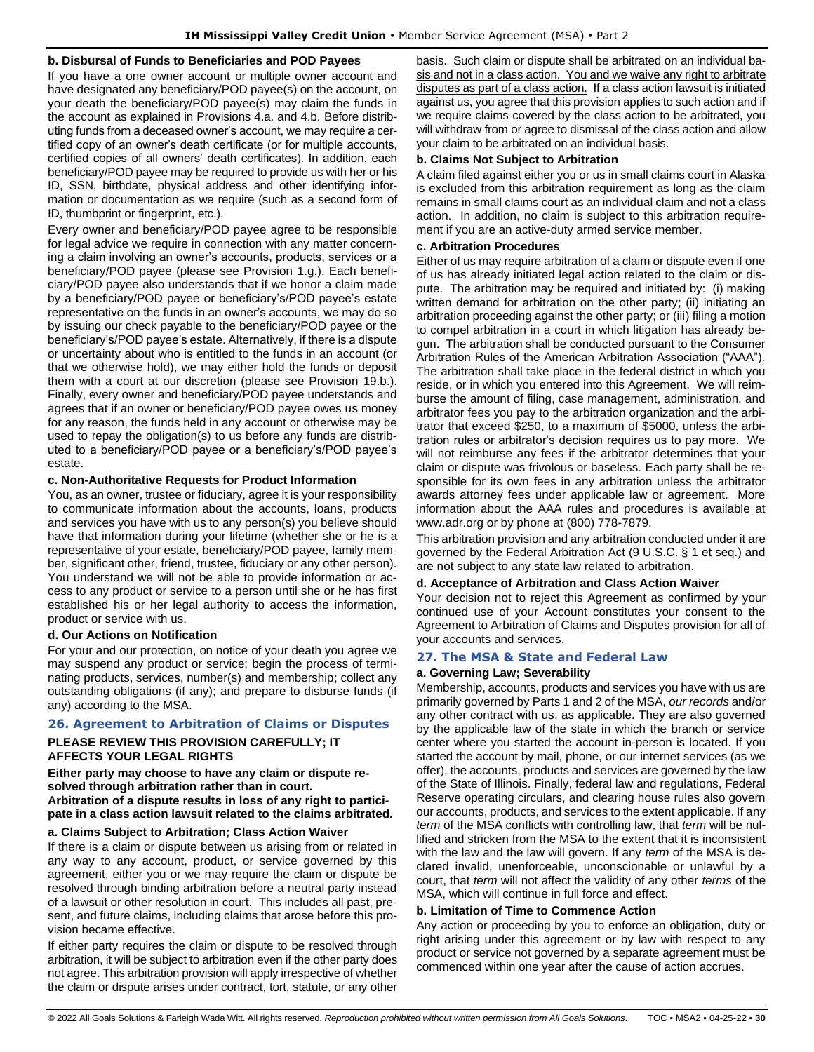**b. Disbursal of Funds to Beneficiaries and POD Payees**

If you have a one owner account or multiple owner account and have designated any beneficiary/POD payee(s) on the account, on your death the beneficiary/POD payee(s) may claim the funds in the account as explained in Provisions 4.a. and 4.b. Before distributing funds from a deceased owner's account, we may require a certified copy of an owner's death certificate (or for multiple accounts, certified copies of all owners' death certificates). In addition, each beneficiary/POD payee may be required to provide us with her or his ID, SSN, birthdate, physical address and other identifying information or documentation as we require (such as a second form of ID, thumbprint or fingerprint, etc.).

Every owner and beneficiary/POD payee agree to be responsible for legal advice we require in connection with any matter concerning a claim involving an owner's accounts, products, services or a beneficiary/POD payee (please see Provision 1.g.). Each beneficiary/POD payee also understands that if we honor a claim made by a beneficiary/POD payee or beneficiary's/POD payee's estate representative on the funds in an owner's accounts, we may do so by issuing our check payable to the beneficiary/POD payee or the beneficiary's/POD payee's estate. Alternatively, if there is a dispute or uncertainty about who is entitled to the funds in an account (or that we otherwise hold), we may either hold the funds or deposit them with a court at our discretion (please see Provision 19.b.). Finally, every owner and beneficiary/POD payee understands and agrees that if an owner or beneficiary/POD payee owes us money for any reason, the funds held in any account or otherwise may be used to repay the obligation(s) to us before any funds are distributed to a beneficiary/POD payee or a beneficiary's/POD payee's estate.

**c. Non-Authoritative Requests for Product Information**

You, as an owner, trustee or fiduciary, agree it is your responsibility to communicate information about the accounts, loans, products and services you have with us to any person(s) you believe should have that information during your lifetime (whether she or he is a representative of your estate, beneficiary/POD payee, family member, significant other, friend, trustee, fiduciary or any other person). You understand we will not be able to provide information or access to any product or service to a person until she or he has first established his or her legal authority to access the information, product or service with us.

**d. Our Actions on Notification**

For your and our protection, on notice of your death you agree we may suspend any product or service; begin the process of terminating products, services, number(s) and membership; collect any outstanding obligations (if any); and prepare to disburse funds (if any) according to the MSA.

## 26. Agreement to Arbitration of Claims or Disputes

**PLEASE REVIEW THIS PROVISION CAREFULLY; IT AFFECTS YOUR LEGAL RIGHTS**

**Either party may choose to have any claim or dispute resolved through arbitration rather than in court.**
**Arbitration of a dispute results in loss of any right to participate in a class action lawsuit related to the claims arbitrated.**

**a. Claims Subject to Arbitration; Class Action Waiver**

If there is a claim or dispute between us arising from or related in any way to any account, product, or service governed by this agreement, either you or we may require the claim or dispute be resolved through binding arbitration before a neutral party instead of a lawsuit or other resolution in court. This includes all past, present, and future claims, including claims that arose before this provision became effective.

If either party requires the claim or dispute to be resolved through arbitration, it will be subject to arbitration even if the other party does not agree. This arbitration provision will apply irrespective of whether the claim or dispute arises under contract, tort, statute, or any other basis. Such claim or dispute shall be arbitrated on an individual basis and not in a class action. You and we waive any right to arbitrate disputes as part of a class action. If a class action lawsuit is initiated against us, you agree that this provision applies to such action and if we require claims covered by the class action to be arbitrated, you will withdraw from or agree to dismissal of the class action and allow your claim to be arbitrated on an individual basis.

**b. Claims Not Subject to Arbitration**

A claim filed against either you or us in small claims court in Alaska is excluded from this arbitration requirement as long as the claim remains in small claims court as an individual claim and not a class action. In addition, no claim is subject to this arbitration requirement if you are an active-duty armed service member.

**c. Arbitration Procedures**

Either of us may require arbitration of a claim or dispute even if one of us has already initiated legal action related to the claim or dispute. The arbitration may be required and initiated by: (i) making written demand for arbitration on the other party; (ii) initiating an arbitration proceeding against the other party; or (iii) filing a motion to compel arbitration in a court in which litigation has already begun. The arbitration shall be conducted pursuant to the Consumer Arbitration Rules of the American Arbitration Association ("AAA"). The arbitration shall take place in the federal district in which you reside, or in which you entered into this Agreement. We will reimburse the amount of filing, case management, administration, and arbitrator fees you pay to the arbitration organization and the arbitrator that exceed $250, to a maximum of $5000, unless the arbitration rules or arbitrator's decision requires us to pay more. We will not reimburse any fees if the arbitrator determines that your claim or dispute was frivolous or baseless. Each party shall be responsible for its own fees in any arbitration unless the arbitrator awards attorney fees under applicable law or agreement. More information about the AAA rules and procedures is available at www.adr.org or by phone at (800) 778-7879.

This arbitration provision and any arbitration conducted under it are governed by the Federal Arbitration Act (9 U.S.C. § 1 et seq.) and are not subject to any state law related to arbitration.

**d. Acceptance of Arbitration and Class Action Waiver**

Your decision not to reject this Agreement as confirmed by your continued use of your Account constitutes your consent to the Agreement to Arbitration of Claims and Disputes provision for all of your accounts and services.

## 27. The MSA & State and Federal Law

**a. Governing Law; Severability**

Membership, accounts, products and services you have with us are primarily governed by Parts 1 and 2 of the MSA, *our records* and/or any other contract with us, as applicable. They are also governed by the applicable law of the state in which the branch or service center where you started the account in-person is located. If you started the account by mail, phone, or our internet services (as we offer), the accounts, products and services are governed by the law of the State of Illinois. Finally, federal law and regulations, Federal Reserve operating circulars, and clearing house rules also govern our accounts, products, and services to the extent applicable. If any *term* of the MSA conflicts with controlling law, that *term* will be nullified and stricken from the MSA to the extent that it is inconsistent with the law and the law will govern. If any *term* of the MSA is declared invalid, unenforceable, unconscionable or unlawful by a court, that *term* will not affect the validity of any other *terms* of the MSA, which will continue in full force and effect.

**b. Limitation of Time to Commence Action**

Any action or proceeding by you to enforce an obligation, duty or right arising under this agreement or by law with respect to any product or service not governed by a separate agreement must be commenced within one year after the cause of action accrues.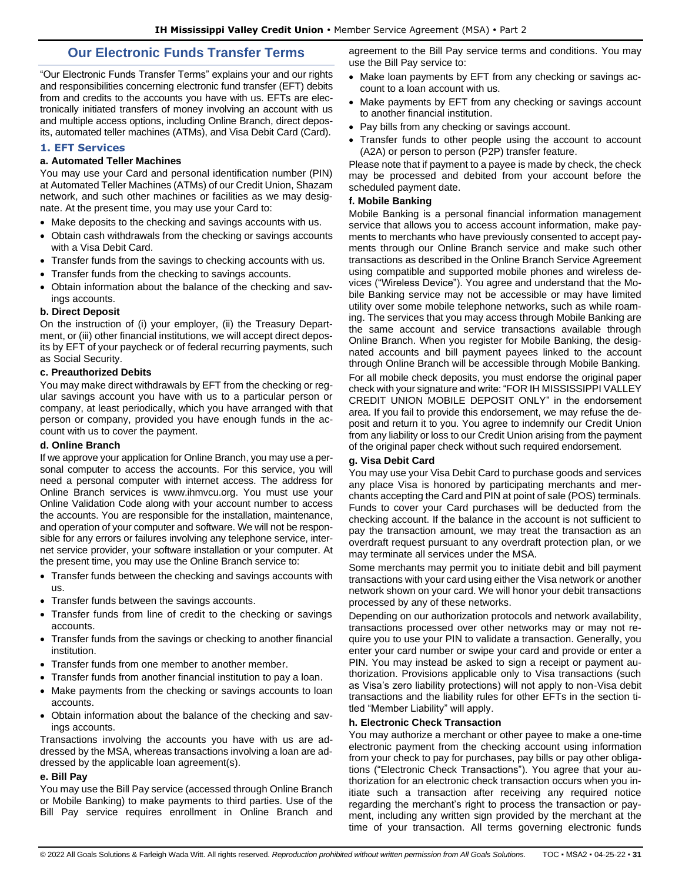## Our Electronic Funds Transfer Terms

"Our Electronic Funds Transfer Terms" explains your and our rights and responsibilities concerning electronic fund transfer (EFT) debits from and credits to the accounts you have with us. EFTs are electronically initiated transfers of money involving an account with us and multiple access options, including Online Branch, direct deposits, automated teller machines (ATMs), and Visa Debit Card (Card).

### 1. EFT Services

#### a. Automated Teller Machines

You may use your Card and personal identification number (PIN) at Automated Teller Machines (ATMs) of our Credit Union, Shazam network, and such other machines or facilities as we may designate. At the present time, you may use your Card to:

- Make deposits to the checking and savings accounts with us.
- Obtain cash withdrawals from the checking or savings accounts with a Visa Debit Card.
- Transfer funds from the savings to checking accounts with us.
- Transfer funds from the checking to savings accounts.
- Obtain information about the balance of the checking and savings accounts.

#### b. Direct Deposit

On the instruction of (i) your employer, (ii) the Treasury Department, or (iii) other financial institutions, we will accept direct deposits by EFT of your paycheck or of federal recurring payments, such as Social Security.

#### c. Preauthorized Debits

You may make direct withdrawals by EFT from the checking or regular savings account you have with us to a particular person or company, at least periodically, which you have arranged with that person or company, provided you have enough funds in the account with us to cover the payment.

#### d. Online Branch

If we approve your application for Online Branch, you may use a personal computer to access the accounts. For this service, you will need a personal computer with internet access. The address for Online Branch services is www.ihmvcu.org. You must use your Online Validation Code along with your account number to access the accounts. You are responsible for the installation, maintenance, and operation of your computer and software. We will not be responsible for any errors or failures involving any telephone service, internet service provider, your software installation or your computer. At the present time, you may use the Online Branch service to:

- Transfer funds between the checking and savings accounts with us.
- Transfer funds between the savings accounts.
- Transfer funds from line of credit to the checking or savings accounts.
- Transfer funds from the savings or checking to another financial institution.
- Transfer funds from one member to another member.
- Transfer funds from another financial institution to pay a loan.
- Make payments from the checking or savings accounts to loan accounts.
- Obtain information about the balance of the checking and savings accounts.

Transactions involving the accounts you have with us are addressed by the MSA, whereas transactions involving a loan are addressed by the applicable loan agreement(s).

#### e. Bill Pay

You may use the Bill Pay service (accessed through Online Branch or Mobile Banking) to make payments to third parties. Use of the Bill Pay service requires enrollment in Online Branch and agreement to the Bill Pay service terms and conditions. You may use the Bill Pay service to:

- Make loan payments by EFT from any checking or savings account to a loan account with us.
- Make payments by EFT from any checking or savings account to another financial institution.
- Pay bills from any checking or savings account.
- Transfer funds to other people using the account to account (A2A) or person to person (P2P) transfer feature.

Please note that if payment to a payee is made by check, the check may be processed and debited from your account before the scheduled payment date.

#### f. Mobile Banking

Mobile Banking is a personal financial information management service that allows you to access account information, make payments to merchants who have previously consented to accept payments through our Online Branch service and make such other transactions as described in the Online Branch Service Agreement using compatible and supported mobile phones and wireless devices ("Wireless Device"). You agree and understand that the Mobile Banking service may not be accessible or may have limited utility over some mobile telephone networks, such as while roaming. The services that you may access through Mobile Banking are the same account and service transactions available through Online Branch. When you register for Mobile Banking, the designated accounts and bill payment payees linked to the account through Online Branch will be accessible through Mobile Banking.

For all mobile check deposits, you must endorse the original paper check with your signature and write: "FOR IH MISSISSIPPI VALLEY CREDIT UNION MOBILE DEPOSIT ONLY" in the endorsement area. If you fail to provide this endorsement, we may refuse the deposit and return it to you. You agree to indemnify our Credit Union from any liability or loss to our Credit Union arising from the payment of the original paper check without such required endorsement.

#### g. Visa Debit Card

You may use your Visa Debit Card to purchase goods and services any place Visa is honored by participating merchants and merchants accepting the Card and PIN at point of sale (POS) terminals. Funds to cover your Card purchases will be deducted from the checking account. If the balance in the account is not sufficient to pay the transaction amount, we may treat the transaction as an overdraft request pursuant to any overdraft protection plan, or we may terminate all services under the MSA.

Some merchants may permit you to initiate debit and bill payment transactions with your card using either the Visa network or another network shown on your card. We will honor your debit transactions processed by any of these networks.

Depending on our authorization protocols and network availability, transactions processed over other networks may or may not require you to use your PIN to validate a transaction. Generally, you enter your card number or swipe your card and provide or enter a PIN. You may instead be asked to sign a receipt or payment authorization. Provisions applicable only to Visa transactions (such as Visa's zero liability protections) will not apply to non-Visa debit transactions and the liability rules for other EFTs in the section titled "Member Liability" will apply.

#### h. Electronic Check Transaction

You may authorize a merchant or other payee to make a one-time electronic payment from the checking account using information from your check to pay for purchases, pay bills or pay other obligations ("Electronic Check Transactions"). You agree that your authorization for an electronic check transaction occurs when you initiate such a transaction after receiving any required notice regarding the merchant's right to process the transaction or payment, including any written sign provided by the merchant at the time of your transaction. All terms governing electronic funds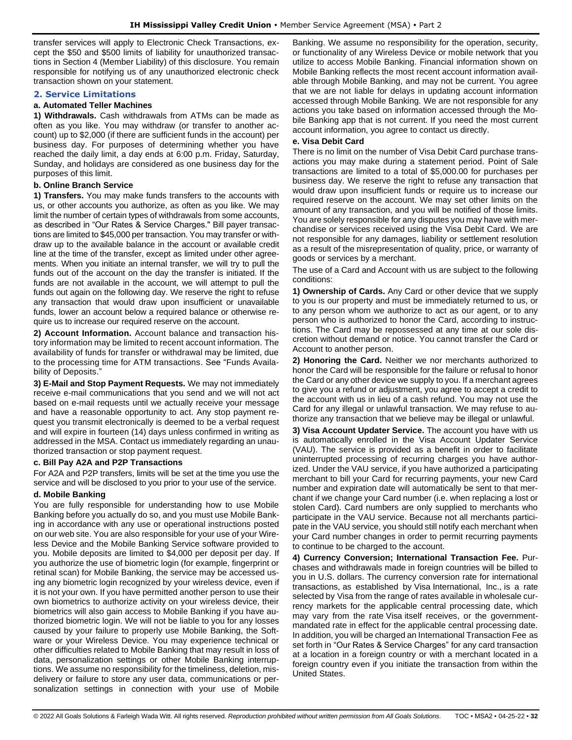transfer services will apply to Electronic Check Transactions, except the $50 and $500 limits of liability for unauthorized transactions in Section 4 (Member Liability) of this disclosure. You remain responsible for notifying us of any unauthorized electronic check transaction shown on your statement.

## 2. Service Limitations

### a. Automated Teller Machines

**1) Withdrawals.** Cash withdrawals from ATMs can be made as often as you like. You may withdraw (or transfer to another account) up to $2,000 (if there are sufficient funds in the account) per business day. For purposes of determining whether you have reached the daily limit, a day ends at 6:00 p.m. Friday, Saturday, Sunday, and holidays are considered as one business day for the purposes of this limit.

### b. Online Branch Service

**1) Transfers.** You may make funds transfers to the accounts with us, or other accounts you authorize, as often as you like. We may limit the number of certain types of withdrawals from some accounts, as described in "Our Rates & Service Charges." Bill payer transactions are limited to $45,000 per transaction. You may transfer or withdraw up to the available balance in the account or available credit line at the time of the transfer, except as limited under other agreements. When you initiate an internal transfer, we will try to pull the funds out of the account on the day the transfer is initiated. If the funds are not available in the account, we will attempt to pull the funds out again on the following day. We reserve the right to refuse any transaction that would draw upon insufficient or unavailable funds, lower an account below a required balance or otherwise require us to increase our required reserve on the account.

**2) Account Information.** Account balance and transaction history information may be limited to recent account information. The availability of funds for transfer or withdrawal may be limited, due to the processing time for ATM transactions. See "Funds Availability of Deposits."

**3) E-Mail and Stop Payment Requests.** We may not immediately receive e-mail communications that you send and we will not act based on e-mail requests until we actually receive your message and have a reasonable opportunity to act. Any stop payment request you transmit electronically is deemed to be a verbal request and will expire in fourteen (14) days unless confirmed in writing as addressed in the MSA. Contact us immediately regarding an unauthorized transaction or stop payment request.

### c. Bill Pay A2A and P2P Transactions

For A2A and P2P transfers, limits will be set at the time you use the service and will be disclosed to you prior to your use of the service.

### d. Mobile Banking

You are fully responsible for understanding how to use Mobile Banking before you actually do so, and you must use Mobile Banking in accordance with any use or operational instructions posted on our web site. You are also responsible for your use of your Wireless Device and the Mobile Banking Service software provided to you. Mobile deposits are limited to $4,000 per deposit per day. If you authorize the use of biometric login (for example, fingerprint or retinal scan) for Mobile Banking, the service may be accessed using any biometric login recognized by your wireless device, even if it is not your own. If you have permitted another person to use their own biometrics to authorize activity on your wireless device, their biometrics will also gain access to Mobile Banking if you have authorized biometric login. We will not be liable to you for any losses caused by your failure to properly use Mobile Banking, the Software or your Wireless Device. You may experience technical or other difficulties related to Mobile Banking that may result in loss of data, personalization settings or other Mobile Banking interruptions. We assume no responsibility for the timeliness, deletion, misdelivery or failure to store any user data, communications or personalization settings in connection with your use of Mobile Banking. We assume no responsibility for the operation, security, or functionality of any Wireless Device or mobile network that you utilize to access Mobile Banking. Financial information shown on Mobile Banking reflects the most recent account information available through Mobile Banking, and may not be current. You agree that we are not liable for delays in updating account information accessed through Mobile Banking. We are not responsible for any actions you take based on information accessed through the Mobile Banking app that is not current. If you need the most current account information, you agree to contact us directly.

### e. Visa Debit Card

There is no limit on the number of Visa Debit Card purchase transactions you may make during a statement period. Point of Sale transactions are limited to a total of $5,000.00 for purchases per business day. We reserve the right to refuse any transaction that would draw upon insufficient funds or require us to increase our required reserve on the account. We may set other limits on the amount of any transaction, and you will be notified of those limits. You are solely responsible for any disputes you may have with merchandise or services received using the Visa Debit Card. We are not responsible for any damages, liability or settlement resolution as a result of the misrepresentation of quality, price, or warranty of goods or services by a merchant.

The use of a Card and Account with us are subject to the following conditions:

**1) Ownership of Cards.** Any Card or other device that we supply to you is our property and must be immediately returned to us, or to any person whom we authorize to act as our agent, or to any person who is authorized to honor the Card, according to instructions. The Card may be repossessed at any time at our sole discretion without demand or notice. You cannot transfer the Card or Account to another person.

**2) Honoring the Card.** Neither we nor merchants authorized to honor the Card will be responsible for the failure or refusal to honor the Card or any other device we supply to you. If a merchant agrees to give you a refund or adjustment, you agree to accept a credit to the account with us in lieu of a cash refund. You may not use the Card for any illegal or unlawful transaction. We may refuse to authorize any transaction that we believe may be illegal or unlawful.

**3) Visa Account Updater Service.** The account you have with us is automatically enrolled in the Visa Account Updater Service (VAU). The service is provided as a benefit in order to facilitate uninterrupted processing of recurring charges you have authorized. Under the VAU service, if you have authorized a participating merchant to bill your Card for recurring payments, your new Card number and expiration date will automatically be sent to that merchant if we change your Card number (i.e. when replacing a lost or stolen Card). Card numbers are only supplied to merchants who participate in the VAU service. Because not all merchants participate in the VAU service, you should still notify each merchant when your Card number changes in order to permit recurring payments to continue to be charged to the account.

**4) Currency Conversion; International Transaction Fee.** Purchases and withdrawals made in foreign countries will be billed to you in U.S. dollars. The currency conversion rate for international transactions, as established by Visa International, Inc., is a rate selected by Visa from the range of rates available in wholesale currency markets for the applicable central processing date, which may vary from the rate Visa itself receives, or the government-mandated rate in effect for the applicable central processing date. In addition, you will be charged an International Transaction Fee as set forth in "Our Rates & Service Charges" for any card transaction at a location in a foreign country or with a merchant located in a foreign country even if you initiate the transaction from within the United States.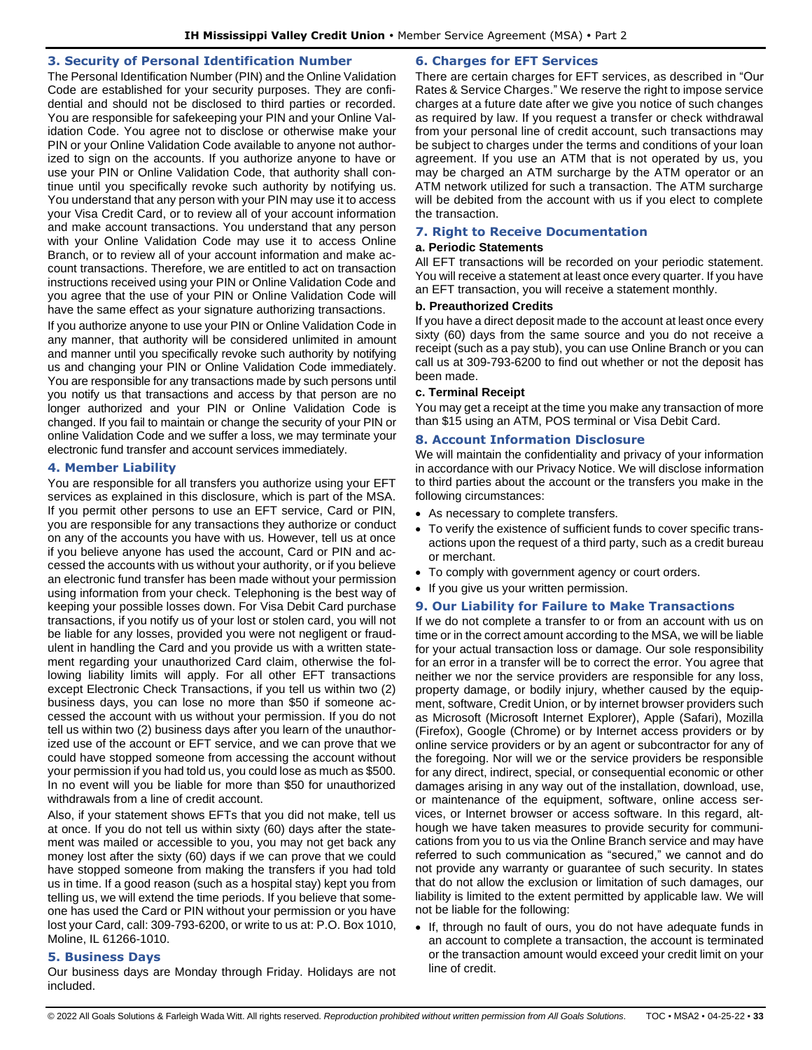## 3. Security of Personal Identification Number

The Personal Identification Number (PIN) and the Online Validation Code are established for your security purposes. They are confidential and should not be disclosed to third parties or recorded. You are responsible for safekeeping your PIN and your Online Validation Code. You agree not to disclose or otherwise make your PIN or your Online Validation Code available to anyone not authorized to sign on the accounts. If you authorize anyone to have or use your PIN or Online Validation Code, that authority shall continue until you specifically revoke such authority by notifying us. You understand that any person with your PIN may use it to access your Visa Credit Card, or to review all of your account information and make account transactions. You understand that any person with your Online Validation Code may use it to access Online Branch, or to review all of your account information and make account transactions. Therefore, we are entitled to act on transaction instructions received using your PIN or Online Validation Code and you agree that the use of your PIN or Online Validation Code will have the same effect as your signature authorizing transactions.

If you authorize anyone to use your PIN or Online Validation Code in any manner, that authority will be considered unlimited in amount and manner until you specifically revoke such authority by notifying us and changing your PIN or Online Validation Code immediately. You are responsible for any transactions made by such persons until you notify us that transactions and access by that person are no longer authorized and your PIN or Online Validation Code is changed. If you fail to maintain or change the security of your PIN or online Validation Code and we suffer a loss, we may terminate your electronic fund transfer and account services immediately.

## 4. Member Liability

You are responsible for all transfers you authorize using your EFT services as explained in this disclosure, which is part of the MSA. If you permit other persons to use an EFT service, Card or PIN, you are responsible for any transactions they authorize or conduct on any of the accounts you have with us. However, tell us at once if you believe anyone has used the account, Card or PIN and accessed the accounts with us without your authority, or if you believe an electronic fund transfer has been made without your permission using information from your check. Telephoning is the best way of keeping your possible losses down. For Visa Debit Card purchase transactions, if you notify us of your lost or stolen card, you will not be liable for any losses, provided you were not negligent or fraudulent in handling the Card and you provide us with a written statement regarding your unauthorized Card claim, otherwise the following liability limits will apply. For all other EFT transactions except Electronic Check Transactions, if you tell us within two (2) business days, you can lose no more than $50 if someone accessed the account with us without your permission. If you do not tell us within two (2) business days after you learn of the unauthorized use of the account or EFT service, and we can prove that we could have stopped someone from accessing the account without your permission if you had told us, you could lose as much as $500. In no event will you be liable for more than $50 for unauthorized withdrawals from a line of credit account.

Also, if your statement shows EFTs that you did not make, tell us at once. If you do not tell us within sixty (60) days after the statement was mailed or accessible to you, you may not get back any money lost after the sixty (60) days if we can prove that we could have stopped someone from making the transfers if you had told us in time. If a good reason (such as a hospital stay) kept you from telling us, we will extend the time periods. If you believe that someone has used the Card or PIN without your permission or you have lost your Card, call: 309-793-6200, or write to us at: P.O. Box 1010, Moline, IL 61266-1010.

## 5. Business Days

Our business days are Monday through Friday. Holidays are not included.

## 6. Charges for EFT Services

There are certain charges for EFT services, as described in "Our Rates & Service Charges." We reserve the right to impose service charges at a future date after we give you notice of such changes as required by law. If you request a transfer or check withdrawal from your personal line of credit account, such transactions may be subject to charges under the terms and conditions of your loan agreement. If you use an ATM that is not operated by us, you may be charged an ATM surcharge by the ATM operator or an ATM network utilized for such a transaction. The ATM surcharge will be debited from the account with us if you elect to complete the transaction.

## 7. Right to Receive Documentation

**a. Periodic Statements**

All EFT transactions will be recorded on your periodic statement. You will receive a statement at least once every quarter. If you have an EFT transaction, you will receive a statement monthly.

**b. Preauthorized Credits**

If you have a direct deposit made to the account at least once every sixty (60) days from the same source and you do not receive a receipt (such as a pay stub), you can use Online Branch or you can call us at 309-793-6200 to find out whether or not the deposit has been made.

**c. Terminal Receipt**

You may get a receipt at the time you make any transaction of more than $15 using an ATM, POS terminal or Visa Debit Card.

## 8. Account Information Disclosure

We will maintain the confidentiality and privacy of your information in accordance with our Privacy Notice. We will disclose information to third parties about the account or the transfers you make in the following circumstances:

- As necessary to complete transfers.
- To verify the existence of sufficient funds to cover specific transactions upon the request of a third party, such as a credit bureau or merchant.
- To comply with government agency or court orders.
- If you give us your written permission.

## 9. Our Liability for Failure to Make Transactions

If we do not complete a transfer to or from an account with us on time or in the correct amount according to the MSA, we will be liable for your actual transaction loss or damage. Our sole responsibility for an error in a transfer will be to correct the error. You agree that neither we nor the service providers are responsible for any loss, property damage, or bodily injury, whether caused by the equipment, software, Credit Union, or by internet browser providers such as Microsoft (Microsoft Internet Explorer), Apple (Safari), Mozilla (Firefox), Google (Chrome) or by Internet access providers or by online service providers or by an agent or subcontractor for any of the foregoing. Nor will we or the service providers be responsible for any direct, indirect, special, or consequential economic or other damages arising in any way out of the installation, download, use, or maintenance of the equipment, software, online access services, or Internet browser or access software. In this regard, although we have taken measures to provide security for communications from you to us via the Online Branch service and may have referred to such communication as "secured," we cannot and do not provide any warranty or guarantee of such security. In states that do not allow the exclusion or limitation of such damages, our liability is limited to the extent permitted by applicable law. We will not be liable for the following:

- If, through no fault of ours, you do not have adequate funds in an account to complete a transaction, the account is terminated or the transaction amount would exceed your credit limit on your line of credit.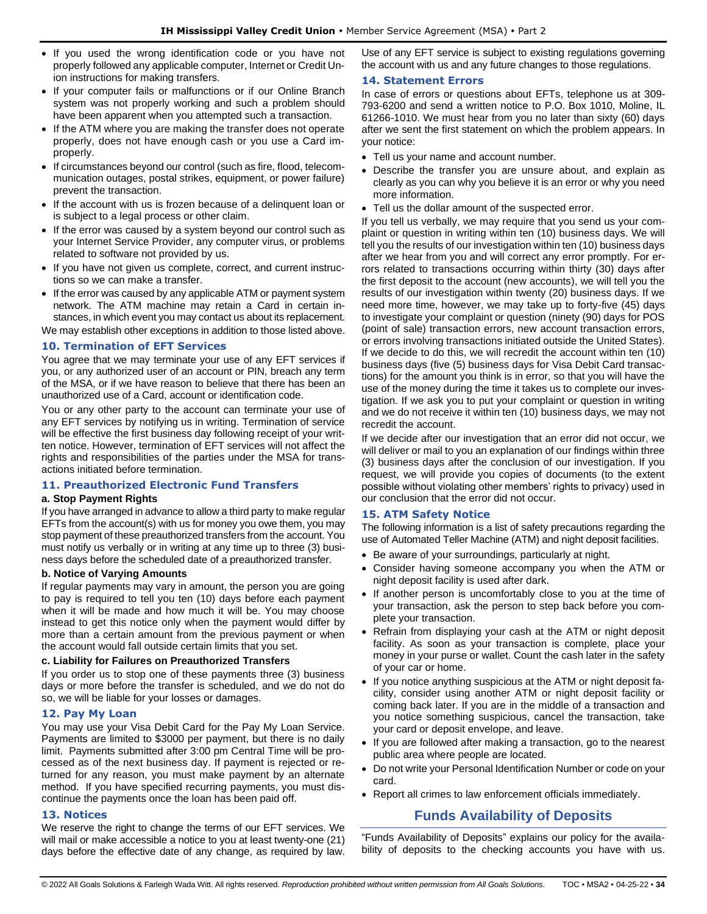- If you used the wrong identification code or you have not properly followed any applicable computer, Internet or Credit Union instructions for making transfers.
- If your computer fails or malfunctions or if our Online Branch system was not properly working and such a problem should have been apparent when you attempted such a transaction.
- If the ATM where you are making the transfer does not operate properly, does not have enough cash or you use a Card improperly.
- If circumstances beyond our control (such as fire, flood, telecommunication outages, postal strikes, equipment, or power failure) prevent the transaction.
- If the account with us is frozen because of a delinquent loan or is subject to a legal process or other claim.
- If the error was caused by a system beyond our control such as your Internet Service Provider, any computer virus, or problems related to software not provided by us.
- If you have not given us complete, correct, and current instructions so we can make a transfer.
- If the error was caused by any applicable ATM or payment system network. The ATM machine may retain a Card in certain instances, in which event you may contact us about its replacement.

We may establish other exceptions in addition to those listed above.

### 10. Termination of EFT Services

You agree that we may terminate your use of any EFT services if you, or any authorized user of an account or PIN, breach any term of the MSA, or if we have reason to believe that there has been an unauthorized use of a Card, account or identification code.

You or any other party to the account can terminate your use of any EFT services by notifying us in writing. Termination of service will be effective the first business day following receipt of your written notice. However, termination of EFT services will not affect the rights and responsibilities of the parties under the MSA for transactions initiated before termination.

### 11. Preauthorized Electronic Fund Transfers

#### a. Stop Payment Rights

If you have arranged in advance to allow a third party to make regular EFTs from the account(s) with us for money you owe them, you may stop payment of these preauthorized transfers from the account. You must notify us verbally or in writing at any time up to three (3) business days before the scheduled date of a preauthorized transfer.

#### b. Notice of Varying Amounts

If regular payments may vary in amount, the person you are going to pay is required to tell you ten (10) days before each payment when it will be made and how much it will be. You may choose instead to get this notice only when the payment would differ by more than a certain amount from the previous payment or when the account would fall outside certain limits that you set.

#### c. Liability for Failures on Preauthorized Transfers

If you order us to stop one of these payments three (3) business days or more before the transfer is scheduled, and we do not do so, we will be liable for your losses or damages.

### 12. Pay My Loan

You may use your Visa Debit Card for the Pay My Loan Service. Payments are limited to $3000 per payment, but there is no daily limit. Payments submitted after 3:00 pm Central Time will be processed as of the next business day. If payment is rejected or returned for any reason, you must make payment by an alternate method. If you have specified recurring payments, you must discontinue the payments once the loan has been paid off.

### 13. Notices

We reserve the right to change the terms of our EFT services. We will mail or make accessible a notice to you at least twenty-one (21) days before the effective date of any change, as required by law. Use of any EFT service is subject to existing regulations governing the account with us and any future changes to those regulations.

### 14. Statement Errors

In case of errors or questions about EFTs, telephone us at 309-793-6200 and send a written notice to P.O. Box 1010, Moline, IL 61266-1010. We must hear from you no later than sixty (60) days after we sent the first statement on which the problem appears. In your notice:

- Tell us your name and account number.
- Describe the transfer you are unsure about, and explain as clearly as you can why you believe it is an error or why you need more information.
- Tell us the dollar amount of the suspected error.

If you tell us verbally, we may require that you send us your complaint or question in writing within ten (10) business days. We will tell you the results of our investigation within ten (10) business days after we hear from you and will correct any error promptly. For errors related to transactions occurring within thirty (30) days after the first deposit to the account (new accounts), we will tell you the results of our investigation within twenty (20) business days. If we need more time, however, we may take up to forty-five (45) days to investigate your complaint or question (ninety (90) days for POS (point of sale) transaction errors, new account transaction errors, or errors involving transactions initiated outside the United States). If we decide to do this, we will recredit the account within ten (10) business days (five (5) business days for Visa Debit Card transactions) for the amount you think is in error, so that you will have the use of the money during the time it takes us to complete our investigation. If we ask you to put your complaint or question in writing and we do not receive it within ten (10) business days, we may not recredit the account.

If we decide after our investigation that an error did not occur, we will deliver or mail to you an explanation of our findings within three (3) business days after the conclusion of our investigation. If you request, we will provide you copies of documents (to the extent possible without violating other members' rights to privacy) used in our conclusion that the error did not occur.

### 15. ATM Safety Notice

The following information is a list of safety precautions regarding the use of Automated Teller Machine (ATM) and night deposit facilities.

- Be aware of your surroundings, particularly at night.
- Consider having someone accompany you when the ATM or night deposit facility is used after dark.
- If another person is uncomfortably close to you at the time of your transaction, ask the person to step back before you complete your transaction.
- Refrain from displaying your cash at the ATM or night deposit facility. As soon as your transaction is complete, place your money in your purse or wallet. Count the cash later in the safety of your car or home.
- If you notice anything suspicious at the ATM or night deposit facility, consider using another ATM or night deposit facility or coming back later. If you are in the middle of a transaction and you notice something suspicious, cancel the transaction, take your card or deposit envelope, and leave.
- If you are followed after making a transaction, go to the nearest public area where people are located.
- Do not write your Personal Identification Number or code on your card.
- Report all crimes to law enforcement officials immediately.

## Funds Availability of Deposits

"Funds Availability of Deposits" explains our policy for the availability of deposits to the checking accounts you have with us.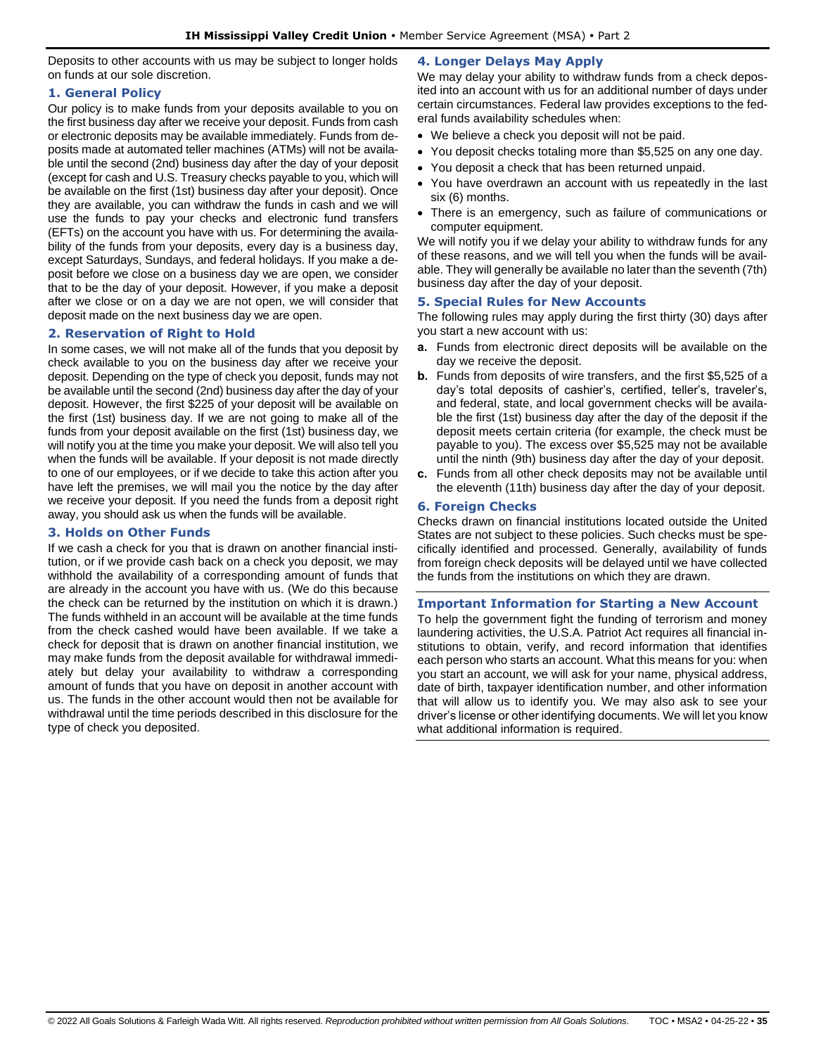Deposits to other accounts with us may be subject to longer holds on funds at our sole discretion.

### 1. General Policy

Our policy is to make funds from your deposits available to you on the first business day after we receive your deposit. Funds from cash or electronic deposits may be available immediately. Funds from deposits made at automated teller machines (ATMs) will not be available until the second (2nd) business day after the day of your deposit (except for cash and U.S. Treasury checks payable to you, which will be available on the first (1st) business day after your deposit). Once they are available, you can withdraw the funds in cash and we will use the funds to pay your checks and electronic fund transfers (EFTs) on the account you have with us. For determining the availability of the funds from your deposits, every day is a business day, except Saturdays, Sundays, and federal holidays. If you make a deposit before we close on a business day we are open, we consider that to be the day of your deposit. However, if you make a deposit after we close or on a day we are not open, we will consider that deposit made on the next business day we are open.

### 2. Reservation of Right to Hold

In some cases, we will not make all of the funds that you deposit by check available to you on the business day after we receive your deposit. Depending on the type of check you deposit, funds may not be available until the second (2nd) business day after the day of your deposit. However, the first $225 of your deposit will be available on the first (1st) business day. If we are not going to make all of the funds from your deposit available on the first (1st) business day, we will notify you at the time you make your deposit. We will also tell you when the funds will be available. If your deposit is not made directly to one of our employees, or if we decide to take this action after you have left the premises, we will mail you the notice by the day after we receive your deposit. If you need the funds from a deposit right away, you should ask us when the funds will be available.

### 3. Holds on Other Funds

If we cash a check for you that is drawn on another financial institution, or if we provide cash back on a check you deposit, we may withhold the availability of a corresponding amount of funds that are already in the account you have with us. (We do this because the check can be returned by the institution on which it is drawn.) The funds withheld in an account will be available at the time funds from the check cashed would have been available. If we take a check for deposit that is drawn on another financial institution, we may make funds from the deposit available for withdrawal immediately but delay your availability to withdraw a corresponding amount of funds that you have on deposit in another account with us. The funds in the other account would then not be available for withdrawal until the time periods described in this disclosure for the type of check you deposited.

### 4. Longer Delays May Apply

We may delay your ability to withdraw funds from a check deposited into an account with us for an additional number of days under certain circumstances. Federal law provides exceptions to the federal funds availability schedules when:

- We believe a check you deposit will not be paid.
- You deposit checks totaling more than $5,525 on any one day.
- You deposit a check that has been returned unpaid.
- You have overdrawn an account with us repeatedly in the last six (6) months.
- There is an emergency, such as failure of communications or computer equipment.

We will notify you if we delay your ability to withdraw funds for any of these reasons, and we will tell you when the funds will be available. They will generally be available no later than the seventh (7th) business day after the day of your deposit.

### 5. Special Rules for New Accounts

The following rules may apply during the first thirty (30) days after you start a new account with us:

**a.** Funds from electronic direct deposits will be available on the day we receive the deposit.

**b.** Funds from deposits of wire transfers, and the first $5,525 of a day's total deposits of cashier's, certified, teller's, traveler's, and federal, state, and local government checks will be available the first (1st) business day after the day of the deposit if the deposit meets certain criteria (for example, the check must be payable to you). The excess over $5,525 may not be available until the ninth (9th) business day after the day of your deposit.

**c.** Funds from all other check deposits may not be available until the eleventh (11th) business day after the day of your deposit.

### 6. Foreign Checks

Checks drawn on financial institutions located outside the United States are not subject to these policies. Such checks must be specifically identified and processed. Generally, availability of funds from foreign check deposits will be delayed until we have collected the funds from the institutions on which they are drawn.

## Important Information for Starting a New Account

To help the government fight the funding of terrorism and money laundering activities, the U.S.A. Patriot Act requires all financial institutions to obtain, verify, and record information that identifies each person who starts an account. What this means for you: when you start an account, we will ask for your name, physical address, date of birth, taxpayer identification number, and other information that will allow us to identify you. We may also ask to see your driver's license or other identifying documents. We will let you know what additional information is required.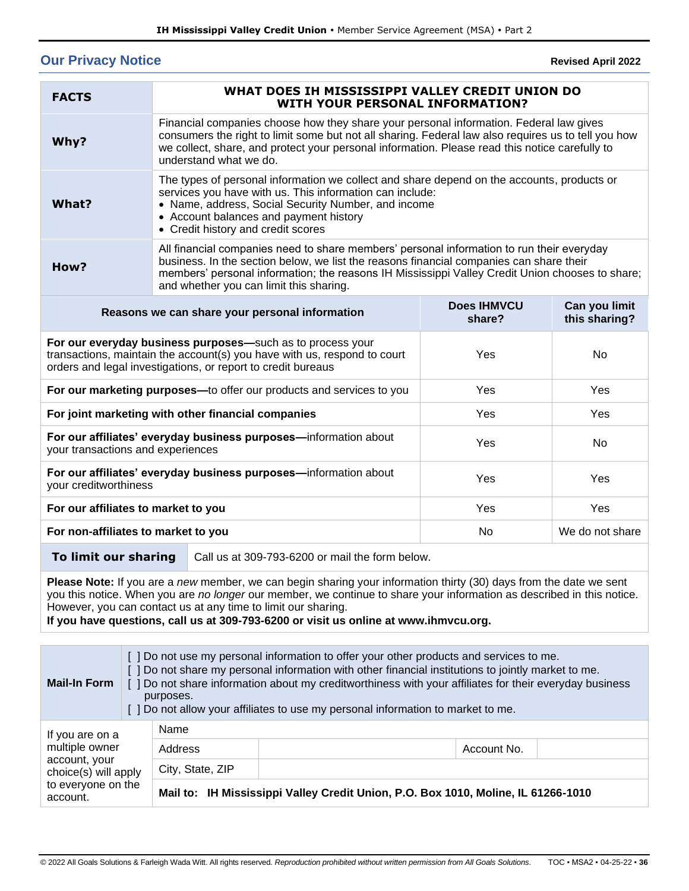## Our Privacy Notice

**Revised April 2022**

| **FACTS** | **WHAT DOES IH MISSISSIPPI VALLEY CREDIT UNION DO WITH YOUR PERSONAL INFORMATION?** |
|---|---|
| **Why?** | Financial companies choose how they share your personal information. Federal law gives consumers the right to limit some but not all sharing. Federal law also requires us to tell you how we collect, share, and protect your personal information. Please read this notice carefully to understand what we do. |
| **What?** | The types of personal information we collect and share depend on the accounts, products or services you have with us. This information can include:<br>• Name, address, Social Security Number, and income<br>• Account balances and payment history<br>• Credit history and credit scores |
| **How?** | All financial companies need to share members' personal information to run their everyday business. In the section below, we list the reasons financial companies can share their members' personal information; the reasons IH Mississippi Valley Credit Union chooses to share; and whether you can limit this sharing. |

| Reasons we can share your personal information | Does IHMVCU share? | Can you limit this sharing? |
|---|---|---|
| **For our everyday business purposes—**such as to process your transactions, maintain the account(s) you have with us, respond to court orders and legal investigations, or report to credit bureaus | Yes | No |
| **For our marketing purposes—**to offer our products and services to you | Yes | Yes |
| **For joint marketing with other financial companies** | Yes | Yes |
| **For our affiliates' everyday business purposes—**information about your transactions and experiences | Yes | No |
| **For our affiliates' everyday business purposes—**information about your creditworthiness | Yes | Yes |
| **For our affiliates to market to you** | Yes | Yes |
| **For non-affiliates to market to you** | No | We do not share |

| **To limit our sharing** | Call us at 309-793-6200 or mail the form below. |
|---|---|

**Please Note:** If you are a *new* member, we can begin sharing your information thirty (30) days from the date we sent you this notice. When you are *no longer* our member, we continue to share your information as described in this notice. However, you can contact us at any time to limit our sharing.

**If you have questions, call us at 309-793-6200 or visit us online at www.ihmvcu.org.**

**Mail-In Form**

[ ] Do not use my personal information to offer your other products and services to me.
[ ] Do not share my personal information with other financial institutions to jointly market to me.
[ ] Do not share information about my creditworthiness with your affiliates for their everyday business purposes.
[ ] Do not allow your affiliates to use my personal information to market to me.

| If you are on a multiple owner account, your choice(s) will apply to everyone on the account. | Name | | | |
|---|---|---|---|---|
| | Address | | Account No. | |
| | City, State, ZIP | | | |
| | **Mail to: IH Mississippi Valley Credit Union, P.O. Box 1010, Moline, IL 61266-1010** | | | |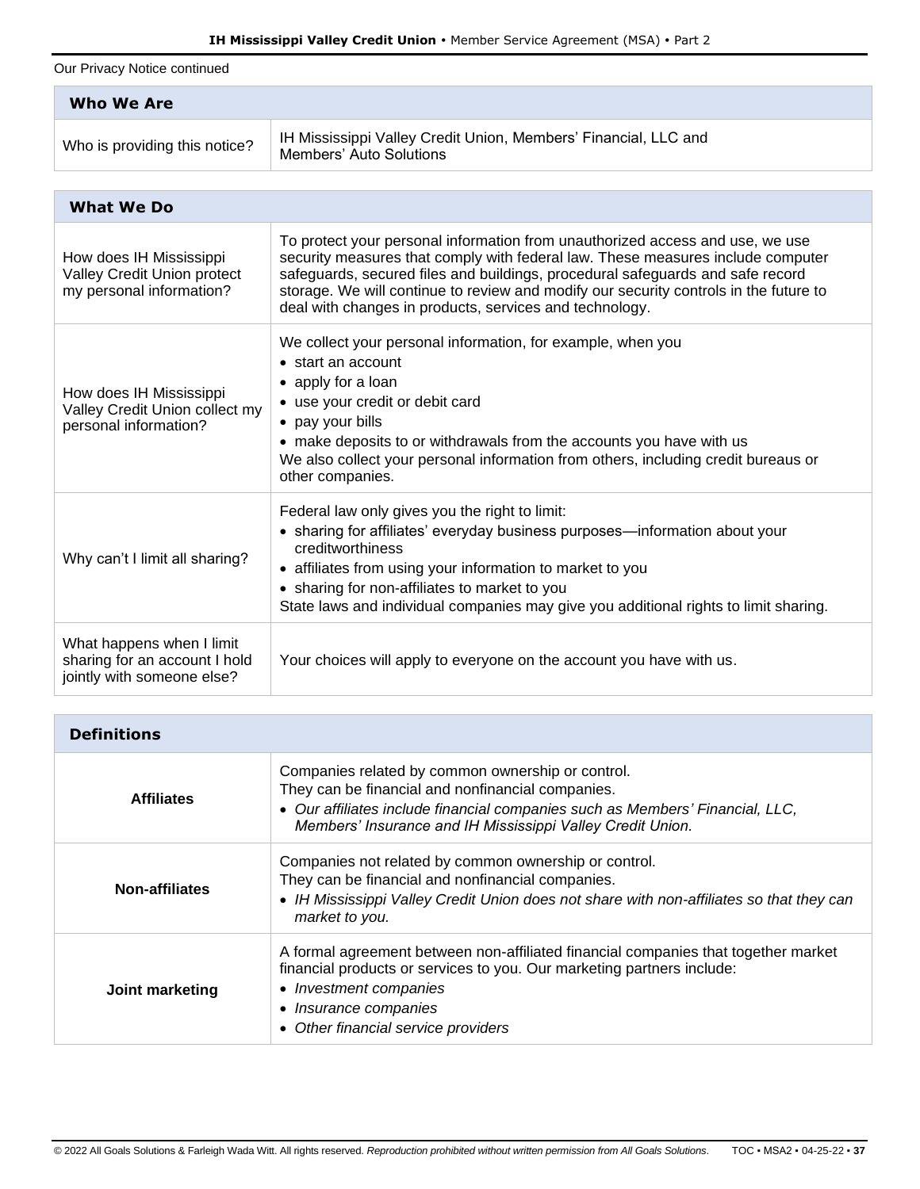Our Privacy Notice continued

| Who We Are | |
|---|---|
| Who is providing this notice? | IH Mississippi Valley Credit Union, Members' Financial, LLC and Members' Auto Solutions |

| What We Do | |
|---|---|
| How does IH Mississippi Valley Credit Union protect my personal information? | To protect your personal information from unauthorized access and use, we use security measures that comply with federal law. These measures include computer safeguards, secured files and buildings, procedural safeguards and safe record storage. We will continue to review and modify our security controls in the future to deal with changes in products, services and technology. |
| How does IH Mississippi Valley Credit Union collect my personal information? | We collect your personal information, for example, when you<br>• start an account<br>• apply for a loan<br>• use your credit or debit card<br>• pay your bills<br>• make deposits to or withdrawals from the accounts you have with us<br>We also collect your personal information from others, including credit bureaus or other companies. |
| Why can't I limit all sharing? | Federal law only gives you the right to limit:<br>• sharing for affiliates' everyday business purposes—information about your creditworthiness<br>• affiliates from using your information to market to you<br>• sharing for non-affiliates to market to you<br>State laws and individual companies may give you additional rights to limit sharing. |
| What happens when I limit sharing for an account I hold jointly with someone else? | Your choices will apply to everyone on the account you have with us. |

| Definitions | |
|---|---|
| **Affiliates** | Companies related by common ownership or control.<br>They can be financial and nonfinancial companies.<br>• *Our affiliates include financial companies such as Members' Financial, LLC, Members' Insurance and IH Mississippi Valley Credit Union.* |
| **Non-affiliates** | Companies not related by common ownership or control.<br>They can be financial and nonfinancial companies.<br>• *IH Mississippi Valley Credit Union does not share with non-affiliates so that they can market to you.* |
| **Joint marketing** | A formal agreement between non-affiliated financial companies that together market financial products or services to you. Our marketing partners include:<br>• *Investment companies*<br>• *Insurance companies*<br>• *Other financial service providers* |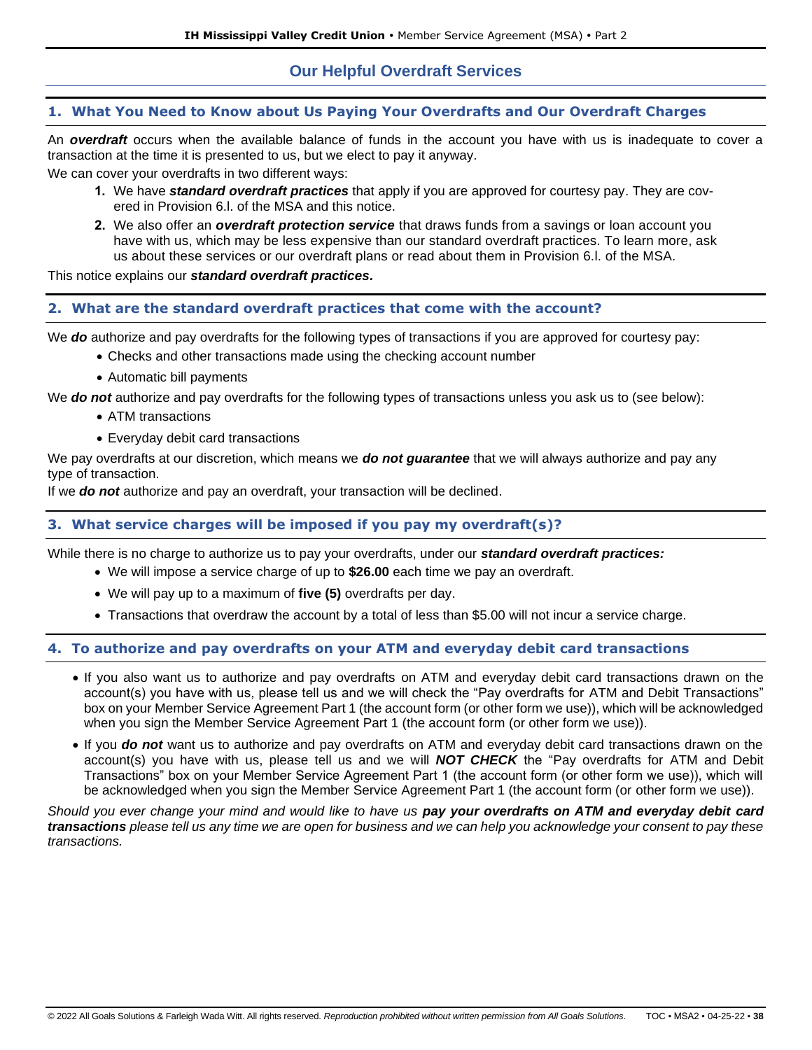# Our Helpful Overdraft Services

## 1. What You Need to Know about Us Paying Your Overdrafts and Our Overdraft Charges

An ***overdraft*** occurs when the available balance of funds in the account you have with us is inadequate to cover a transaction at the time it is presented to us, but we elect to pay it anyway.

We can cover your overdrafts in two different ways:

1. We have ***standard overdraft practices*** that apply if you are approved for courtesy pay. They are covered in Provision 6.I. of the MSA and this notice.
2. We also offer an ***overdraft protection service*** that draws funds from a savings or loan account you have with us, which may be less expensive than our standard overdraft practices. To learn more, ask us about these services or our overdraft plans or read about them in Provision 6.I. of the MSA.

This notice explains our ***standard overdraft practices.***

## 2. What are the standard overdraft practices that come with the account?

We ***do*** authorize and pay overdrafts for the following types of transactions if you are approved for courtesy pay:

- Checks and other transactions made using the checking account number
- Automatic bill payments

We ***do not*** authorize and pay overdrafts for the following types of transactions unless you ask us to (see below):

- ATM transactions
- Everyday debit card transactions

We pay overdrafts at our discretion, which means we ***do not guarantee*** that we will always authorize and pay any type of transaction.

If we ***do not*** authorize and pay an overdraft, your transaction will be declined.

## 3. What service charges will be imposed if you pay my overdraft(s)?

While there is no charge to authorize us to pay your overdrafts, under our ***standard overdraft practices:***

- We will impose a service charge of up to **$26.00** each time we pay an overdraft.
- We will pay up to a maximum of **five (5)** overdrafts per day.
- Transactions that overdraw the account by a total of less than $5.00 will not incur a service charge.

## 4. To authorize and pay overdrafts on your ATM and everyday debit card transactions

- If you also want us to authorize and pay overdrafts on ATM and everyday debit card transactions drawn on the account(s) you have with us, please tell us and we will check the "Pay overdrafts for ATM and Debit Transactions" box on your Member Service Agreement Part 1 (the account form (or other form we use)), which will be acknowledged when you sign the Member Service Agreement Part 1 (the account form (or other form we use)).
- If you ***do not*** want us to authorize and pay overdrafts on ATM and everyday debit card transactions drawn on the account(s) you have with us, please tell us and we will ***NOT CHECK*** the "Pay overdrafts for ATM and Debit Transactions" box on your Member Service Agreement Part 1 (the account form (or other form we use)), which will be acknowledged when you sign the Member Service Agreement Part 1 (the account form (or other form we use)).

*Should you ever change your mind and would like to have us **pay your overdrafts on ATM and everyday debit card transactions** please tell us any time we are open for business and we can help you acknowledge your consent to pay these transactions.*